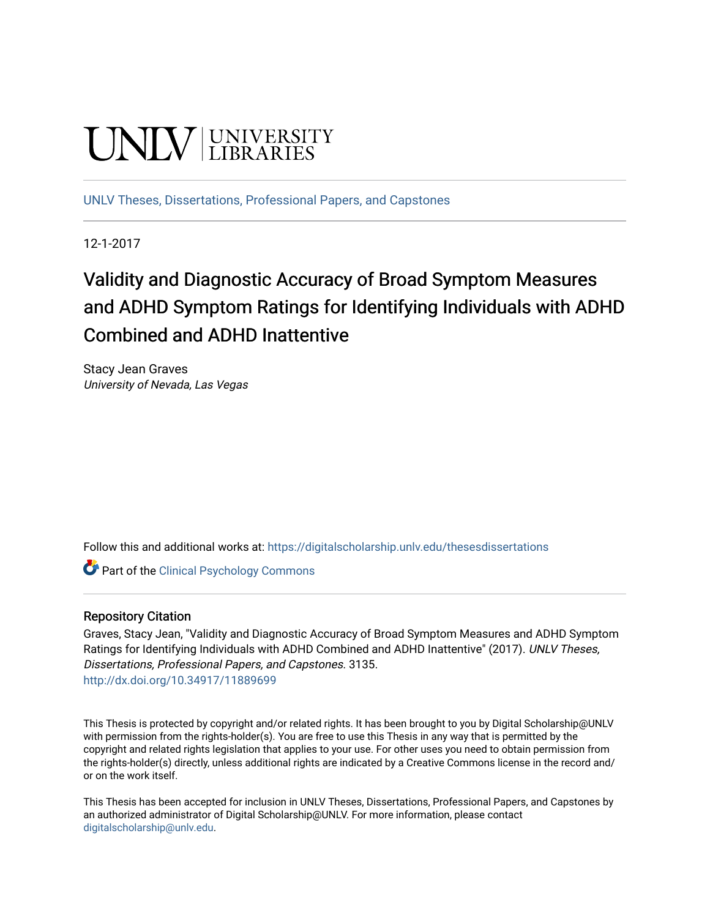UNLV | UNIVERSITY LIBRARIES

UNLV Theses, Dissertations, Professional Papers, and Capstones

12-1-2017

# Validity and Diagnostic Accuracy of Broad Symptom Measures and ADHD Symptom Ratings for Identifying Individuals with ADHD Combined and ADHD Inattentive

Stacy Jean Graves
*University of Nevada, Las Vegas*

Follow this and additional works at: https://digitalscholarship.unlv.edu/thesesdissertations

Part of the Clinical Psychology Commons

## Repository Citation

Graves, Stacy Jean, "Validity and Diagnostic Accuracy of Broad Symptom Measures and ADHD Symptom Ratings for Identifying Individuals with ADHD Combined and ADHD Inattentive" (2017). *UNLV Theses, Dissertations, Professional Papers, and Capstones*. 3135.
http://dx.doi.org/10.34917/11889699

This Thesis is protected by copyright and/or related rights. It has been brought to you by Digital Scholarship@UNLV with permission from the rights-holder(s). You are free to use this Thesis in any way that is permitted by the copyright and related rights legislation that applies to your use. For other uses you need to obtain permission from the rights-holder(s) directly, unless additional rights are indicated by a Creative Commons license in the record and/or on the work itself.

This Thesis has been accepted for inclusion in UNLV Theses, Dissertations, Professional Papers, and Capstones by an authorized administrator of Digital Scholarship@UNLV. For more information, please contact digitalscholarship@unlv.edu.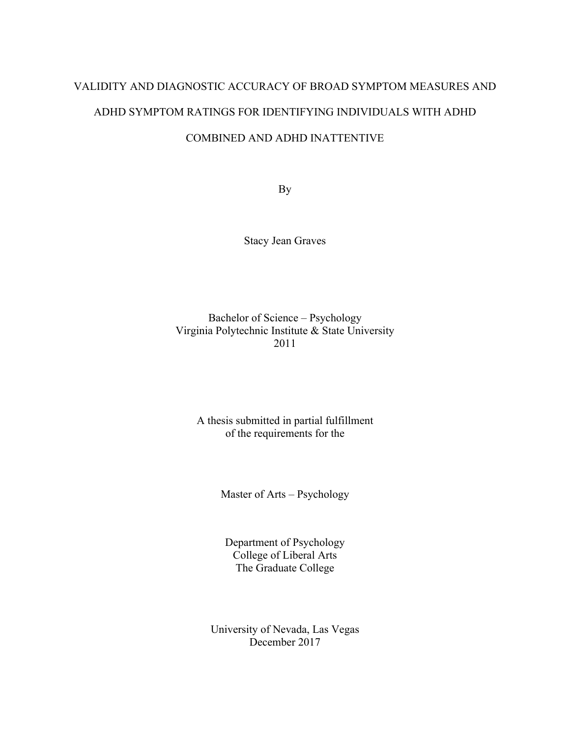# VALIDITY AND DIAGNOSTIC ACCURACY OF BROAD SYMPTOM MEASURES AND ADHD SYMPTOM RATINGS FOR IDENTIFYING INDIVIDUALS WITH ADHD COMBINED AND ADHD INATTENTIVE

By

Stacy Jean Graves

Bachelor of Science – Psychology
Virginia Polytechnic Institute & State University
2011

A thesis submitted in partial fulfillment
of the requirements for the

Master of Arts – Psychology

Department of Psychology
College of Liberal Arts
The Graduate College

University of Nevada, Las Vegas
December 2017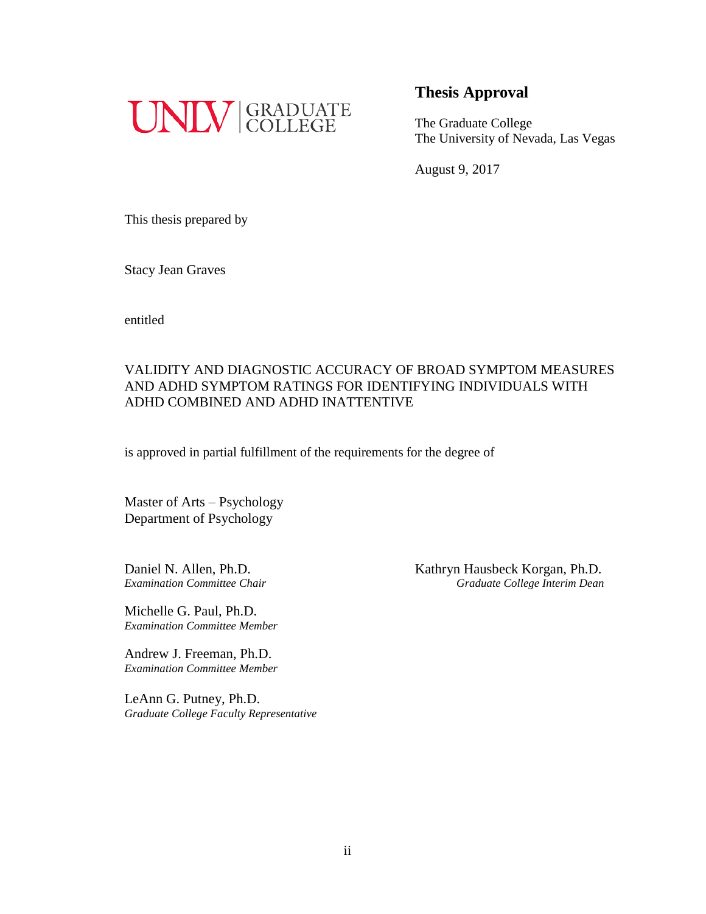UNLV | GRADUATE COLLEGE

# Thesis Approval

The Graduate College
The University of Nevada, Las Vegas

August 9, 2017

This thesis prepared by

Stacy Jean Graves

entitled

VALIDITY AND DIAGNOSTIC ACCURACY OF BROAD SYMPTOM MEASURES AND ADHD SYMPTOM RATINGS FOR IDENTIFYING INDIVIDUALS WITH ADHD COMBINED AND ADHD INATTENTIVE

is approved in partial fulfillment of the requirements for the degree of

Master of Arts – Psychology
Department of Psychology

Daniel N. Allen, Ph.D.
*Examination Committee Chair*

Michelle G. Paul, Ph.D.
*Examination Committee Member*

Andrew J. Freeman, Ph.D.
*Examination Committee Member*

LeAnn G. Putney, Ph.D.
*Graduate College Faculty Representative*

Kathryn Hausbeck Korgan, Ph.D.
*Graduate College Interim Dean*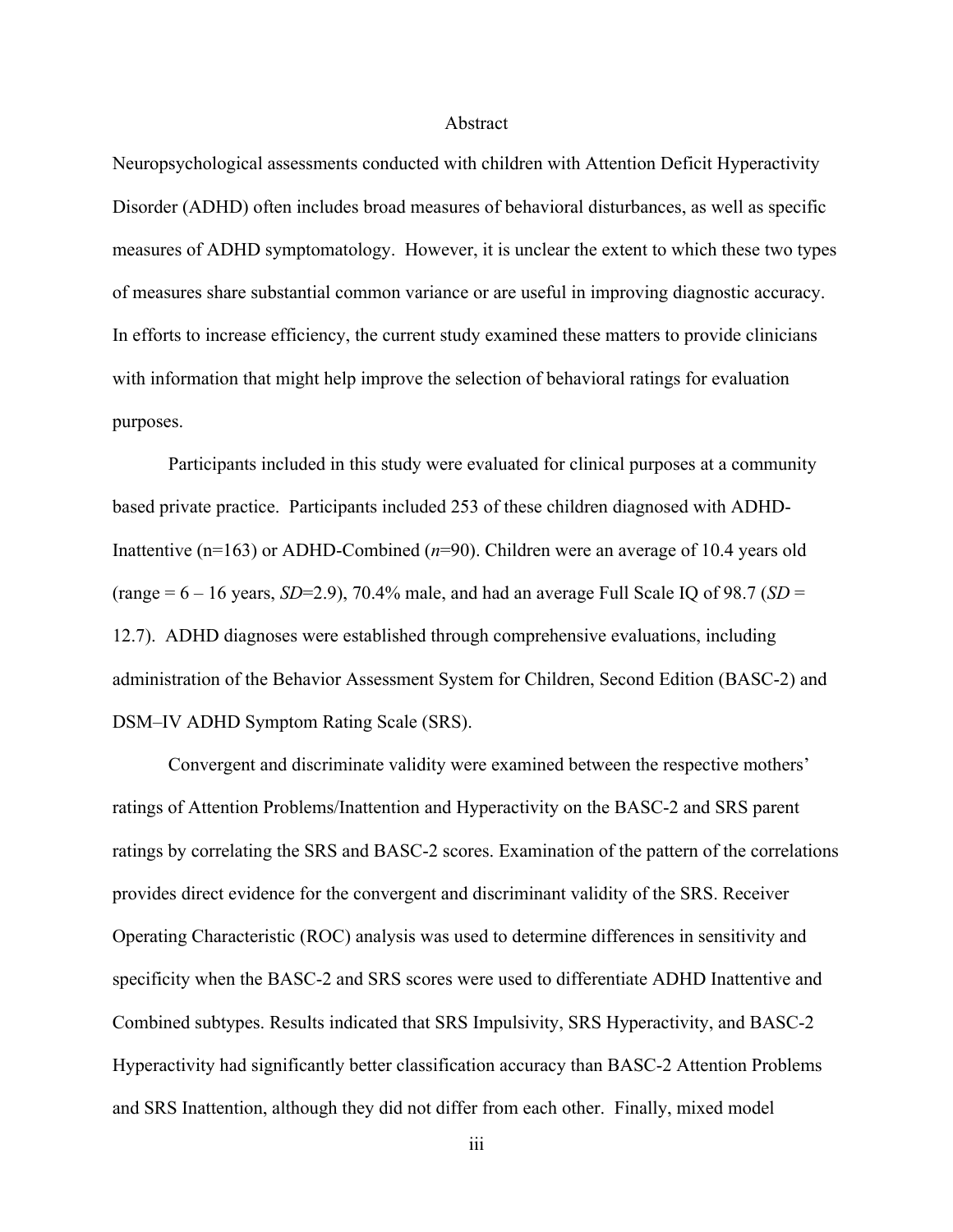# Abstract

Neuropsychological assessments conducted with children with Attention Deficit Hyperactivity Disorder (ADHD) often includes broad measures of behavioral disturbances, as well as specific measures of ADHD symptomatology. However, it is unclear the extent to which these two types of measures share substantial common variance or are useful in improving diagnostic accuracy. In efforts to increase efficiency, the current study examined these matters to provide clinicians with information that might help improve the selection of behavioral ratings for evaluation purposes.

Participants included in this study were evaluated for clinical purposes at a community based private practice. Participants included 253 of these children diagnosed with ADHD-Inattentive (n=163) or ADHD-Combined (*n*=90). Children were an average of 10.4 years old (range = 6 – 16 years, *SD*=2.9), 70.4% male, and had an average Full Scale IQ of 98.7 (*SD* = 12.7). ADHD diagnoses were established through comprehensive evaluations, including administration of the Behavior Assessment System for Children, Second Edition (BASC-2) and DSM–IV ADHD Symptom Rating Scale (SRS).

Convergent and discriminate validity were examined between the respective mothers' ratings of Attention Problems/Inattention and Hyperactivity on the BASC-2 and SRS parent ratings by correlating the SRS and BASC-2 scores. Examination of the pattern of the correlations provides direct evidence for the convergent and discriminant validity of the SRS. Receiver Operating Characteristic (ROC) analysis was used to determine differences in sensitivity and specificity when the BASC-2 and SRS scores were used to differentiate ADHD Inattentive and Combined subtypes. Results indicated that SRS Impulsivity, SRS Hyperactivity, and BASC-2 Hyperactivity had significantly better classification accuracy than BASC-2 Attention Problems and SRS Inattention, although they did not differ from each other. Finally, mixed model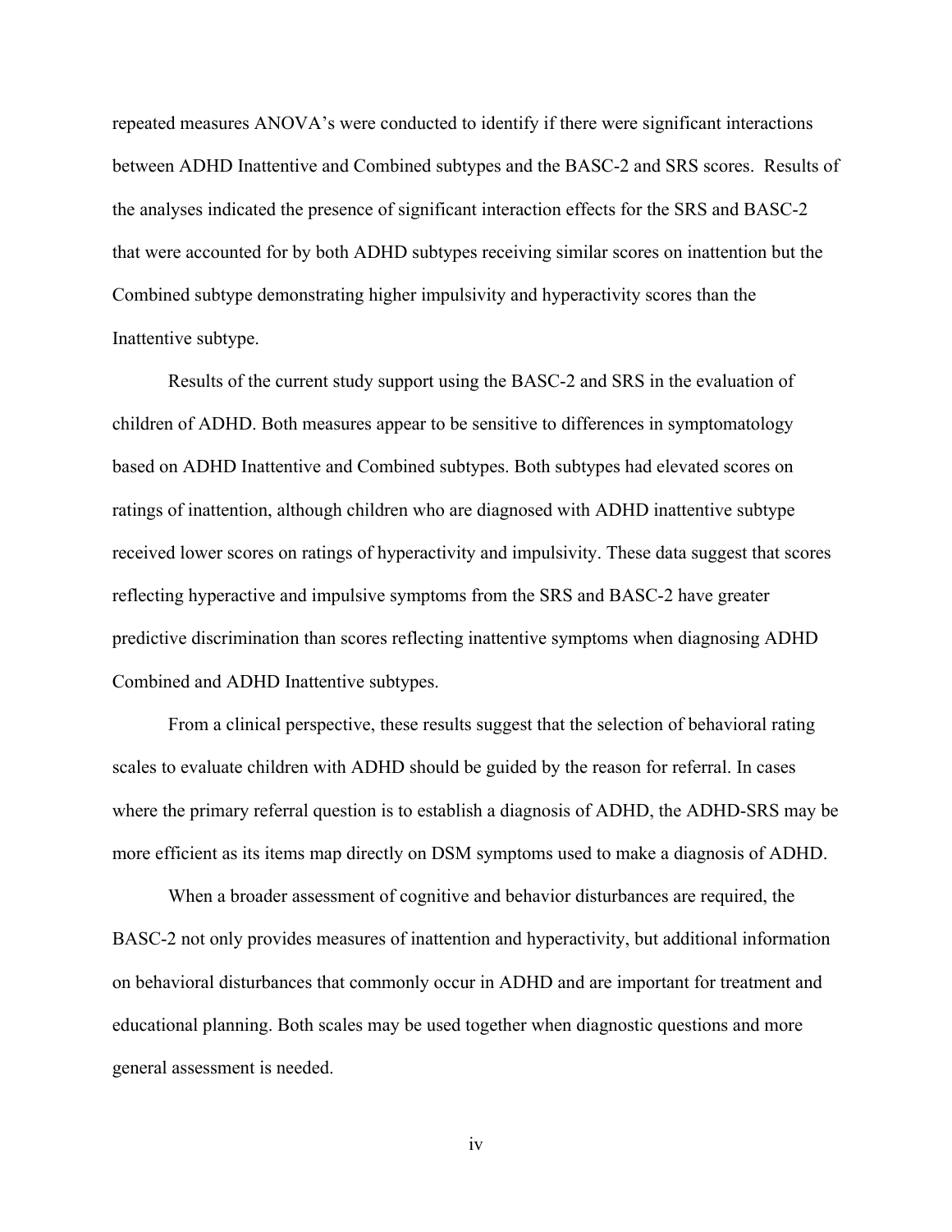repeated measures ANOVA's were conducted to identify if there were significant interactions between ADHD Inattentive and Combined subtypes and the BASC-2 and SRS scores. Results of the analyses indicated the presence of significant interaction effects for the SRS and BASC-2 that were accounted for by both ADHD subtypes receiving similar scores on inattention but the Combined subtype demonstrating higher impulsivity and hyperactivity scores than the Inattentive subtype.

Results of the current study support using the BASC-2 and SRS in the evaluation of children of ADHD. Both measures appear to be sensitive to differences in symptomatology based on ADHD Inattentive and Combined subtypes. Both subtypes had elevated scores on ratings of inattention, although children who are diagnosed with ADHD inattentive subtype received lower scores on ratings of hyperactivity and impulsivity. These data suggest that scores reflecting hyperactive and impulsive symptoms from the SRS and BASC-2 have greater predictive discrimination than scores reflecting inattentive symptoms when diagnosing ADHD Combined and ADHD Inattentive subtypes.

From a clinical perspective, these results suggest that the selection of behavioral rating scales to evaluate children with ADHD should be guided by the reason for referral. In cases where the primary referral question is to establish a diagnosis of ADHD, the ADHD-SRS may be more efficient as its items map directly on DSM symptoms used to make a diagnosis of ADHD.

When a broader assessment of cognitive and behavior disturbances are required, the BASC-2 not only provides measures of inattention and hyperactivity, but additional information on behavioral disturbances that commonly occur in ADHD and are important for treatment and educational planning. Both scales may be used together when diagnostic questions and more general assessment is needed.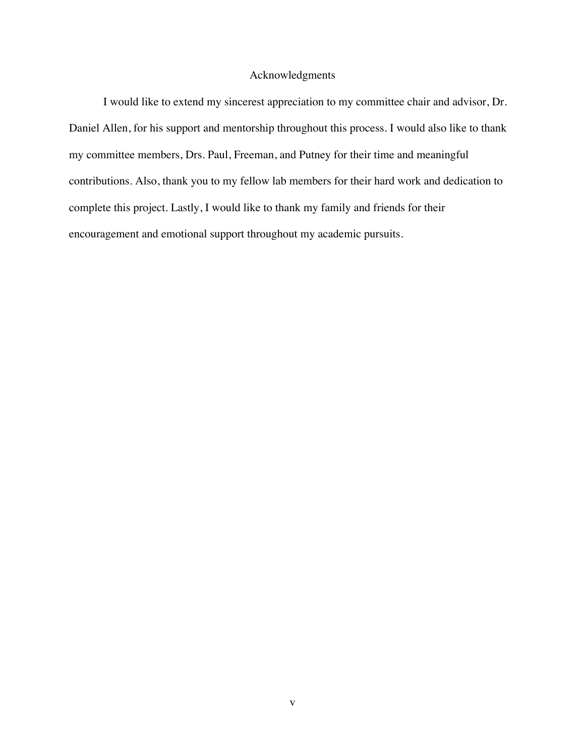# Acknowledgments

I would like to extend my sincerest appreciation to my committee chair and advisor, Dr. Daniel Allen, for his support and mentorship throughout this process. I would also like to thank my committee members, Drs. Paul, Freeman, and Putney for their time and meaningful contributions. Also, thank you to my fellow lab members for their hard work and dedication to complete this project. Lastly, I would like to thank my family and friends for their encouragement and emotional support throughout my academic pursuits.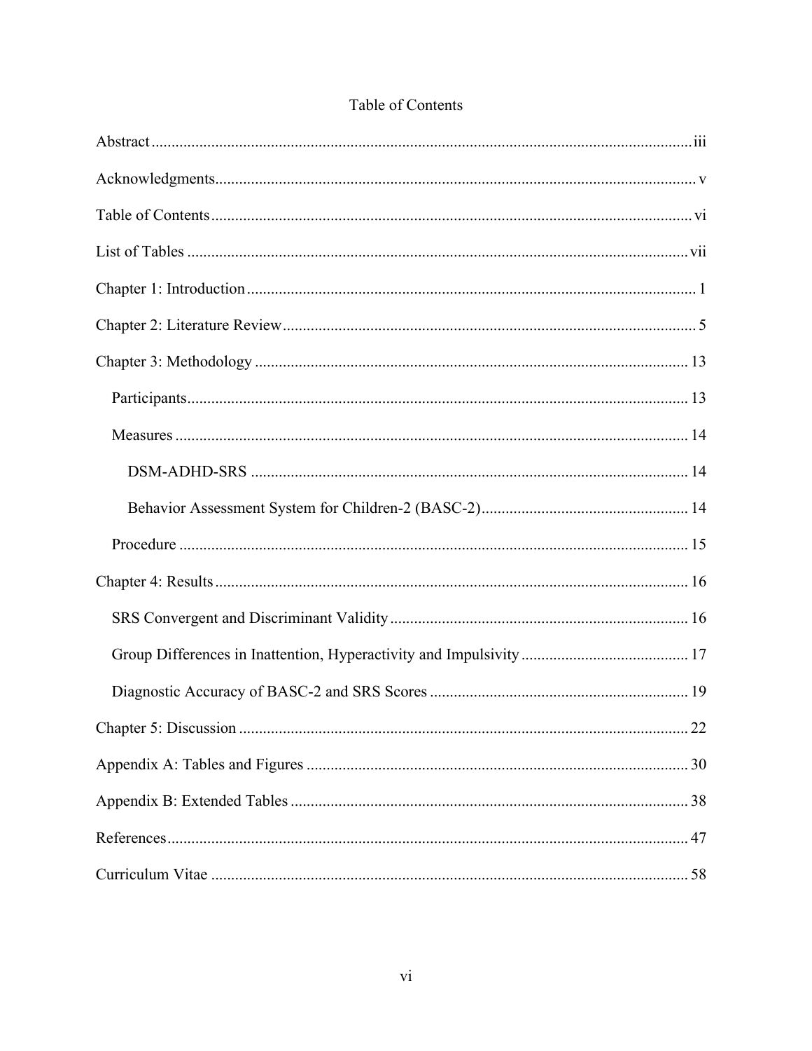# Table of Contents

Abstract ........................................................................................................................... iii

Acknowledgments ............................................................................................................ v

Table of Contents ............................................................................................................ vi

List of Tables ................................................................................................................... vii

Chapter 1: Introduction ....................................................................................................... 1

Chapter 2: Literature Review .............................................................................................. 5

Chapter 3: Methodology ................................................................................................... 13

  Participants .................................................................................................................... 13

  Measures ....................................................................................................................... 14

    DSM-ADHD-SRS ..................................................................................................... 14

    Behavior Assessment System for Children-2 (BASC-2) ............................................ 14

  Procedure ...................................................................................................................... 15

Chapter 4: Results ............................................................................................................. 16

  SRS Convergent and Discriminant Validity .................................................................. 16

  Group Differences in Inattention, Hyperactivity and Impulsivity ................................. 17

  Diagnostic Accuracy of BASC-2 and SRS Scores ........................................................ 19

Chapter 5: Discussion ....................................................................................................... 22

Appendix A: Tables and Figures ...................................................................................... 30

Appendix B: Extended Tables .......................................................................................... 38

References ......................................................................................................................... 47

Curriculum Vitae .............................................................................................................. 58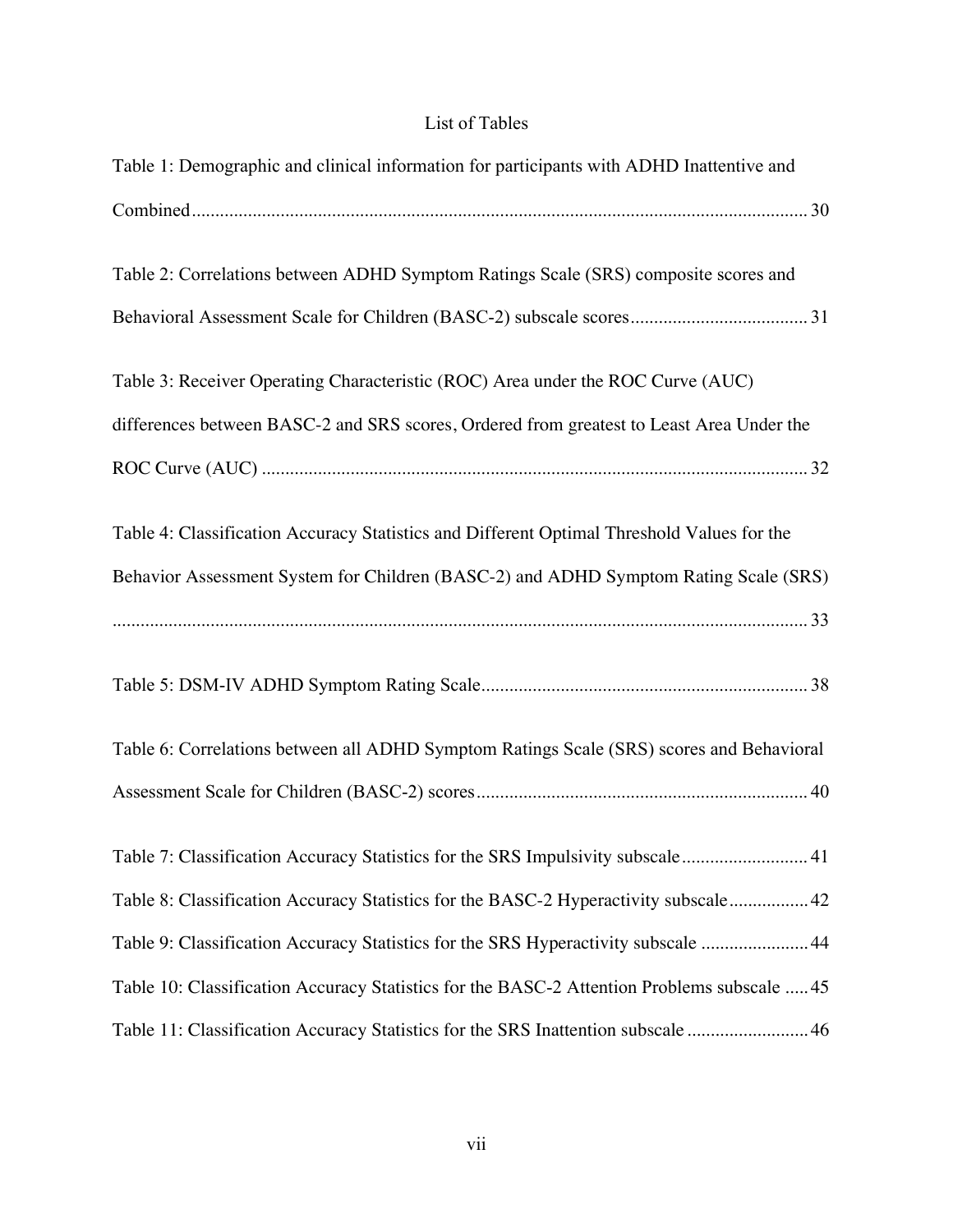# List of Tables

Table 1: Demographic and clinical information for participants with ADHD Inattentive and Combined ........ 30

Table 2: Correlations between ADHD Symptom Ratings Scale (SRS) composite scores and Behavioral Assessment Scale for Children (BASC-2) subscale scores ........ 31

Table 3: Receiver Operating Characteristic (ROC) Area under the ROC Curve (AUC) differences between BASC-2 and SRS scores, Ordered from greatest to Least Area Under the ROC Curve (AUC) ........ 32

Table 4: Classification Accuracy Statistics and Different Optimal Threshold Values for the Behavior Assessment System for Children (BASC-2) and ADHD Symptom Rating Scale (SRS) ........ 33

Table 5: DSM-IV ADHD Symptom Rating Scale ........ 38

Table 6: Correlations between all ADHD Symptom Ratings Scale (SRS) scores and Behavioral Assessment Scale for Children (BASC-2) scores ........ 40

Table 7: Classification Accuracy Statistics for the SRS Impulsivity subscale ........ 41

Table 8: Classification Accuracy Statistics for the BASC-2 Hyperactivity subscale ........ 42

Table 9: Classification Accuracy Statistics for the SRS Hyperactivity subscale ........ 44

Table 10: Classification Accuracy Statistics for the BASC-2 Attention Problems subscale ........ 45

Table 11: Classification Accuracy Statistics for the SRS Inattention subscale ........ 46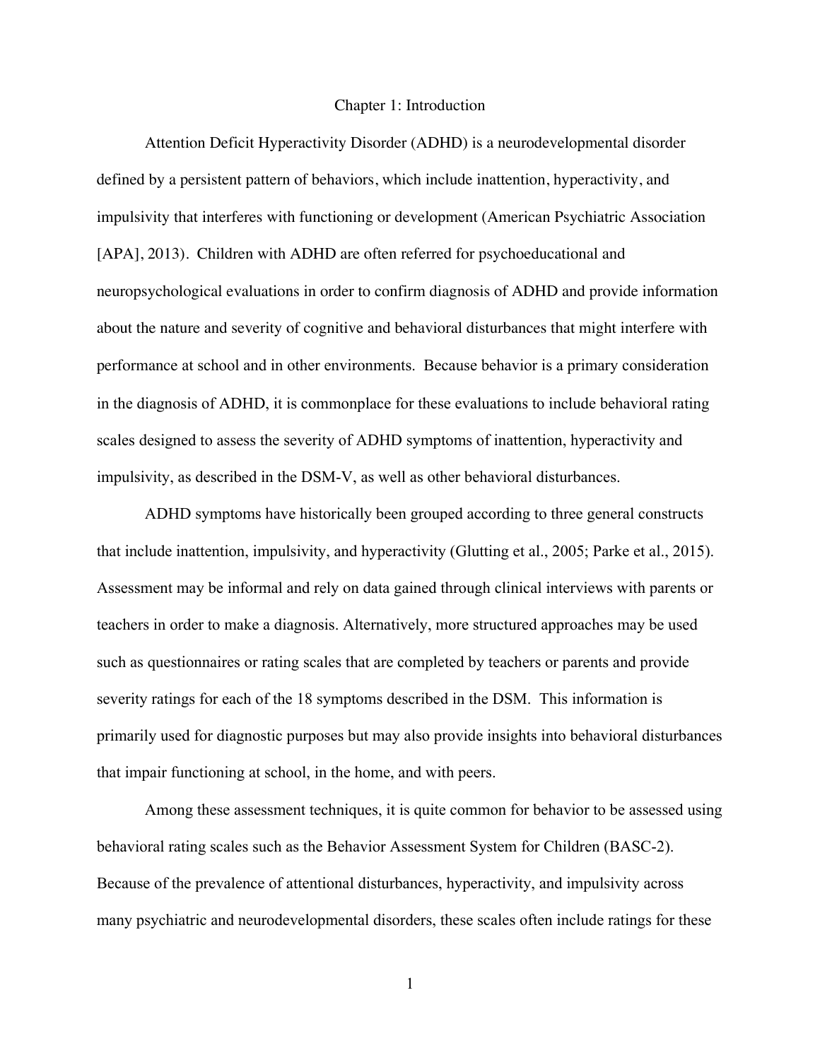# Chapter 1: Introduction

Attention Deficit Hyperactivity Disorder (ADHD) is a neurodevelopmental disorder defined by a persistent pattern of behaviors, which include inattention, hyperactivity, and impulsivity that interferes with functioning or development (American Psychiatric Association [APA], 2013). Children with ADHD are often referred for psychoeducational and neuropsychological evaluations in order to confirm diagnosis of ADHD and provide information about the nature and severity of cognitive and behavioral disturbances that might interfere with performance at school and in other environments. Because behavior is a primary consideration in the diagnosis of ADHD, it is commonplace for these evaluations to include behavioral rating scales designed to assess the severity of ADHD symptoms of inattention, hyperactivity and impulsivity, as described in the DSM-V, as well as other behavioral disturbances.

ADHD symptoms have historically been grouped according to three general constructs that include inattention, impulsivity, and hyperactivity (Glutting et al., 2005; Parke et al., 2015). Assessment may be informal and rely on data gained through clinical interviews with parents or teachers in order to make a diagnosis. Alternatively, more structured approaches may be used such as questionnaires or rating scales that are completed by teachers or parents and provide severity ratings for each of the 18 symptoms described in the DSM. This information is primarily used for diagnostic purposes but may also provide insights into behavioral disturbances that impair functioning at school, in the home, and with peers.

Among these assessment techniques, it is quite common for behavior to be assessed using behavioral rating scales such as the Behavior Assessment System for Children (BASC-2). Because of the prevalence of attentional disturbances, hyperactivity, and impulsivity across many psychiatric and neurodevelopmental disorders, these scales often include ratings for these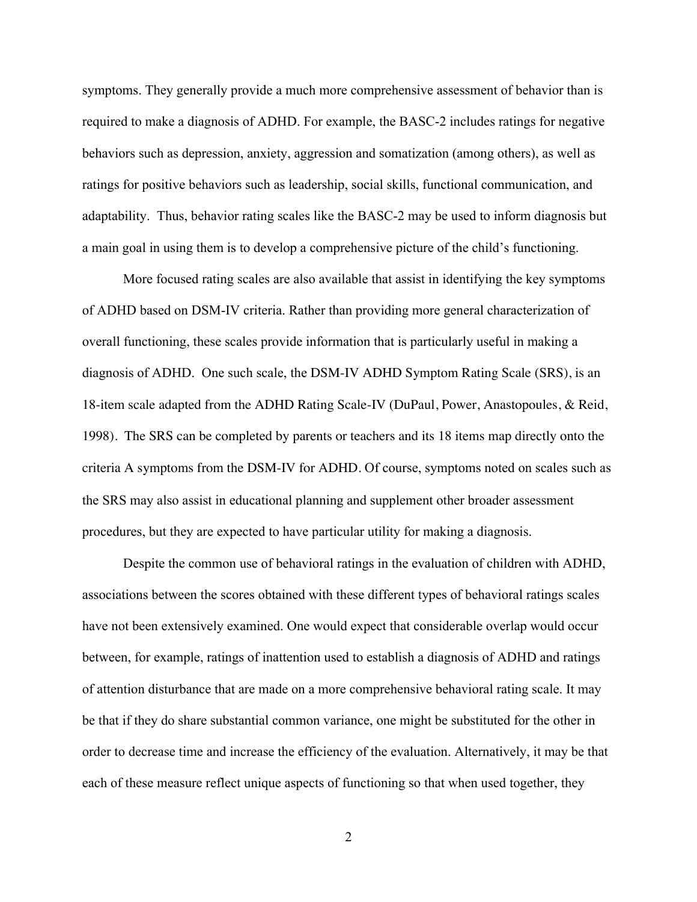symptoms. They generally provide a much more comprehensive assessment of behavior than is required to make a diagnosis of ADHD. For example, the BASC-2 includes ratings for negative behaviors such as depression, anxiety, aggression and somatization (among others), as well as ratings for positive behaviors such as leadership, social skills, functional communication, and adaptability. Thus, behavior rating scales like the BASC-2 may be used to inform diagnosis but a main goal in using them is to develop a comprehensive picture of the child's functioning.

More focused rating scales are also available that assist in identifying the key symptoms of ADHD based on DSM-IV criteria. Rather than providing more general characterization of overall functioning, these scales provide information that is particularly useful in making a diagnosis of ADHD. One such scale, the DSM-IV ADHD Symptom Rating Scale (SRS), is an 18-item scale adapted from the ADHD Rating Scale-IV (DuPaul, Power, Anastopoules, & Reid, 1998). The SRS can be completed by parents or teachers and its 18 items map directly onto the criteria A symptoms from the DSM-IV for ADHD. Of course, symptoms noted on scales such as the SRS may also assist in educational planning and supplement other broader assessment procedures, but they are expected to have particular utility for making a diagnosis.

Despite the common use of behavioral ratings in the evaluation of children with ADHD, associations between the scores obtained with these different types of behavioral ratings scales have not been extensively examined. One would expect that considerable overlap would occur between, for example, ratings of inattention used to establish a diagnosis of ADHD and ratings of attention disturbance that are made on a more comprehensive behavioral rating scale. It may be that if they do share substantial common variance, one might be substituted for the other in order to decrease time and increase the efficiency of the evaluation. Alternatively, it may be that each of these measure reflect unique aspects of functioning so that when used together, they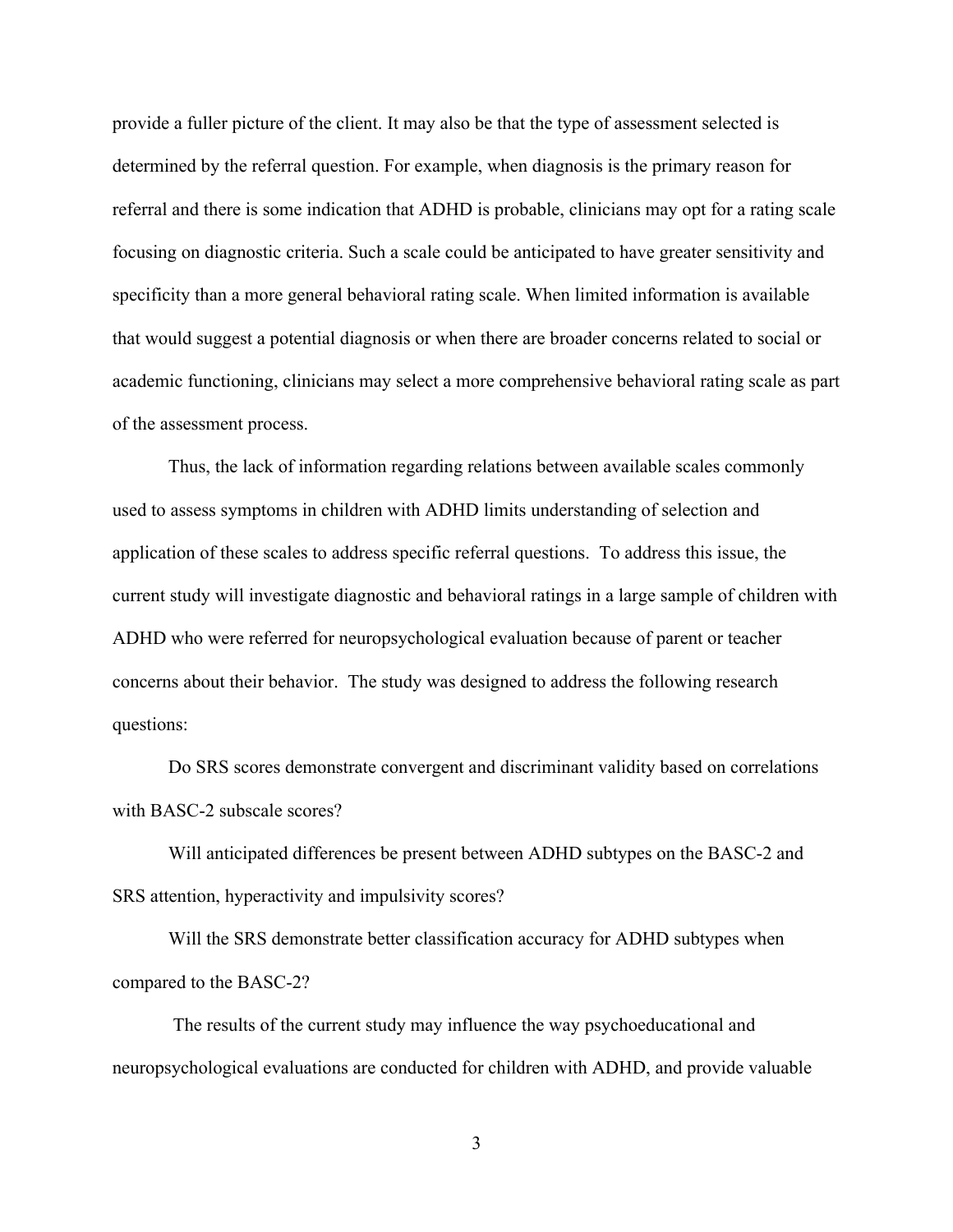provide a fuller picture of the client. It may also be that the type of assessment selected is determined by the referral question. For example, when diagnosis is the primary reason for referral and there is some indication that ADHD is probable, clinicians may opt for a rating scale focusing on diagnostic criteria. Such a scale could be anticipated to have greater sensitivity and specificity than a more general behavioral rating scale. When limited information is available that would suggest a potential diagnosis or when there are broader concerns related to social or academic functioning, clinicians may select a more comprehensive behavioral rating scale as part of the assessment process.

Thus, the lack of information regarding relations between available scales commonly used to assess symptoms in children with ADHD limits understanding of selection and application of these scales to address specific referral questions. To address this issue, the current study will investigate diagnostic and behavioral ratings in a large sample of children with ADHD who were referred for neuropsychological evaluation because of parent or teacher concerns about their behavior. The study was designed to address the following research questions:

Do SRS scores demonstrate convergent and discriminant validity based on correlations with BASC-2 subscale scores?

Will anticipated differences be present between ADHD subtypes on the BASC-2 and SRS attention, hyperactivity and impulsivity scores?

Will the SRS demonstrate better classification accuracy for ADHD subtypes when compared to the BASC-2?

The results of the current study may influence the way psychoeducational and neuropsychological evaluations are conducted for children with ADHD, and provide valuable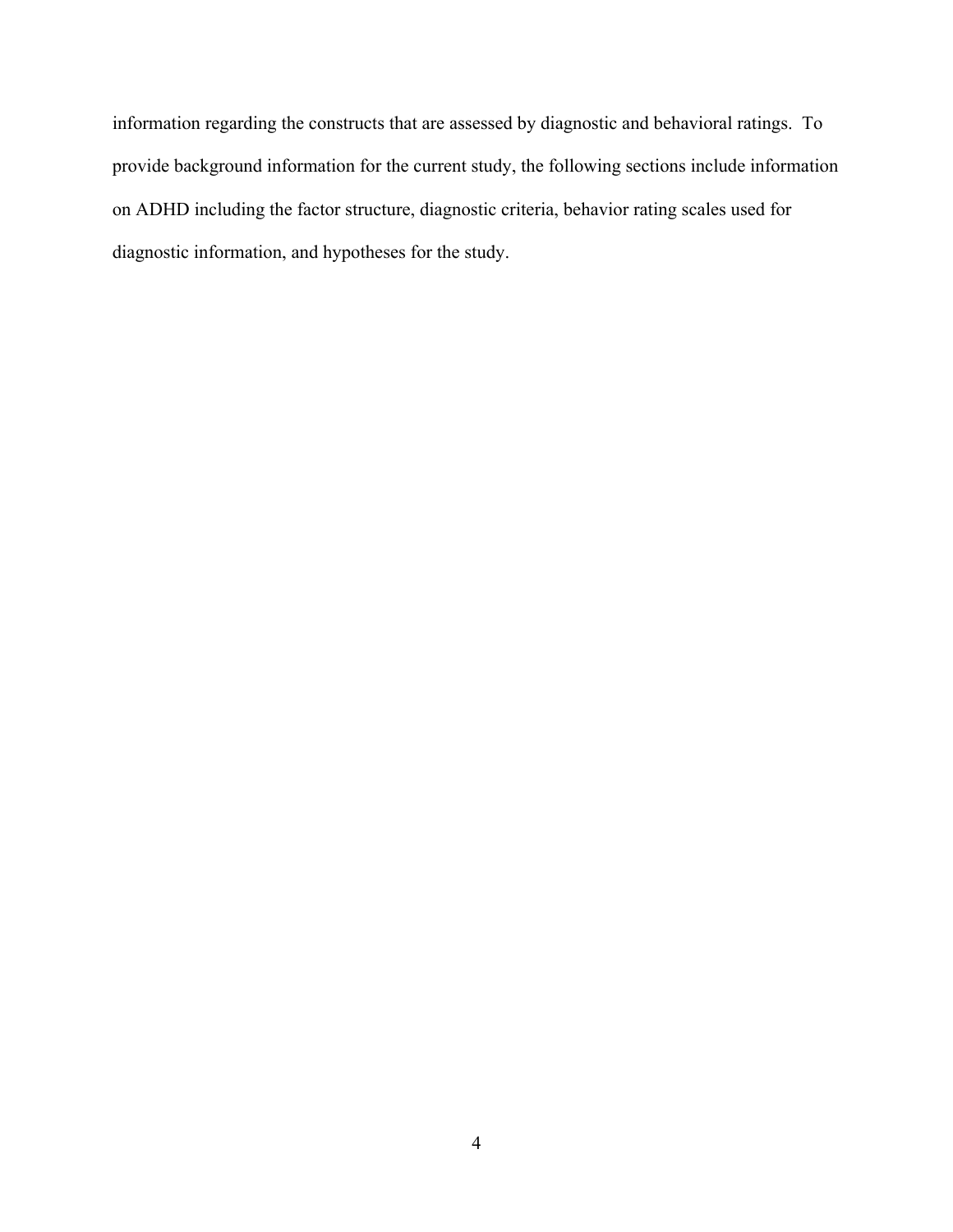information regarding the constructs that are assessed by diagnostic and behavioral ratings. To provide background information for the current study, the following sections include information on ADHD including the factor structure, diagnostic criteria, behavior rating scales used for diagnostic information, and hypotheses for the study.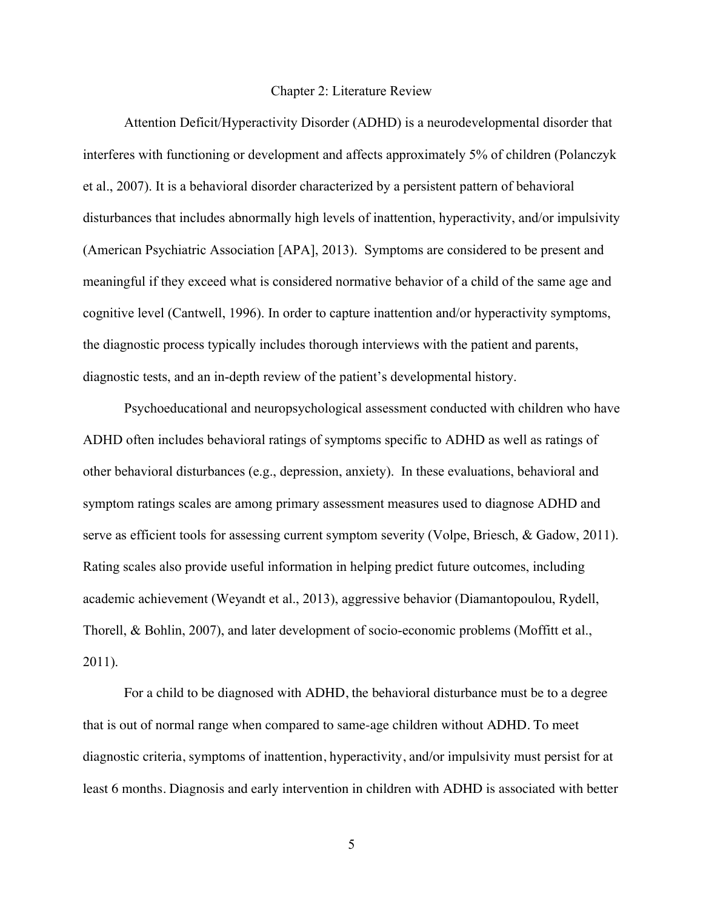# Chapter 2: Literature Review

Attention Deficit/Hyperactivity Disorder (ADHD) is a neurodevelopmental disorder that interferes with functioning or development and affects approximately 5% of children (Polanczyk et al., 2007). It is a behavioral disorder characterized by a persistent pattern of behavioral disturbances that includes abnormally high levels of inattention, hyperactivity, and/or impulsivity (American Psychiatric Association [APA], 2013). Symptoms are considered to be present and meaningful if they exceed what is considered normative behavior of a child of the same age and cognitive level (Cantwell, 1996). In order to capture inattention and/or hyperactivity symptoms, the diagnostic process typically includes thorough interviews with the patient and parents, diagnostic tests, and an in-depth review of the patient's developmental history.

Psychoeducational and neuropsychological assessment conducted with children who have ADHD often includes behavioral ratings of symptoms specific to ADHD as well as ratings of other behavioral disturbances (e.g., depression, anxiety). In these evaluations, behavioral and symptom ratings scales are among primary assessment measures used to diagnose ADHD and serve as efficient tools for assessing current symptom severity (Volpe, Briesch, & Gadow, 2011). Rating scales also provide useful information in helping predict future outcomes, including academic achievement (Weyandt et al., 2013), aggressive behavior (Diamantopoulou, Rydell, Thorell, & Bohlin, 2007), and later development of socio-economic problems (Moffitt et al., 2011).

For a child to be diagnosed with ADHD, the behavioral disturbance must be to a degree that is out of normal range when compared to same-age children without ADHD. To meet diagnostic criteria, symptoms of inattention, hyperactivity, and/or impulsivity must persist for at least 6 months. Diagnosis and early intervention in children with ADHD is associated with better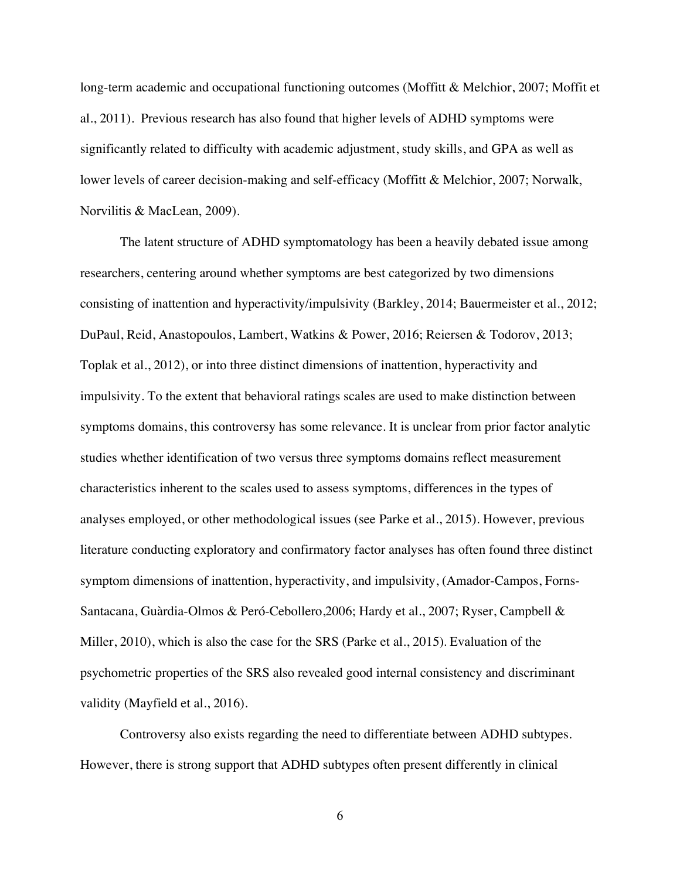long-term academic and occupational functioning outcomes (Moffitt & Melchior, 2007; Moffit et al., 2011). Previous research has also found that higher levels of ADHD symptoms were significantly related to difficulty with academic adjustment, study skills, and GPA as well as lower levels of career decision-making and self-efficacy (Moffitt & Melchior, 2007; Norwalk, Norvilitis & MacLean, 2009).

The latent structure of ADHD symptomatology has been a heavily debated issue among researchers, centering around whether symptoms are best categorized by two dimensions consisting of inattention and hyperactivity/impulsivity (Barkley, 2014; Bauermeister et al., 2012; DuPaul, Reid, Anastopoulos, Lambert, Watkins & Power, 2016; Reiersen & Todorov, 2013; Toplak et al., 2012), or into three distinct dimensions of inattention, hyperactivity and impulsivity. To the extent that behavioral ratings scales are used to make distinction between symptoms domains, this controversy has some relevance. It is unclear from prior factor analytic studies whether identification of two versus three symptoms domains reflect measurement characteristics inherent to the scales used to assess symptoms, differences in the types of analyses employed, or other methodological issues (see Parke et al., 2015). However, previous literature conducting exploratory and confirmatory factor analyses has often found three distinct symptom dimensions of inattention, hyperactivity, and impulsivity, (Amador-Campos, Forns-Santacana, Guàrdia-Olmos & Peró-Cebollero,2006; Hardy et al., 2007; Ryser, Campbell & Miller, 2010), which is also the case for the SRS (Parke et al., 2015). Evaluation of the psychometric properties of the SRS also revealed good internal consistency and discriminant validity (Mayfield et al., 2016).

Controversy also exists regarding the need to differentiate between ADHD subtypes. However, there is strong support that ADHD subtypes often present differently in clinical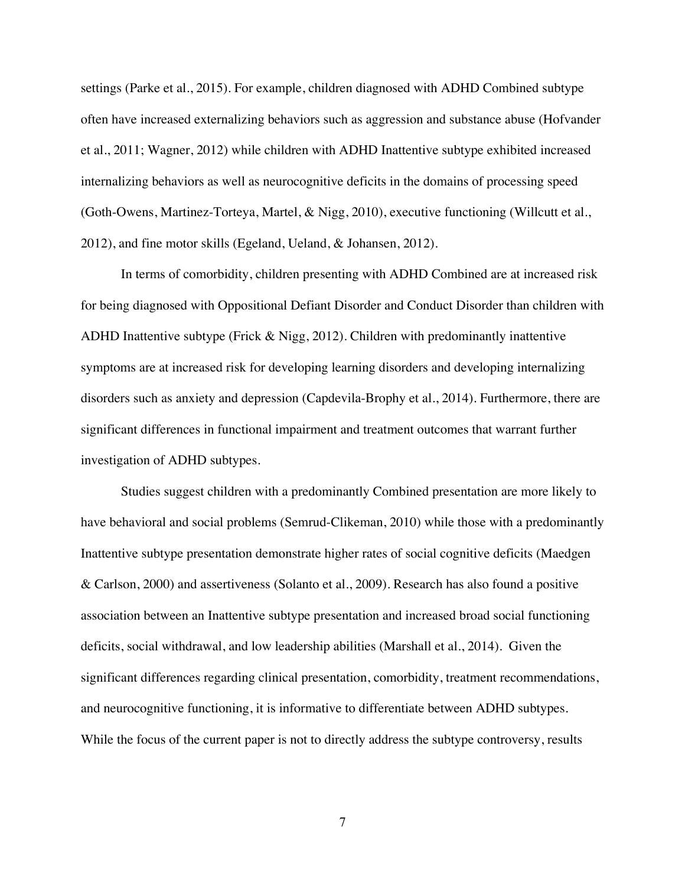settings (Parke et al., 2015). For example, children diagnosed with ADHD Combined subtype often have increased externalizing behaviors such as aggression and substance abuse (Hofvander et al., 2011; Wagner, 2012) while children with ADHD Inattentive subtype exhibited increased internalizing behaviors as well as neurocognitive deficits in the domains of processing speed (Goth-Owens, Martinez-Torteya, Martel, & Nigg, 2010), executive functioning (Willcutt et al., 2012), and fine motor skills (Egeland, Ueland, & Johansen, 2012).

In terms of comorbidity, children presenting with ADHD Combined are at increased risk for being diagnosed with Oppositional Defiant Disorder and Conduct Disorder than children with ADHD Inattentive subtype (Frick & Nigg, 2012). Children with predominantly inattentive symptoms are at increased risk for developing learning disorders and developing internalizing disorders such as anxiety and depression (Capdevila-Brophy et al., 2014). Furthermore, there are significant differences in functional impairment and treatment outcomes that warrant further investigation of ADHD subtypes.

Studies suggest children with a predominantly Combined presentation are more likely to have behavioral and social problems (Semrud-Clikeman, 2010) while those with a predominantly Inattentive subtype presentation demonstrate higher rates of social cognitive deficits (Maedgen & Carlson, 2000) and assertiveness (Solanto et al., 2009). Research has also found a positive association between an Inattentive subtype presentation and increased broad social functioning deficits, social withdrawal, and low leadership abilities (Marshall et al., 2014). Given the significant differences regarding clinical presentation, comorbidity, treatment recommendations, and neurocognitive functioning, it is informative to differentiate between ADHD subtypes. While the focus of the current paper is not to directly address the subtype controversy, results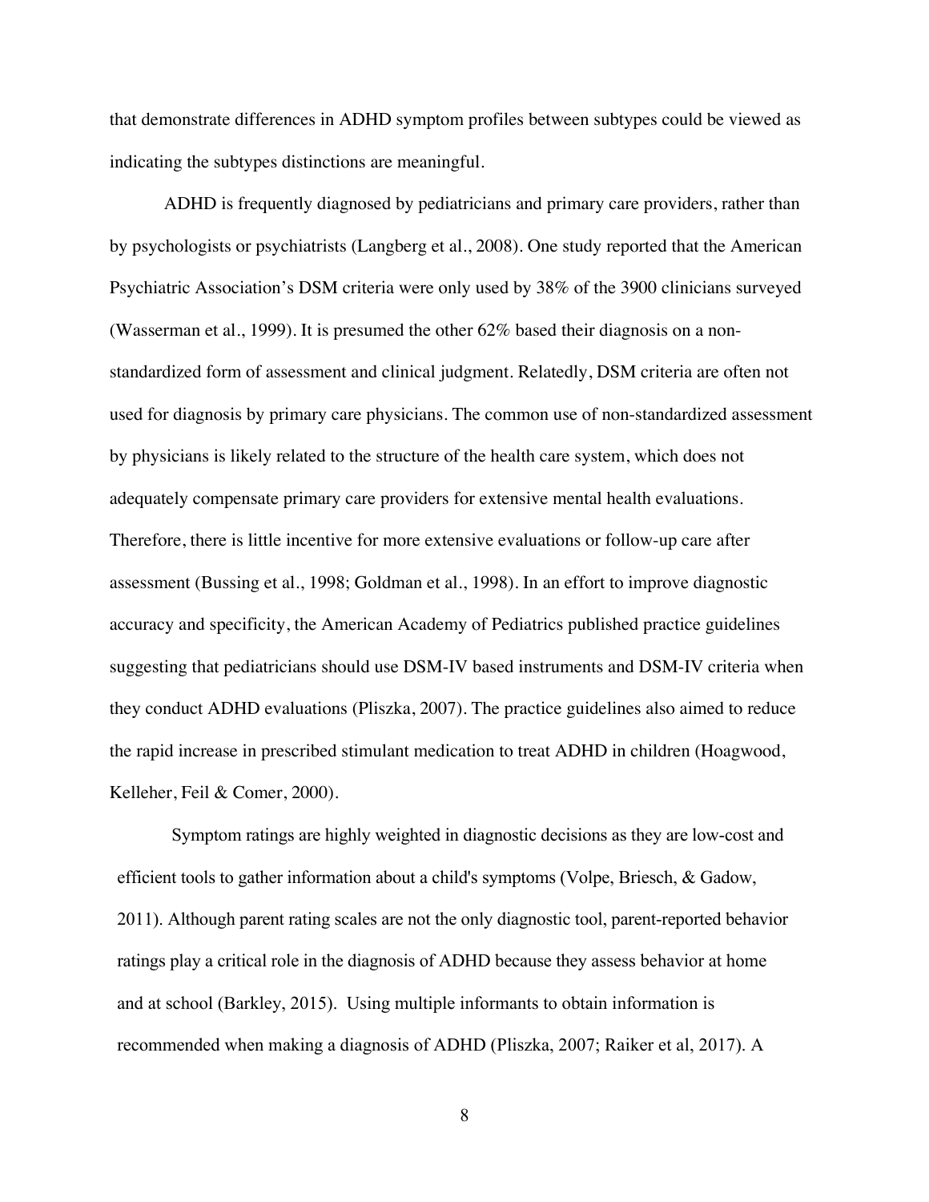that demonstrate differences in ADHD symptom profiles between subtypes could be viewed as indicating the subtypes distinctions are meaningful.

ADHD is frequently diagnosed by pediatricians and primary care providers, rather than by psychologists or psychiatrists (Langberg et al., 2008). One study reported that the American Psychiatric Association's DSM criteria were only used by 38% of the 3900 clinicians surveyed (Wasserman et al., 1999). It is presumed the other 62% based their diagnosis on a non-standardized form of assessment and clinical judgment. Relatedly, DSM criteria are often not used for diagnosis by primary care physicians. The common use of non-standardized assessment by physicians is likely related to the structure of the health care system, which does not adequately compensate primary care providers for extensive mental health evaluations. Therefore, there is little incentive for more extensive evaluations or follow-up care after assessment (Bussing et al., 1998; Goldman et al., 1998). In an effort to improve diagnostic accuracy and specificity, the American Academy of Pediatrics published practice guidelines suggesting that pediatricians should use DSM-IV based instruments and DSM-IV criteria when they conduct ADHD evaluations (Pliszka, 2007). The practice guidelines also aimed to reduce the rapid increase in prescribed stimulant medication to treat ADHD in children (Hoagwood, Kelleher, Feil & Comer, 2000).

Symptom ratings are highly weighted in diagnostic decisions as they are low-cost and efficient tools to gather information about a child's symptoms (Volpe, Briesch, & Gadow, 2011). Although parent rating scales are not the only diagnostic tool, parent-reported behavior ratings play a critical role in the diagnosis of ADHD because they assess behavior at home and at school (Barkley, 2015). Using multiple informants to obtain information is recommended when making a diagnosis of ADHD (Pliszka, 2007; Raiker et al, 2017). A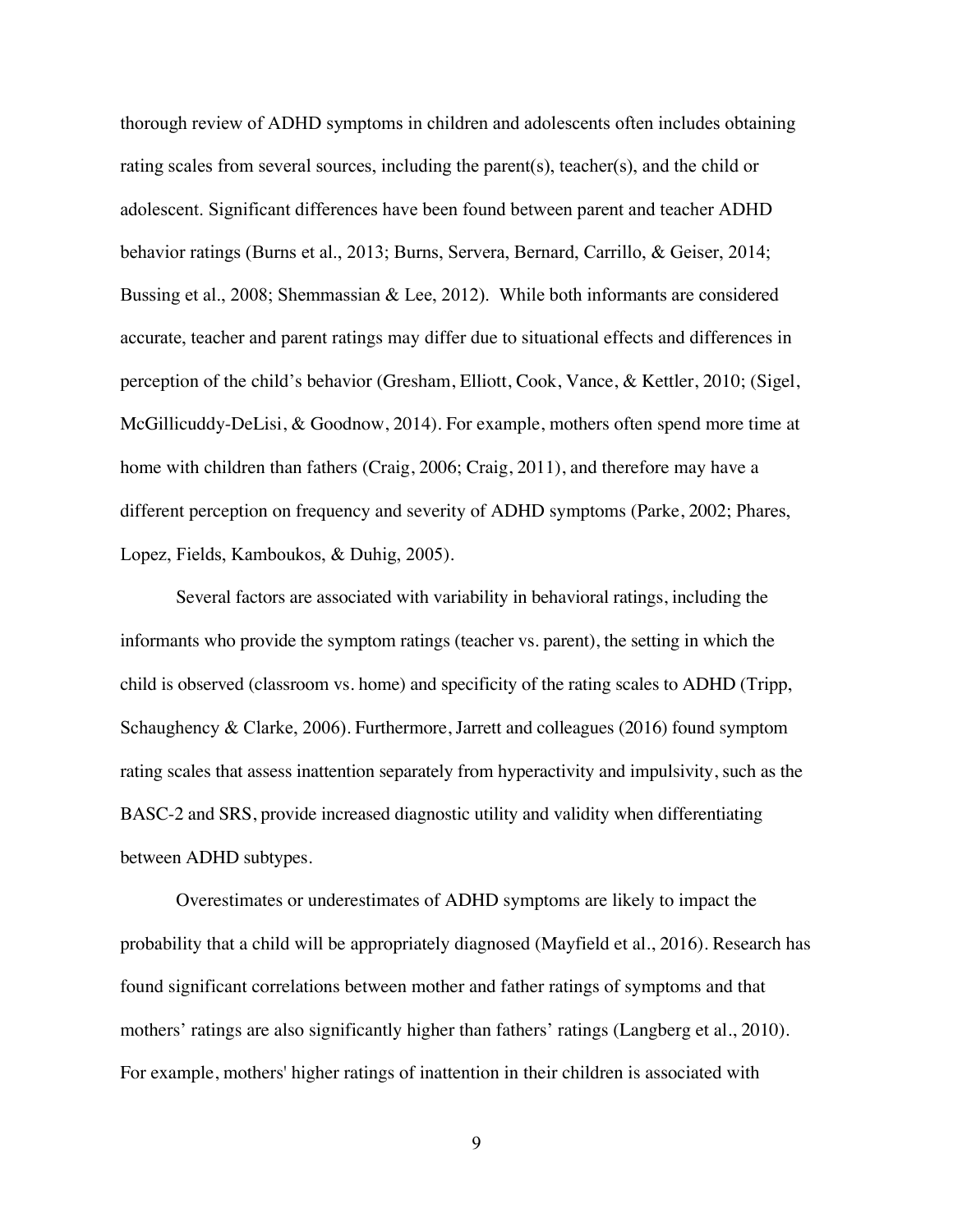thorough review of ADHD symptoms in children and adolescents often includes obtaining rating scales from several sources, including the parent(s), teacher(s), and the child or adolescent. Significant differences have been found between parent and teacher ADHD behavior ratings (Burns et al., 2013; Burns, Servera, Bernard, Carrillo, & Geiser, 2014; Bussing et al., 2008; Shemmassian & Lee, 2012). While both informants are considered accurate, teacher and parent ratings may differ due to situational effects and differences in perception of the child's behavior (Gresham, Elliott, Cook, Vance, & Kettler, 2010; (Sigel, McGillicuddy-DeLisi, & Goodnow, 2014). For example, mothers often spend more time at home with children than fathers (Craig, 2006; Craig, 2011), and therefore may have a different perception on frequency and severity of ADHD symptoms (Parke, 2002; Phares, Lopez, Fields, Kamboukos, & Duhig, 2005).

Several factors are associated with variability in behavioral ratings, including the informants who provide the symptom ratings (teacher vs. parent), the setting in which the child is observed (classroom vs. home) and specificity of the rating scales to ADHD (Tripp, Schaughency & Clarke, 2006). Furthermore, Jarrett and colleagues (2016) found symptom rating scales that assess inattention separately from hyperactivity and impulsivity, such as the BASC-2 and SRS, provide increased diagnostic utility and validity when differentiating between ADHD subtypes.

Overestimates or underestimates of ADHD symptoms are likely to impact the probability that a child will be appropriately diagnosed (Mayfield et al., 2016). Research has found significant correlations between mother and father ratings of symptoms and that mothers' ratings are also significantly higher than fathers' ratings (Langberg et al., 2010). For example, mothers' higher ratings of inattention in their children is associated with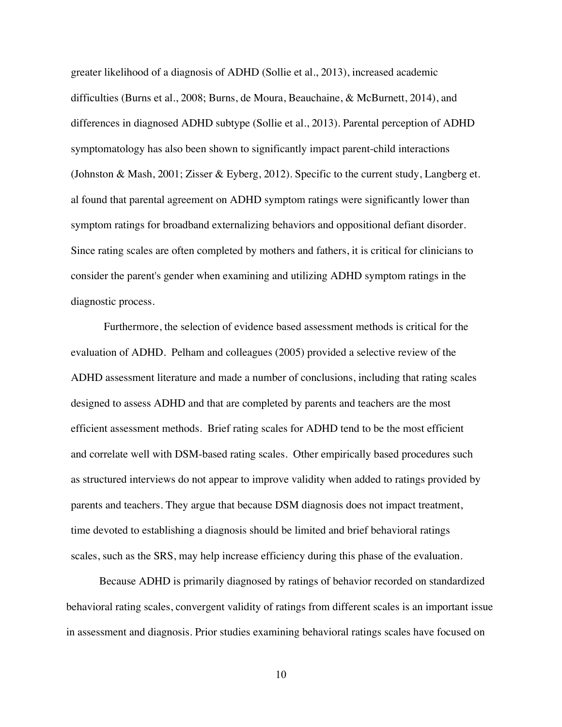greater likelihood of a diagnosis of ADHD (Sollie et al., 2013), increased academic difficulties (Burns et al., 2008; Burns, de Moura, Beauchaine, & McBurnett, 2014), and differences in diagnosed ADHD subtype (Sollie et al., 2013). Parental perception of ADHD symptomatology has also been shown to significantly impact parent-child interactions (Johnston & Mash, 2001; Zisser & Eyberg, 2012). Specific to the current study, Langberg et. al found that parental agreement on ADHD symptom ratings were significantly lower than symptom ratings for broadband externalizing behaviors and oppositional defiant disorder. Since rating scales are often completed by mothers and fathers, it is critical for clinicians to consider the parent's gender when examining and utilizing ADHD symptom ratings in the diagnostic process.

Furthermore, the selection of evidence based assessment methods is critical for the evaluation of ADHD. Pelham and colleagues (2005) provided a selective review of the ADHD assessment literature and made a number of conclusions, including that rating scales designed to assess ADHD and that are completed by parents and teachers are the most efficient assessment methods. Brief rating scales for ADHD tend to be the most efficient and correlate well with DSM-based rating scales. Other empirically based procedures such as structured interviews do not appear to improve validity when added to ratings provided by parents and teachers. They argue that because DSM diagnosis does not impact treatment, time devoted to establishing a diagnosis should be limited and brief behavioral ratings scales, such as the SRS, may help increase efficiency during this phase of the evaluation.

Because ADHD is primarily diagnosed by ratings of behavior recorded on standardized behavioral rating scales, convergent validity of ratings from different scales is an important issue in assessment and diagnosis. Prior studies examining behavioral ratings scales have focused on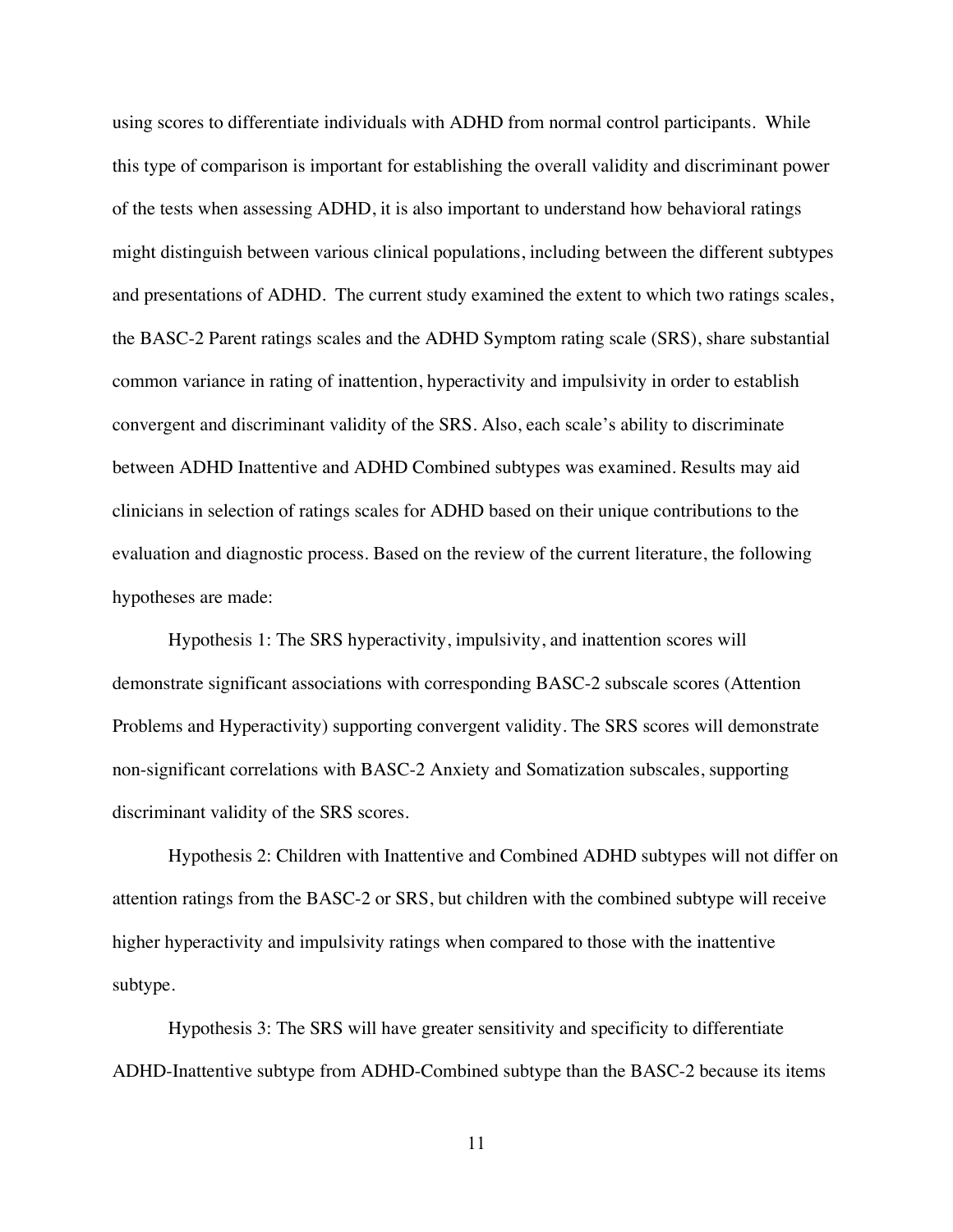using scores to differentiate individuals with ADHD from normal control participants. While this type of comparison is important for establishing the overall validity and discriminant power of the tests when assessing ADHD, it is also important to understand how behavioral ratings might distinguish between various clinical populations, including between the different subtypes and presentations of ADHD. The current study examined the extent to which two ratings scales, the BASC-2 Parent ratings scales and the ADHD Symptom rating scale (SRS), share substantial common variance in rating of inattention, hyperactivity and impulsivity in order to establish convergent and discriminant validity of the SRS. Also, each scale's ability to discriminate between ADHD Inattentive and ADHD Combined subtypes was examined. Results may aid clinicians in selection of ratings scales for ADHD based on their unique contributions to the evaluation and diagnostic process. Based on the review of the current literature, the following hypotheses are made:

Hypothesis 1: The SRS hyperactivity, impulsivity, and inattention scores will demonstrate significant associations with corresponding BASC-2 subscale scores (Attention Problems and Hyperactivity) supporting convergent validity. The SRS scores will demonstrate non-significant correlations with BASC-2 Anxiety and Somatization subscales, supporting discriminant validity of the SRS scores.

Hypothesis 2: Children with Inattentive and Combined ADHD subtypes will not differ on attention ratings from the BASC-2 or SRS, but children with the combined subtype will receive higher hyperactivity and impulsivity ratings when compared to those with the inattentive subtype.

Hypothesis 3: The SRS will have greater sensitivity and specificity to differentiate ADHD-Inattentive subtype from ADHD-Combined subtype than the BASC-2 because its items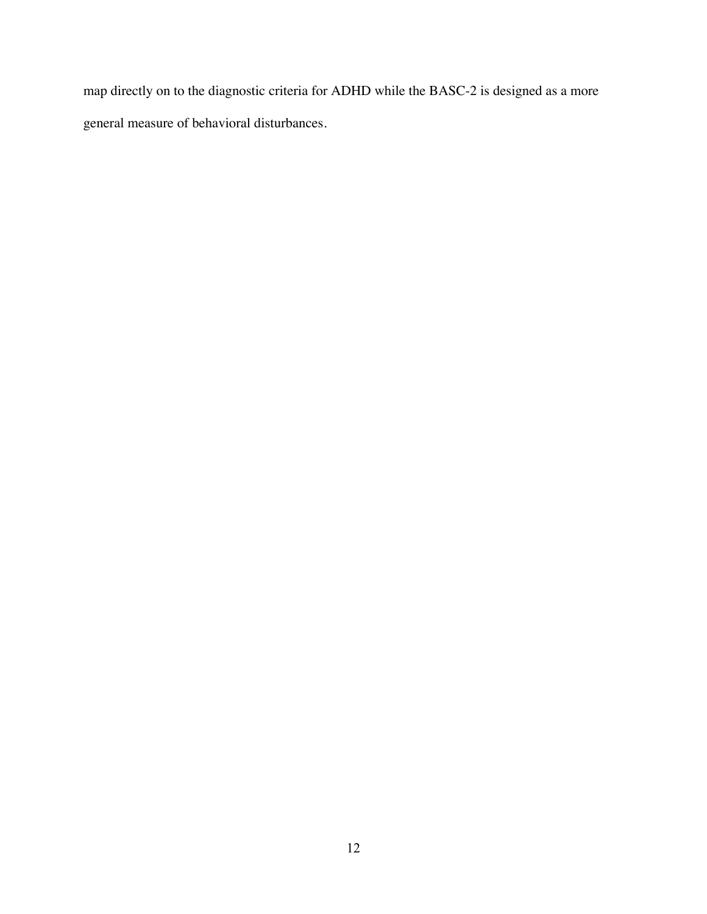map directly on to the diagnostic criteria for ADHD while the BASC-2 is designed as a more general measure of behavioral disturbances.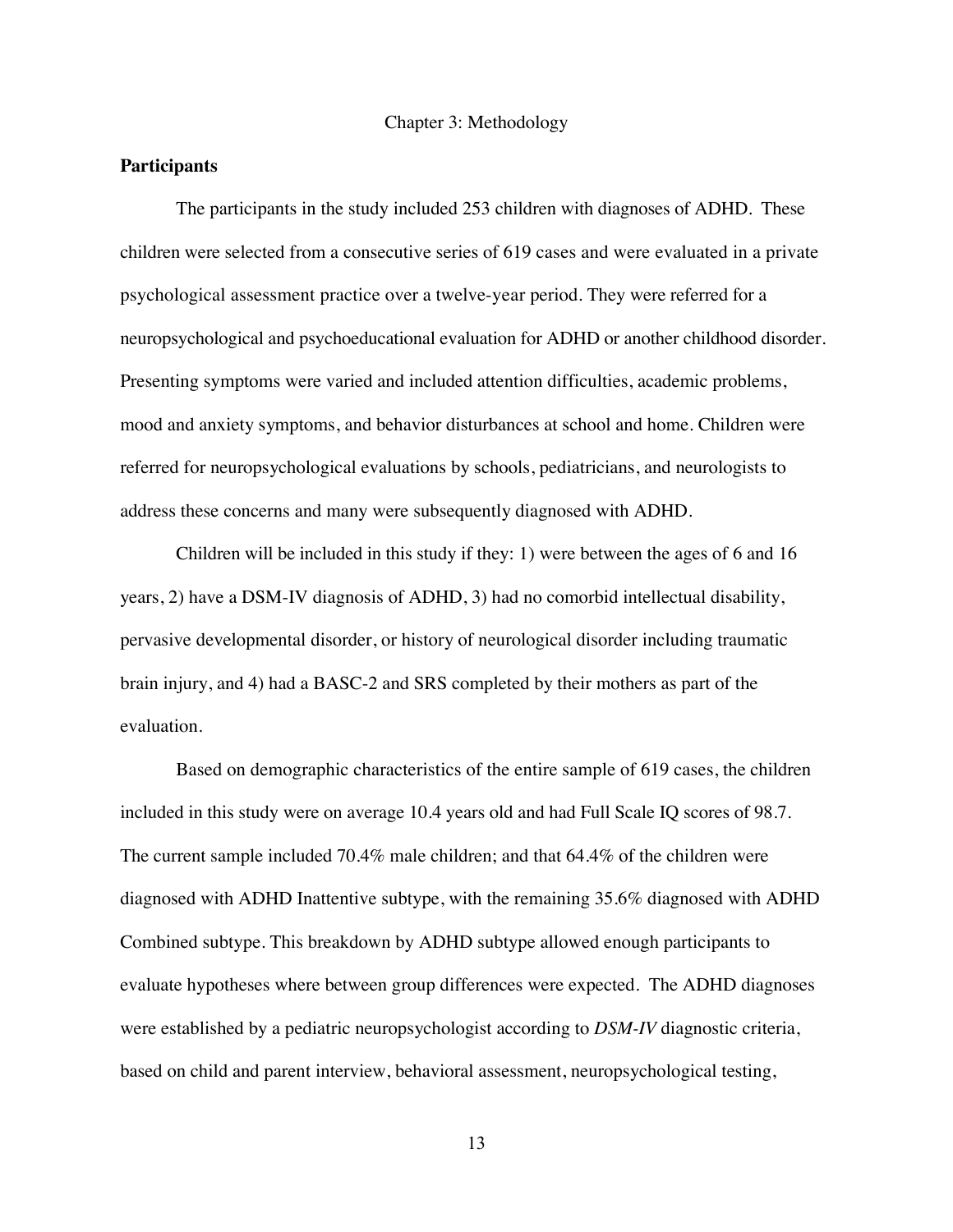# Chapter 3: Methodology

## Participants

The participants in the study included 253 children with diagnoses of ADHD. These children were selected from a consecutive series of 619 cases and were evaluated in a private psychological assessment practice over a twelve-year period. They were referred for a neuropsychological and psychoeducational evaluation for ADHD or another childhood disorder. Presenting symptoms were varied and included attention difficulties, academic problems, mood and anxiety symptoms, and behavior disturbances at school and home. Children were referred for neuropsychological evaluations by schools, pediatricians, and neurologists to address these concerns and many were subsequently diagnosed with ADHD.

Children will be included in this study if they: 1) were between the ages of 6 and 16 years, 2) have a DSM-IV diagnosis of ADHD, 3) had no comorbid intellectual disability, pervasive developmental disorder, or history of neurological disorder including traumatic brain injury, and 4) had a BASC-2 and SRS completed by their mothers as part of the evaluation.

Based on demographic characteristics of the entire sample of 619 cases, the children included in this study were on average 10.4 years old and had Full Scale IQ scores of 98.7. The current sample included 70.4% male children; and that 64.4% of the children were diagnosed with ADHD Inattentive subtype, with the remaining 35.6% diagnosed with ADHD Combined subtype. This breakdown by ADHD subtype allowed enough participants to evaluate hypotheses where between group differences were expected. The ADHD diagnoses were established by a pediatric neuropsychologist according to *DSM-IV* diagnostic criteria, based on child and parent interview, behavioral assessment, neuropsychological testing,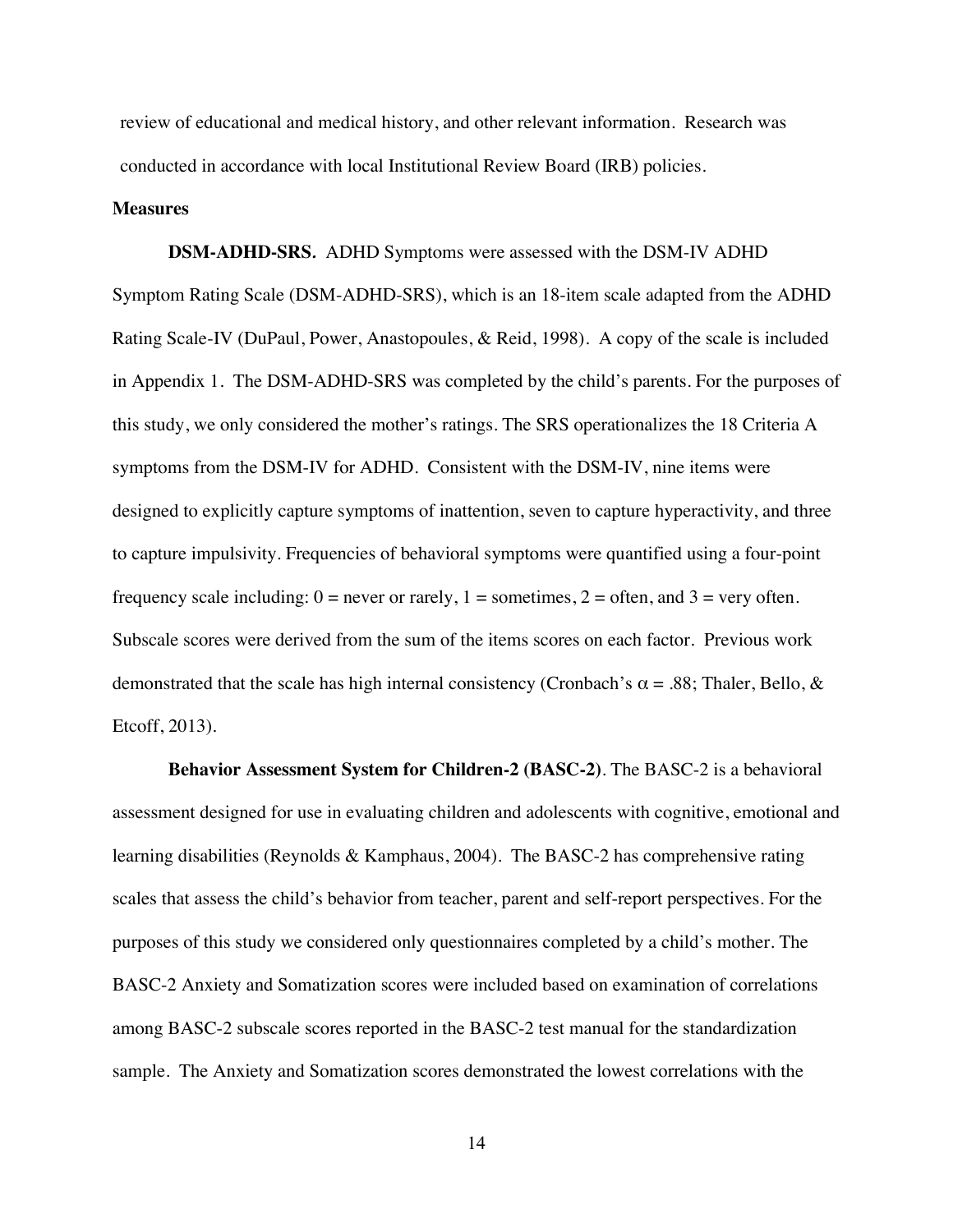review of educational and medical history, and other relevant information. Research was conducted in accordance with local Institutional Review Board (IRB) policies.

**Measures**

**DSM-ADHD-SRS.** ADHD Symptoms were assessed with the DSM-IV ADHD Symptom Rating Scale (DSM-ADHD-SRS), which is an 18-item scale adapted from the ADHD Rating Scale-IV (DuPaul, Power, Anastopoules, & Reid, 1998). A copy of the scale is included in Appendix 1. The DSM-ADHD-SRS was completed by the child's parents. For the purposes of this study, we only considered the mother's ratings. The SRS operationalizes the 18 Criteria A symptoms from the DSM-IV for ADHD. Consistent with the DSM-IV, nine items were designed to explicitly capture symptoms of inattention, seven to capture hyperactivity, and three to capture impulsivity. Frequencies of behavioral symptoms were quantified using a four-point frequency scale including: 0 = never or rarely, 1 = sometimes, 2 = often, and 3 = very often. Subscale scores were derived from the sum of the items scores on each factor. Previous work demonstrated that the scale has high internal consistency (Cronbach's $\alpha = .88$; Thaler, Bello, & Etcoff, 2013).

**Behavior Assessment System for Children-2 (BASC-2)**. The BASC-2 is a behavioral assessment designed for use in evaluating children and adolescents with cognitive, emotional and learning disabilities (Reynolds & Kamphaus, 2004). The BASC-2 has comprehensive rating scales that assess the child's behavior from teacher, parent and self-report perspectives. For the purposes of this study we considered only questionnaires completed by a child's mother. The BASC-2 Anxiety and Somatization scores were included based on examination of correlations among BASC-2 subscale scores reported in the BASC-2 test manual for the standardization sample. The Anxiety and Somatization scores demonstrated the lowest correlations with the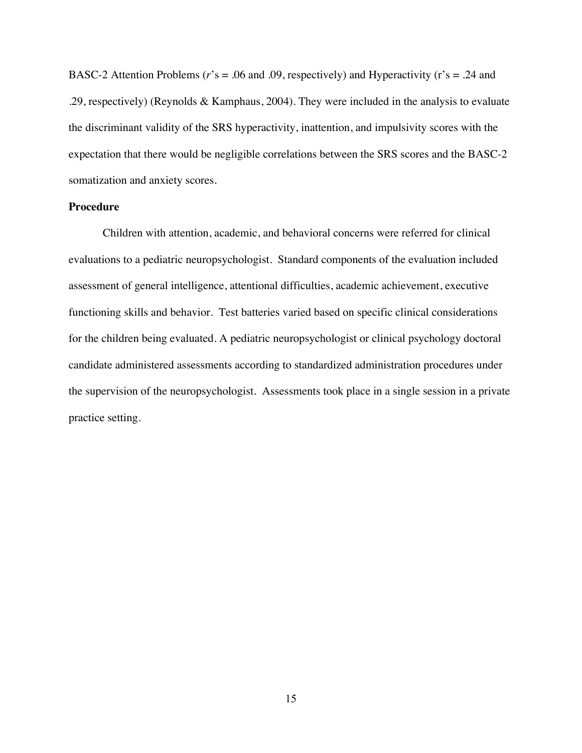BASC-2 Attention Problems (*r*'s = .06 and .09, respectively) and Hyperactivity (r's = .24 and .29, respectively) (Reynolds & Kamphaus, 2004). They were included in the analysis to evaluate the discriminant validity of the SRS hyperactivity, inattention, and impulsivity scores with the expectation that there would be negligible correlations between the SRS scores and the BASC-2 somatization and anxiety scores.

**Procedure**

Children with attention, academic, and behavioral concerns were referred for clinical evaluations to a pediatric neuropsychologist. Standard components of the evaluation included assessment of general intelligence, attentional difficulties, academic achievement, executive functioning skills and behavior. Test batteries varied based on specific clinical considerations for the children being evaluated. A pediatric neuropsychologist or clinical psychology doctoral candidate administered assessments according to standardized administration procedures under the supervision of the neuropsychologist. Assessments took place in a single session in a private practice setting.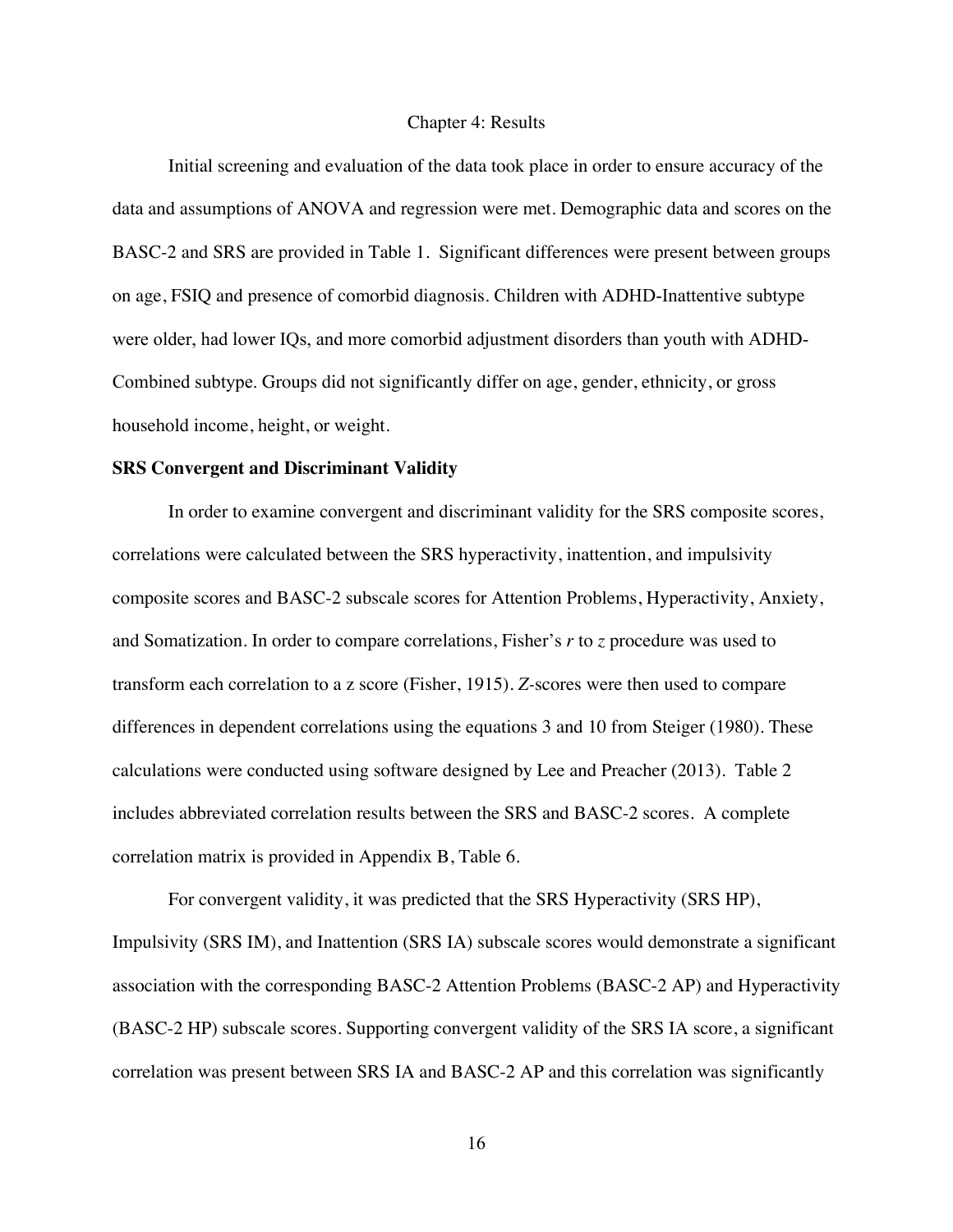# Chapter 4: Results

Initial screening and evaluation of the data took place in order to ensure accuracy of the data and assumptions of ANOVA and regression were met. Demographic data and scores on the BASC-2 and SRS are provided in Table 1. Significant differences were present between groups on age, FSIQ and presence of comorbid diagnosis. Children with ADHD-Inattentive subtype were older, had lower IQs, and more comorbid adjustment disorders than youth with ADHD-Combined subtype. Groups did not significantly differ on age, gender, ethnicity, or gross household income, height, or weight.

**SRS Convergent and Discriminant Validity**

In order to examine convergent and discriminant validity for the SRS composite scores, correlations were calculated between the SRS hyperactivity, inattention, and impulsivity composite scores and BASC-2 subscale scores for Attention Problems, Hyperactivity, Anxiety, and Somatization. In order to compare correlations, Fisher's *r* to *z* procedure was used to transform each correlation to a z score (Fisher, 1915). *Z*-scores were then used to compare differences in dependent correlations using the equations 3 and 10 from Steiger (1980). These calculations were conducted using software designed by Lee and Preacher (2013). Table 2 includes abbreviated correlation results between the SRS and BASC-2 scores. A complete correlation matrix is provided in Appendix B, Table 6.

For convergent validity, it was predicted that the SRS Hyperactivity (SRS HP), Impulsivity (SRS IM), and Inattention (SRS IA) subscale scores would demonstrate a significant association with the corresponding BASC-2 Attention Problems (BASC-2 AP) and Hyperactivity (BASC-2 HP) subscale scores. Supporting convergent validity of the SRS IA score, a significant correlation was present between SRS IA and BASC-2 AP and this correlation was significantly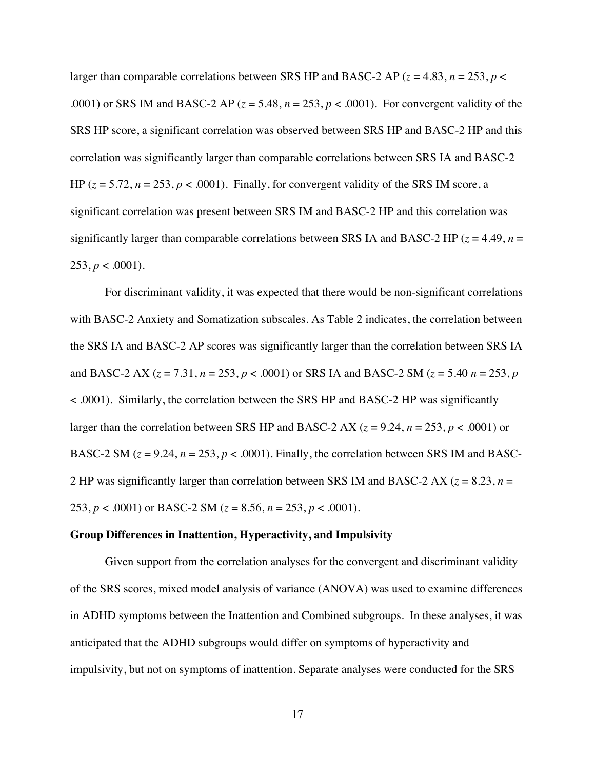larger than comparable correlations between SRS HP and BASC-2 AP ($z = 4.83$, $n = 253$, $p < .0001$) or SRS IM and BASC-2 AP ($z = 5.48$, $n = 253$, $p < .0001$). For convergent validity of the SRS HP score, a significant correlation was observed between SRS HP and BASC-2 HP and this correlation was significantly larger than comparable correlations between SRS IA and BASC-2 HP ($z = 5.72$, $n = 253$, $p < .0001$). Finally, for convergent validity of the SRS IM score, a significant correlation was present between SRS IM and BASC-2 HP and this correlation was significantly larger than comparable correlations between SRS IA and BASC-2 HP ($z = 4.49$, $n = 253$, $p < .0001$).

For discriminant validity, it was expected that there would be non-significant correlations with BASC-2 Anxiety and Somatization subscales. As Table 2 indicates, the correlation between the SRS IA and BASC-2 AP scores was significantly larger than the correlation between SRS IA and BASC-2 AX ($z = 7.31$, $n = 253$, $p < .0001$) or SRS IA and BASC-2 SM ($z = 5.40$ $n = 253$, $p < .0001$). Similarly, the correlation between the SRS HP and BASC-2 HP was significantly larger than the correlation between SRS HP and BASC-2 AX ($z = 9.24$, $n = 253$, $p < .0001$) or BASC-2 SM ($z = 9.24$, $n = 253$, $p < .0001$). Finally, the correlation between SRS IM and BASC-2 HP was significantly larger than correlation between SRS IM and BASC-2 AX ($z = 8.23$, $n = 253$, $p < .0001$) or BASC-2 SM ($z = 8.56$, $n = 253$, $p < .0001$).

**Group Differences in Inattention, Hyperactivity, and Impulsivity**

Given support from the correlation analyses for the convergent and discriminant validity of the SRS scores, mixed model analysis of variance (ANOVA) was used to examine differences in ADHD symptoms between the Inattention and Combined subgroups. In these analyses, it was anticipated that the ADHD subgroups would differ on symptoms of hyperactivity and impulsivity, but not on symptoms of inattention. Separate analyses were conducted for the SRS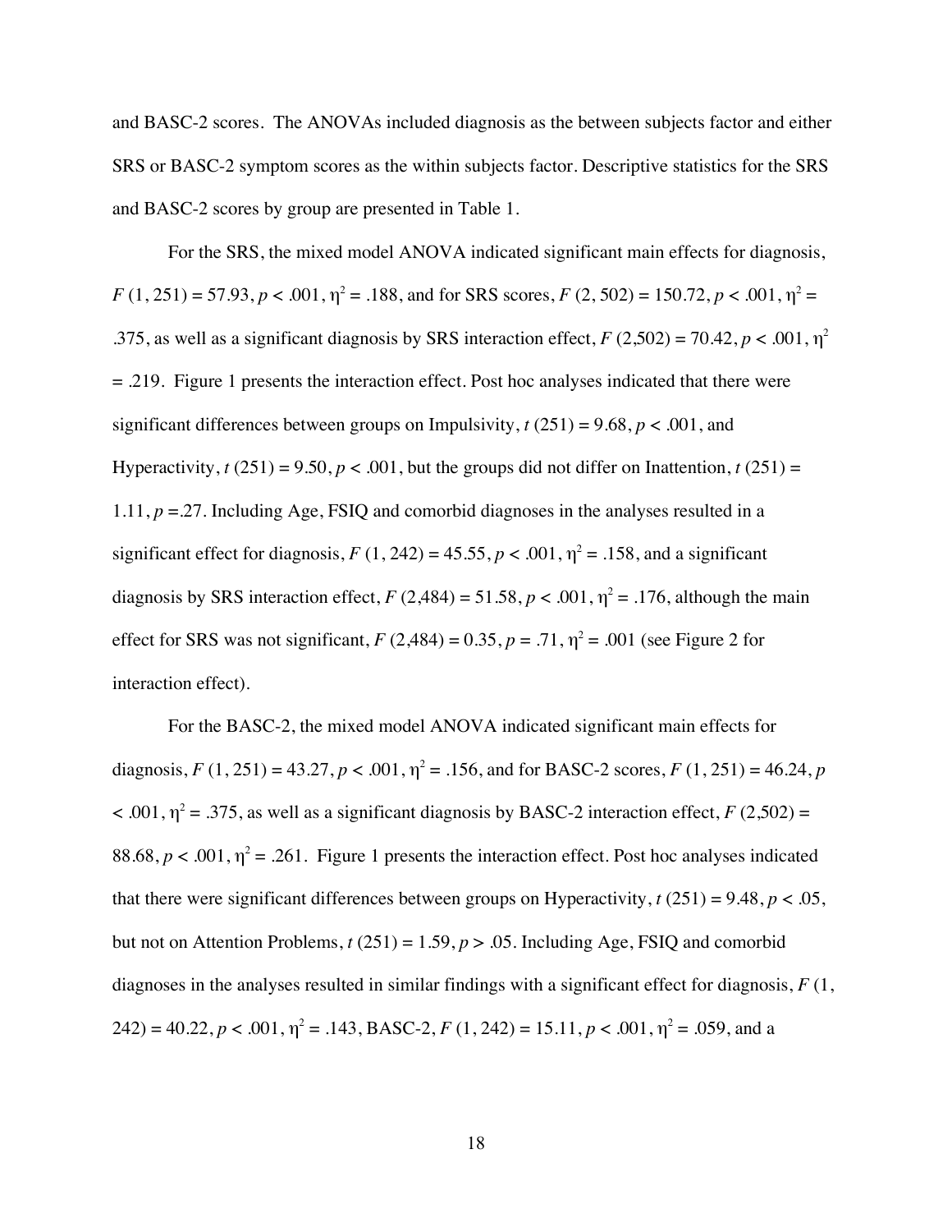and BASC-2 scores. The ANOVAs included diagnosis as the between subjects factor and either SRS or BASC-2 symptom scores as the within subjects factor. Descriptive statistics for the SRS and BASC-2 scores by group are presented in Table 1.

For the SRS, the mixed model ANOVA indicated significant main effects for diagnosis, $F(1, 251) = 57.93$, $p < .001$, $\eta^2 = .188$, and for SRS scores, $F(2, 502) = 150.72$, $p < .001$, $\eta^2 = .375$, as well as a significant diagnosis by SRS interaction effect, $F(2,502) = 70.42$, $p < .001$, $\eta^2 = .219$. Figure 1 presents the interaction effect. Post hoc analyses indicated that there were significant differences between groups on Impulsivity, $t(251) = 9.68$, $p < .001$, and Hyperactivity, $t(251) = 9.50$, $p < .001$, but the groups did not differ on Inattention, $t(251) = 1.11$, $p = .27$. Including Age, FSIQ and comorbid diagnoses in the analyses resulted in a significant effect for diagnosis, $F(1, 242) = 45.55$, $p < .001$, $\eta^2 = .158$, and a significant diagnosis by SRS interaction effect, $F(2,484) = 51.58$, $p < .001$, $\eta^2 = .176$, although the main effect for SRS was not significant, $F(2,484) = 0.35$, $p = .71$, $\eta^2 = .001$ (see Figure 2 for interaction effect).

For the BASC-2, the mixed model ANOVA indicated significant main effects for diagnosis, $F(1, 251) = 43.27$, $p < .001$, $\eta^2 = .156$, and for BASC-2 scores, $F(1, 251) = 46.24$, $p < .001$, $\eta^2 = .375$, as well as a significant diagnosis by BASC-2 interaction effect, $F(2,502) = 88.68$, $p < .001$, $\eta^2 = .261$. Figure 1 presents the interaction effect. Post hoc analyses indicated that there were significant differences between groups on Hyperactivity, $t(251) = 9.48$, $p < .05$, but not on Attention Problems, $t(251) = 1.59$, $p > .05$. Including Age, FSIQ and comorbid diagnoses in the analyses resulted in similar findings with a significant effect for diagnosis, $F(1, 242) = 40.22$, $p < .001$, $\eta^2 = .143$, BASC-2, $F(1, 242) = 15.11$, $p < .001$, $\eta^2 = .059$, and a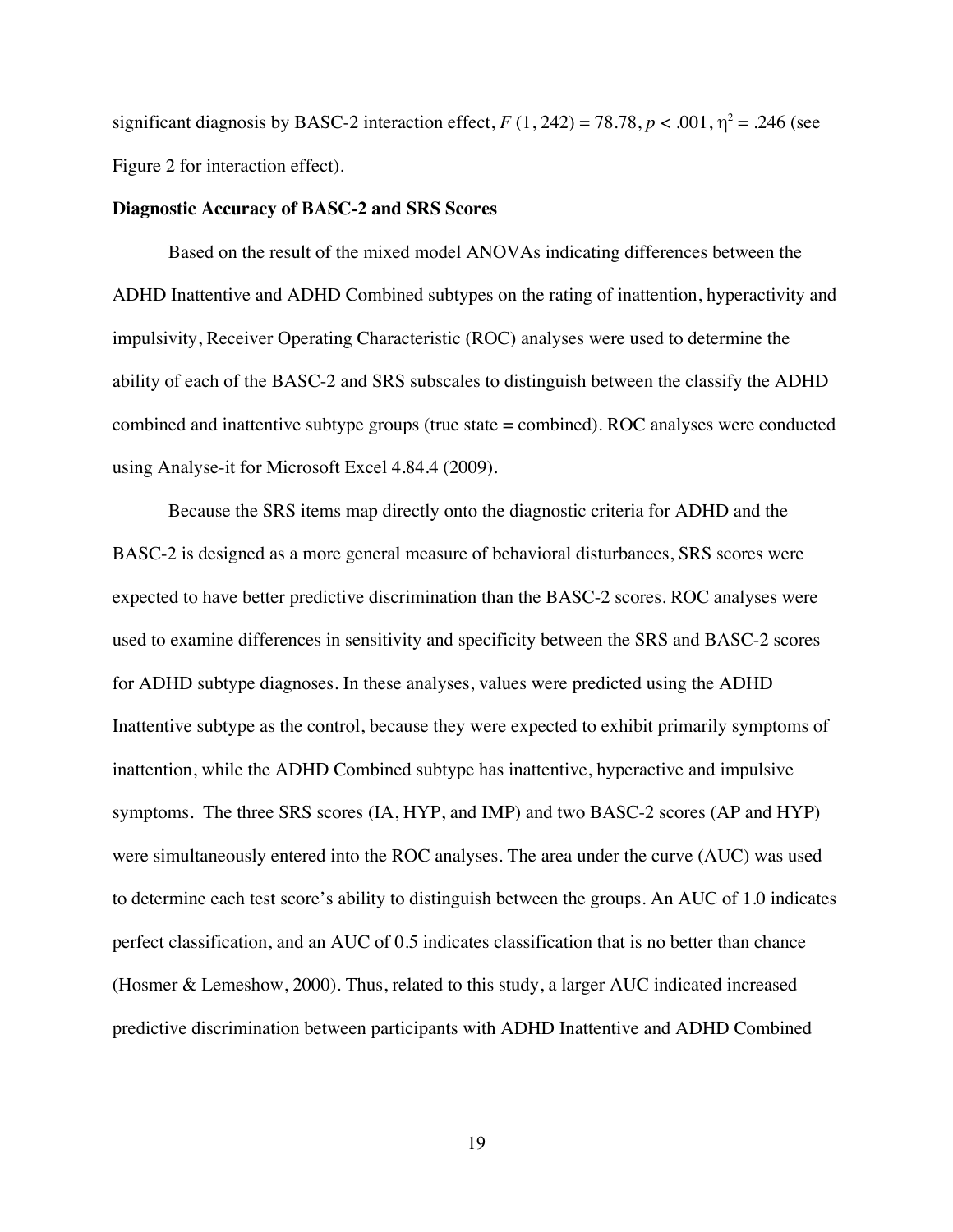significant diagnosis by BASC-2 interaction effect, $F$ (1, 242) = 78.78, $p < .001$, $\eta^2 = .246$ (see Figure 2 for interaction effect).

**Diagnostic Accuracy of BASC-2 and SRS Scores**

Based on the result of the mixed model ANOVAs indicating differences between the ADHD Inattentive and ADHD Combined subtypes on the rating of inattention, hyperactivity and impulsivity, Receiver Operating Characteristic (ROC) analyses were used to determine the ability of each of the BASC-2 and SRS subscales to distinguish between the classify the ADHD combined and inattentive subtype groups (true state = combined). ROC analyses were conducted using Analyse-it for Microsoft Excel 4.84.4 (2009).

Because the SRS items map directly onto the diagnostic criteria for ADHD and the BASC-2 is designed as a more general measure of behavioral disturbances, SRS scores were expected to have better predictive discrimination than the BASC-2 scores. ROC analyses were used to examine differences in sensitivity and specificity between the SRS and BASC-2 scores for ADHD subtype diagnoses. In these analyses, values were predicted using the ADHD Inattentive subtype as the control, because they were expected to exhibit primarily symptoms of inattention, while the ADHD Combined subtype has inattentive, hyperactive and impulsive symptoms. The three SRS scores (IA, HYP, and IMP) and two BASC-2 scores (AP and HYP) were simultaneously entered into the ROC analyses. The area under the curve (AUC) was used to determine each test score's ability to distinguish between the groups. An AUC of 1.0 indicates perfect classification, and an AUC of 0.5 indicates classification that is no better than chance (Hosmer & Lemeshow, 2000). Thus, related to this study, a larger AUC indicated increased predictive discrimination between participants with ADHD Inattentive and ADHD Combined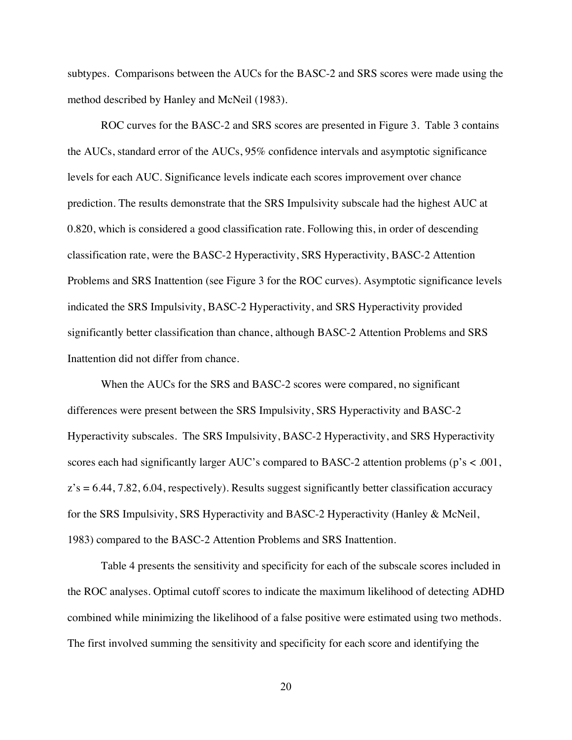subtypes. Comparisons between the AUCs for the BASC-2 and SRS scores were made using the method described by Hanley and McNeil (1983).

ROC curves for the BASC-2 and SRS scores are presented in Figure 3. Table 3 contains the AUCs, standard error of the AUCs, 95% confidence intervals and asymptotic significance levels for each AUC. Significance levels indicate each scores improvement over chance prediction. The results demonstrate that the SRS Impulsivity subscale had the highest AUC at 0.820, which is considered a good classification rate. Following this, in order of descending classification rate, were the BASC-2 Hyperactivity, SRS Hyperactivity, BASC-2 Attention Problems and SRS Inattention (see Figure 3 for the ROC curves). Asymptotic significance levels indicated the SRS Impulsivity, BASC-2 Hyperactivity, and SRS Hyperactivity provided significantly better classification than chance, although BASC-2 Attention Problems and SRS Inattention did not differ from chance.

When the AUCs for the SRS and BASC-2 scores were compared, no significant differences were present between the SRS Impulsivity, SRS Hyperactivity and BASC-2 Hyperactivity subscales. The SRS Impulsivity, BASC-2 Hyperactivity, and SRS Hyperactivity scores each had significantly larger AUC's compared to BASC-2 attention problems ($p$'s $< .001$, $z$'s = 6.44, 7.82, 6.04, respectively). Results suggest significantly better classification accuracy for the SRS Impulsivity, SRS Hyperactivity and BASC-2 Hyperactivity (Hanley & McNeil, 1983) compared to the BASC-2 Attention Problems and SRS Inattention.

Table 4 presents the sensitivity and specificity for each of the subscale scores included in the ROC analyses. Optimal cutoff scores to indicate the maximum likelihood of detecting ADHD combined while minimizing the likelihood of a false positive were estimated using two methods. The first involved summing the sensitivity and specificity for each score and identifying the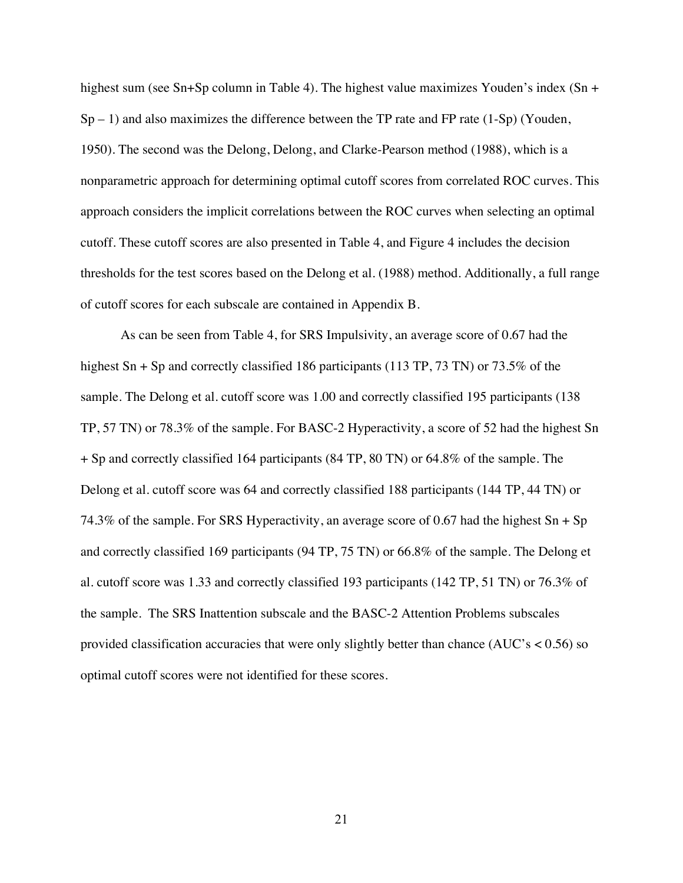highest sum (see Sn+Sp column in Table 4). The highest value maximizes Youden's index (Sn + Sp – 1) and also maximizes the difference between the TP rate and FP rate (1-Sp) (Youden, 1950). The second was the Delong, Delong, and Clarke-Pearson method (1988), which is a nonparametric approach for determining optimal cutoff scores from correlated ROC curves. This approach considers the implicit correlations between the ROC curves when selecting an optimal cutoff. These cutoff scores are also presented in Table 4, and Figure 4 includes the decision thresholds for the test scores based on the Delong et al. (1988) method. Additionally, a full range of cutoff scores for each subscale are contained in Appendix B.

As can be seen from Table 4, for SRS Impulsivity, an average score of 0.67 had the highest Sn + Sp and correctly classified 186 participants (113 TP, 73 TN) or 73.5% of the sample. The Delong et al. cutoff score was 1.00 and correctly classified 195 participants (138 TP, 57 TN) or 78.3% of the sample. For BASC-2 Hyperactivity, a score of 52 had the highest Sn + Sp and correctly classified 164 participants (84 TP, 80 TN) or 64.8% of the sample. The Delong et al. cutoff score was 64 and correctly classified 188 participants (144 TP, 44 TN) or 74.3% of the sample. For SRS Hyperactivity, an average score of 0.67 had the highest Sn + Sp and correctly classified 169 participants (94 TP, 75 TN) or 66.8% of the sample. The Delong et al. cutoff score was 1.33 and correctly classified 193 participants (142 TP, 51 TN) or 76.3% of the sample. The SRS Inattention subscale and the BASC-2 Attention Problems subscales provided classification accuracies that were only slightly better than chance (AUC's < 0.56) so optimal cutoff scores were not identified for these scores.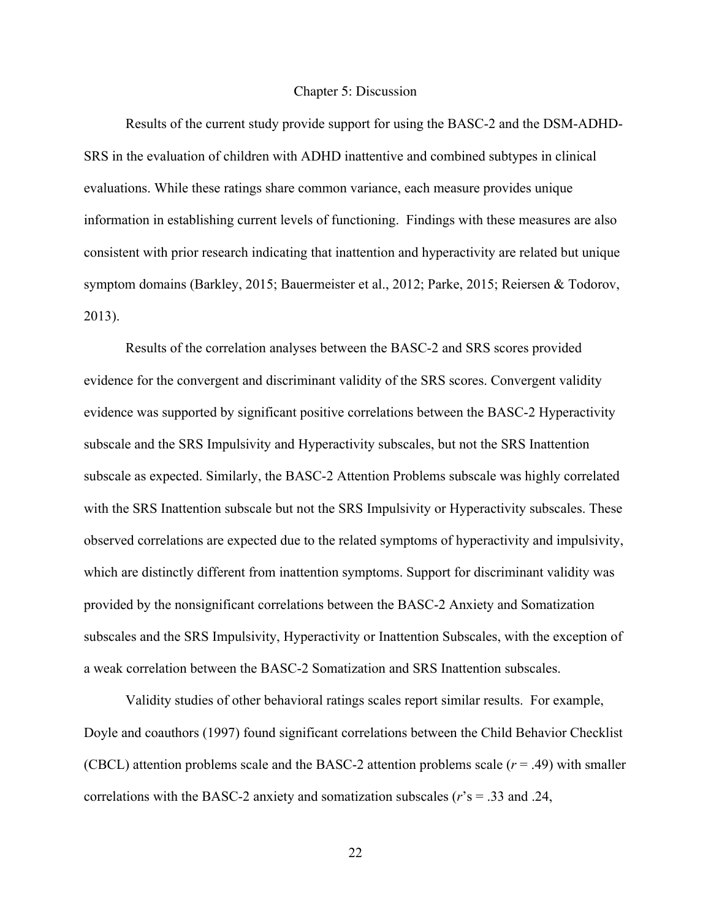# Chapter 5: Discussion

Results of the current study provide support for using the BASC-2 and the DSM-ADHD-SRS in the evaluation of children with ADHD inattentive and combined subtypes in clinical evaluations. While these ratings share common variance, each measure provides unique information in establishing current levels of functioning. Findings with these measures are also consistent with prior research indicating that inattention and hyperactivity are related but unique symptom domains (Barkley, 2015; Bauermeister et al., 2012; Parke, 2015; Reiersen & Todorov, 2013).

Results of the correlation analyses between the BASC-2 and SRS scores provided evidence for the convergent and discriminant validity of the SRS scores. Convergent validity evidence was supported by significant positive correlations between the BASC-2 Hyperactivity subscale and the SRS Impulsivity and Hyperactivity subscales, but not the SRS Inattention subscale as expected. Similarly, the BASC-2 Attention Problems subscale was highly correlated with the SRS Inattention subscale but not the SRS Impulsivity or Hyperactivity subscales. These observed correlations are expected due to the related symptoms of hyperactivity and impulsivity, which are distinctly different from inattention symptoms. Support for discriminant validity was provided by the nonsignificant correlations between the BASC-2 Anxiety and Somatization subscales and the SRS Impulsivity, Hyperactivity or Inattention Subscales, with the exception of a weak correlation between the BASC-2 Somatization and SRS Inattention subscales.

Validity studies of other behavioral ratings scales report similar results. For example, Doyle and coauthors (1997) found significant correlations between the Child Behavior Checklist (CBCL) attention problems scale and the BASC-2 attention problems scale ($r$ = .49) with smaller correlations with the BASC-2 anxiety and somatization subscales ($r$'s = .33 and .24,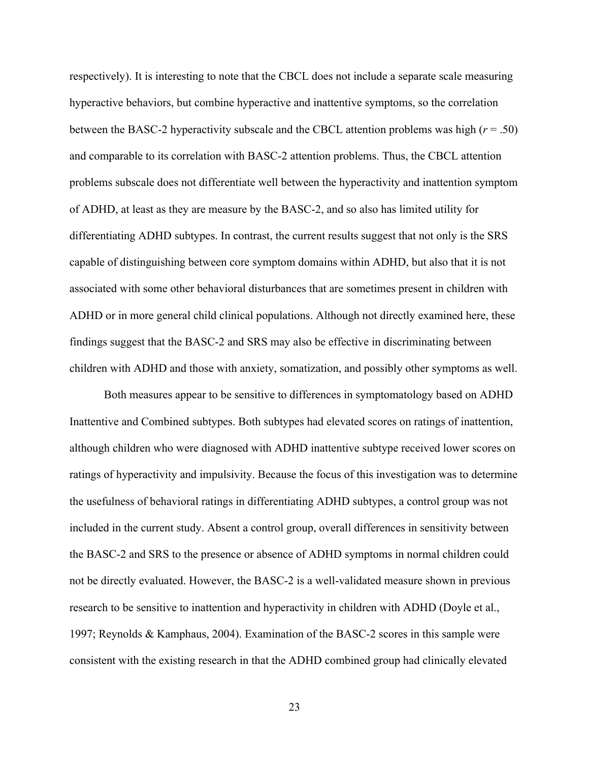respectively). It is interesting to note that the CBCL does not include a separate scale measuring hyperactive behaviors, but combine hyperactive and inattentive symptoms, so the correlation between the BASC-2 hyperactivity subscale and the CBCL attention problems was high (*r* = .50) and comparable to its correlation with BASC-2 attention problems. Thus, the CBCL attention problems subscale does not differentiate well between the hyperactivity and inattention symptom of ADHD, at least as they are measure by the BASC-2, and so also has limited utility for differentiating ADHD subtypes. In contrast, the current results suggest that not only is the SRS capable of distinguishing between core symptom domains within ADHD, but also that it is not associated with some other behavioral disturbances that are sometimes present in children with ADHD or in more general child clinical populations. Although not directly examined here, these findings suggest that the BASC-2 and SRS may also be effective in discriminating between children with ADHD and those with anxiety, somatization, and possibly other symptoms as well.

Both measures appear to be sensitive to differences in symptomatology based on ADHD Inattentive and Combined subtypes. Both subtypes had elevated scores on ratings of inattention, although children who were diagnosed with ADHD inattentive subtype received lower scores on ratings of hyperactivity and impulsivity. Because the focus of this investigation was to determine the usefulness of behavioral ratings in differentiating ADHD subtypes, a control group was not included in the current study. Absent a control group, overall differences in sensitivity between the BASC-2 and SRS to the presence or absence of ADHD symptoms in normal children could not be directly evaluated. However, the BASC-2 is a well-validated measure shown in previous research to be sensitive to inattention and hyperactivity in children with ADHD (Doyle et al., 1997; Reynolds & Kamphaus, 2004). Examination of the BASC-2 scores in this sample were consistent with the existing research in that the ADHD combined group had clinically elevated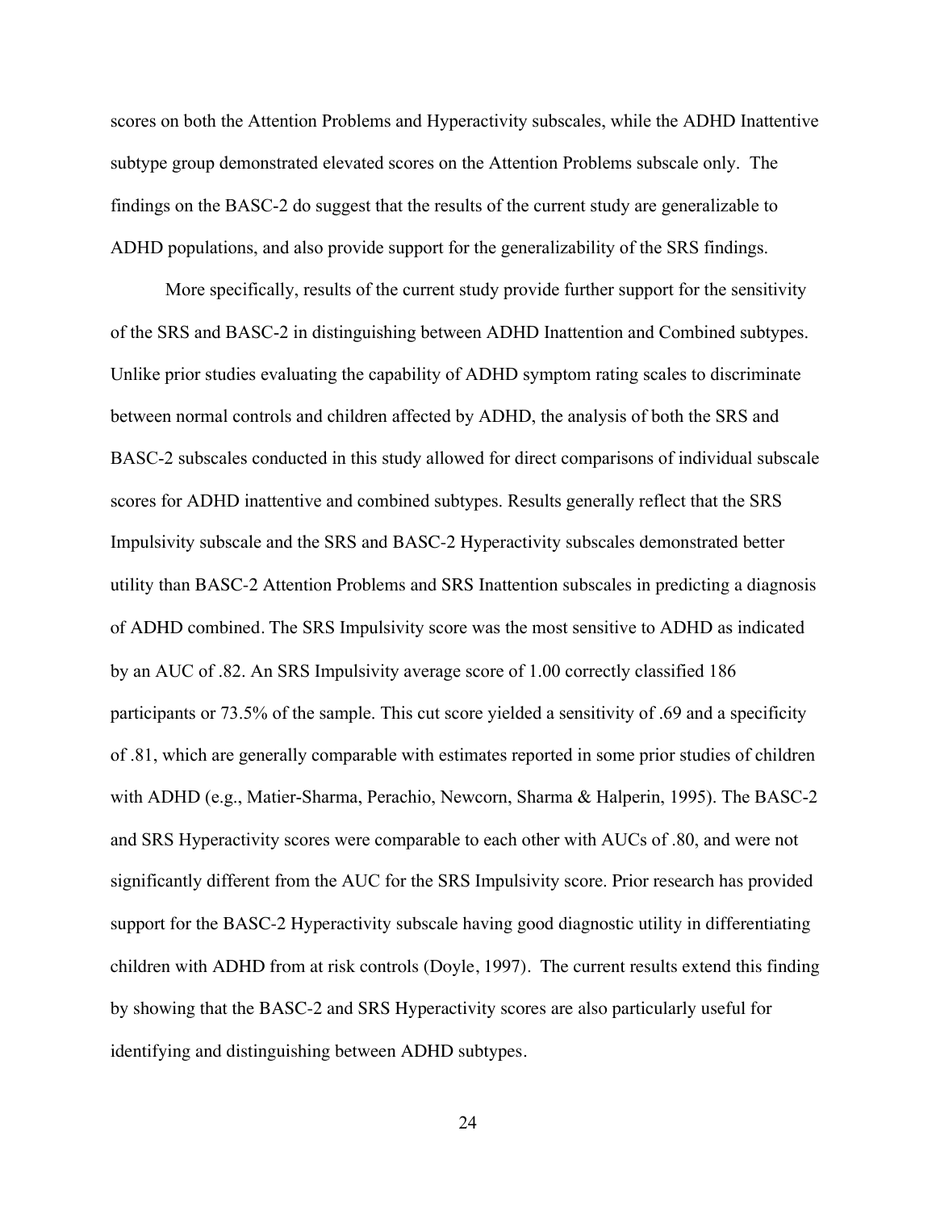scores on both the Attention Problems and Hyperactivity subscales, while the ADHD Inattentive subtype group demonstrated elevated scores on the Attention Problems subscale only. The findings on the BASC-2 do suggest that the results of the current study are generalizable to ADHD populations, and also provide support for the generalizability of the SRS findings.

More specifically, results of the current study provide further support for the sensitivity of the SRS and BASC-2 in distinguishing between ADHD Inattention and Combined subtypes. Unlike prior studies evaluating the capability of ADHD symptom rating scales to discriminate between normal controls and children affected by ADHD, the analysis of both the SRS and BASC-2 subscales conducted in this study allowed for direct comparisons of individual subscale scores for ADHD inattentive and combined subtypes. Results generally reflect that the SRS Impulsivity subscale and the SRS and BASC-2 Hyperactivity subscales demonstrated better utility than BASC-2 Attention Problems and SRS Inattention subscales in predicting a diagnosis of ADHD combined. The SRS Impulsivity score was the most sensitive to ADHD as indicated by an AUC of .82. An SRS Impulsivity average score of 1.00 correctly classified 186 participants or 73.5% of the sample. This cut score yielded a sensitivity of .69 and a specificity of .81, which are generally comparable with estimates reported in some prior studies of children with ADHD (e.g., Matier-Sharma, Perachio, Newcorn, Sharma & Halperin, 1995). The BASC-2 and SRS Hyperactivity scores were comparable to each other with AUCs of .80, and were not significantly different from the AUC for the SRS Impulsivity score. Prior research has provided support for the BASC-2 Hyperactivity subscale having good diagnostic utility in differentiating children with ADHD from at risk controls (Doyle, 1997). The current results extend this finding by showing that the BASC-2 and SRS Hyperactivity scores are also particularly useful for identifying and distinguishing between ADHD subtypes.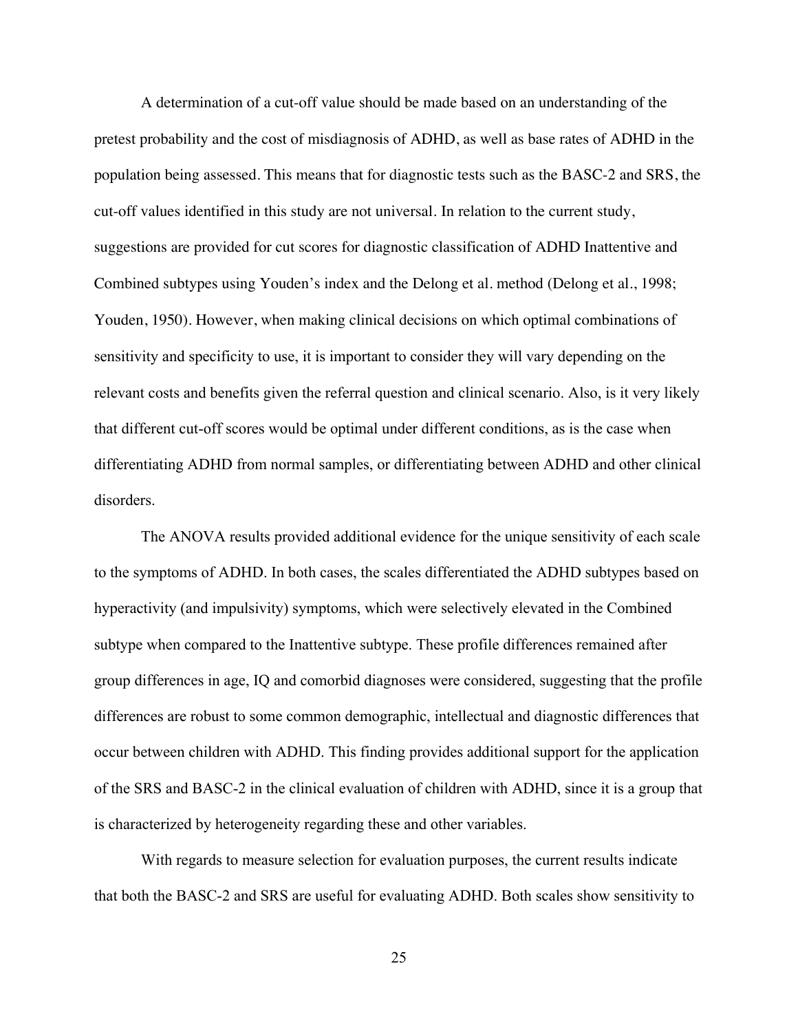A determination of a cut-off value should be made based on an understanding of the pretest probability and the cost of misdiagnosis of ADHD, as well as base rates of ADHD in the population being assessed. This means that for diagnostic tests such as the BASC-2 and SRS, the cut-off values identified in this study are not universal. In relation to the current study, suggestions are provided for cut scores for diagnostic classification of ADHD Inattentive and Combined subtypes using Youden's index and the Delong et al. method (Delong et al., 1998; Youden, 1950). However, when making clinical decisions on which optimal combinations of sensitivity and specificity to use, it is important to consider they will vary depending on the relevant costs and benefits given the referral question and clinical scenario. Also, is it very likely that different cut-off scores would be optimal under different conditions, as is the case when differentiating ADHD from normal samples, or differentiating between ADHD and other clinical disorders.

The ANOVA results provided additional evidence for the unique sensitivity of each scale to the symptoms of ADHD. In both cases, the scales differentiated the ADHD subtypes based on hyperactivity (and impulsivity) symptoms, which were selectively elevated in the Combined subtype when compared to the Inattentive subtype. These profile differences remained after group differences in age, IQ and comorbid diagnoses were considered, suggesting that the profile differences are robust to some common demographic, intellectual and diagnostic differences that occur between children with ADHD. This finding provides additional support for the application of the SRS and BASC-2 in the clinical evaluation of children with ADHD, since it is a group that is characterized by heterogeneity regarding these and other variables.

With regards to measure selection for evaluation purposes, the current results indicate that both the BASC-2 and SRS are useful for evaluating ADHD. Both scales show sensitivity to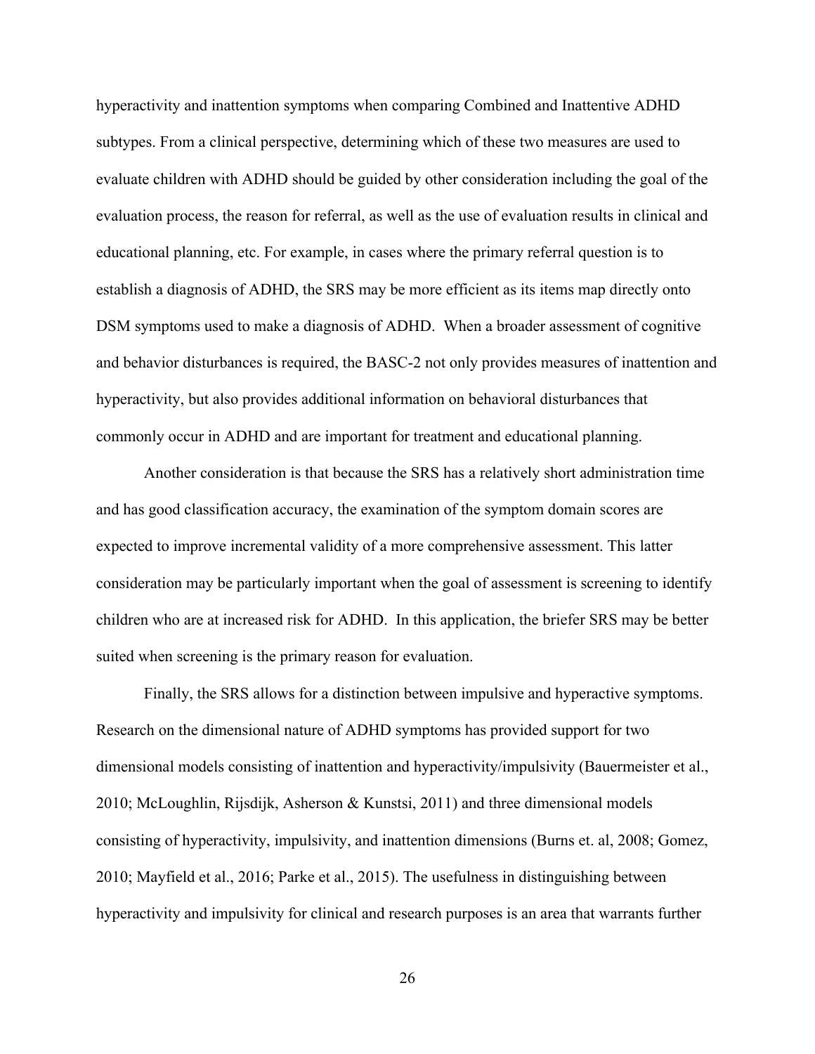hyperactivity and inattention symptoms when comparing Combined and Inattentive ADHD subtypes. From a clinical perspective, determining which of these two measures are used to evaluate children with ADHD should be guided by other consideration including the goal of the evaluation process, the reason for referral, as well as the use of evaluation results in clinical and educational planning, etc. For example, in cases where the primary referral question is to establish a diagnosis of ADHD, the SRS may be more efficient as its items map directly onto DSM symptoms used to make a diagnosis of ADHD. When a broader assessment of cognitive and behavior disturbances is required, the BASC-2 not only provides measures of inattention and hyperactivity, but also provides additional information on behavioral disturbances that commonly occur in ADHD and are important for treatment and educational planning.

Another consideration is that because the SRS has a relatively short administration time and has good classification accuracy, the examination of the symptom domain scores are expected to improve incremental validity of a more comprehensive assessment. This latter consideration may be particularly important when the goal of assessment is screening to identify children who are at increased risk for ADHD. In this application, the briefer SRS may be better suited when screening is the primary reason for evaluation.

Finally, the SRS allows for a distinction between impulsive and hyperactive symptoms. Research on the dimensional nature of ADHD symptoms has provided support for two dimensional models consisting of inattention and hyperactivity/impulsivity (Bauermeister et al., 2010; McLoughlin, Rijsdijk, Asherson & Kunstsi, 2011) and three dimensional models consisting of hyperactivity, impulsivity, and inattention dimensions (Burns et. al, 2008; Gomez, 2010; Mayfield et al., 2016; Parke et al., 2015). The usefulness in distinguishing between hyperactivity and impulsivity for clinical and research purposes is an area that warrants further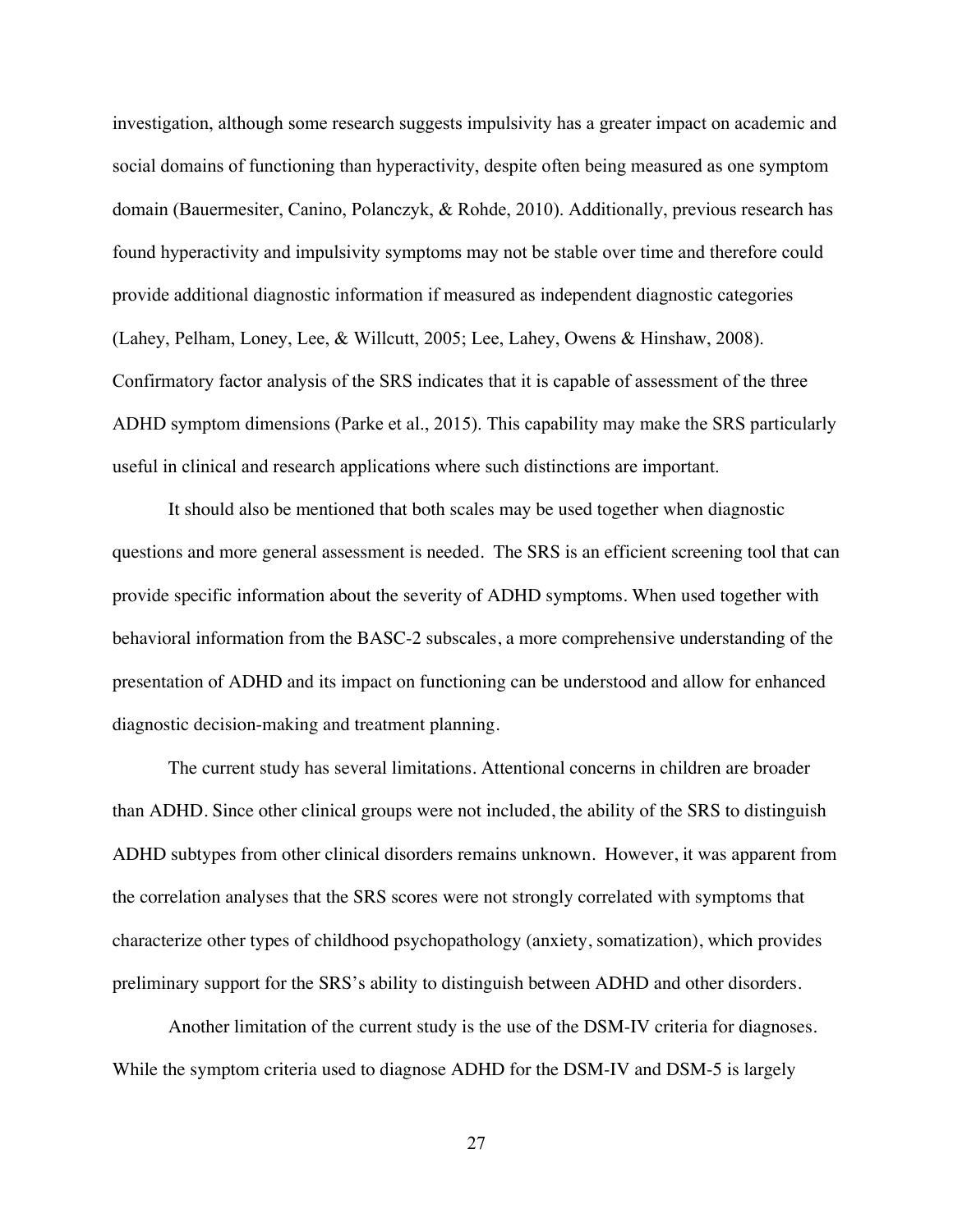investigation, although some research suggests impulsivity has a greater impact on academic and social domains of functioning than hyperactivity, despite often being measured as one symptom domain (Bauermesiter, Canino, Polanczyk, & Rohde, 2010). Additionally, previous research has found hyperactivity and impulsivity symptoms may not be stable over time and therefore could provide additional diagnostic information if measured as independent diagnostic categories (Lahey, Pelham, Loney, Lee, & Willcutt, 2005; Lee, Lahey, Owens & Hinshaw, 2008). Confirmatory factor analysis of the SRS indicates that it is capable of assessment of the three ADHD symptom dimensions (Parke et al., 2015). This capability may make the SRS particularly useful in clinical and research applications where such distinctions are important.

It should also be mentioned that both scales may be used together when diagnostic questions and more general assessment is needed. The SRS is an efficient screening tool that can provide specific information about the severity of ADHD symptoms. When used together with behavioral information from the BASC-2 subscales, a more comprehensive understanding of the presentation of ADHD and its impact on functioning can be understood and allow for enhanced diagnostic decision-making and treatment planning.

The current study has several limitations. Attentional concerns in children are broader than ADHD. Since other clinical groups were not included, the ability of the SRS to distinguish ADHD subtypes from other clinical disorders remains unknown. However, it was apparent from the correlation analyses that the SRS scores were not strongly correlated with symptoms that characterize other types of childhood psychopathology (anxiety, somatization), which provides preliminary support for the SRS's ability to distinguish between ADHD and other disorders.

Another limitation of the current study is the use of the DSM-IV criteria for diagnoses. While the symptom criteria used to diagnose ADHD for the DSM-IV and DSM-5 is largely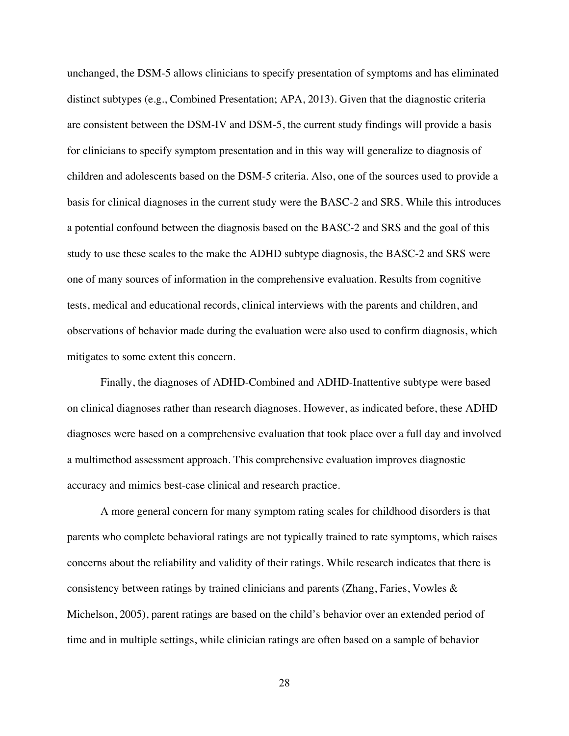unchanged, the DSM-5 allows clinicians to specify presentation of symptoms and has eliminated distinct subtypes (e.g., Combined Presentation; APA, 2013). Given that the diagnostic criteria are consistent between the DSM-IV and DSM-5, the current study findings will provide a basis for clinicians to specify symptom presentation and in this way will generalize to diagnosis of children and adolescents based on the DSM-5 criteria. Also, one of the sources used to provide a basis for clinical diagnoses in the current study were the BASC-2 and SRS. While this introduces a potential confound between the diagnosis based on the BASC-2 and SRS and the goal of this study to use these scales to the make the ADHD subtype diagnosis, the BASC-2 and SRS were one of many sources of information in the comprehensive evaluation. Results from cognitive tests, medical and educational records, clinical interviews with the parents and children, and observations of behavior made during the evaluation were also used to confirm diagnosis, which mitigates to some extent this concern.

Finally, the diagnoses of ADHD-Combined and ADHD-Inattentive subtype were based on clinical diagnoses rather than research diagnoses. However, as indicated before, these ADHD diagnoses were based on a comprehensive evaluation that took place over a full day and involved a multimethod assessment approach. This comprehensive evaluation improves diagnostic accuracy and mimics best-case clinical and research practice.

A more general concern for many symptom rating scales for childhood disorders is that parents who complete behavioral ratings are not typically trained to rate symptoms, which raises concerns about the reliability and validity of their ratings. While research indicates that there is consistency between ratings by trained clinicians and parents (Zhang, Faries, Vowles & Michelson, 2005), parent ratings are based on the child's behavior over an extended period of time and in multiple settings, while clinician ratings are often based on a sample of behavior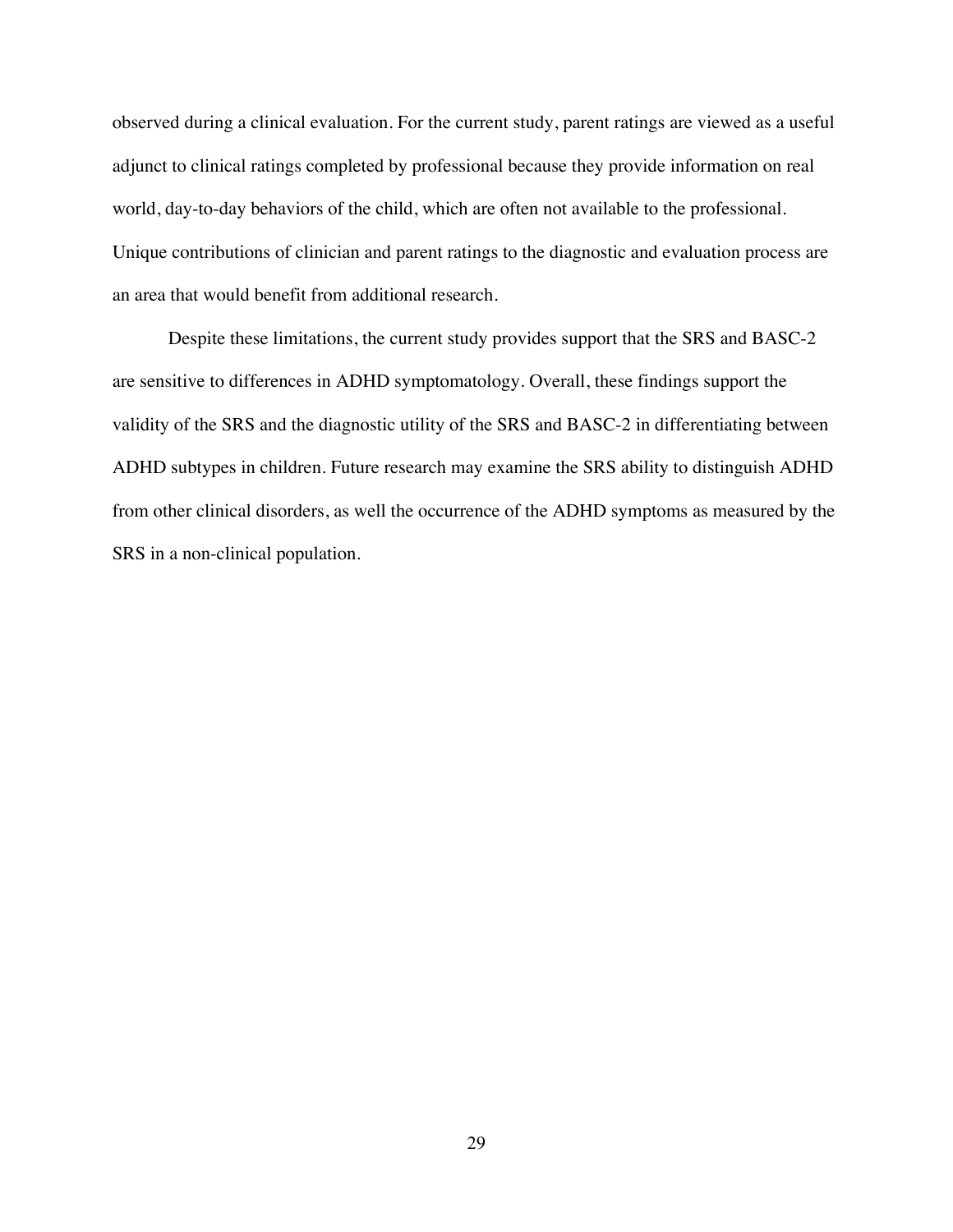observed during a clinical evaluation. For the current study, parent ratings are viewed as a useful adjunct to clinical ratings completed by professional because they provide information on real world, day-to-day behaviors of the child, which are often not available to the professional. Unique contributions of clinician and parent ratings to the diagnostic and evaluation process are an area that would benefit from additional research.

Despite these limitations, the current study provides support that the SRS and BASC-2 are sensitive to differences in ADHD symptomatology. Overall, these findings support the validity of the SRS and the diagnostic utility of the SRS and BASC-2 in differentiating between ADHD subtypes in children. Future research may examine the SRS ability to distinguish ADHD from other clinical disorders, as well the occurrence of the ADHD symptoms as measured by the SRS in a non-clinical population.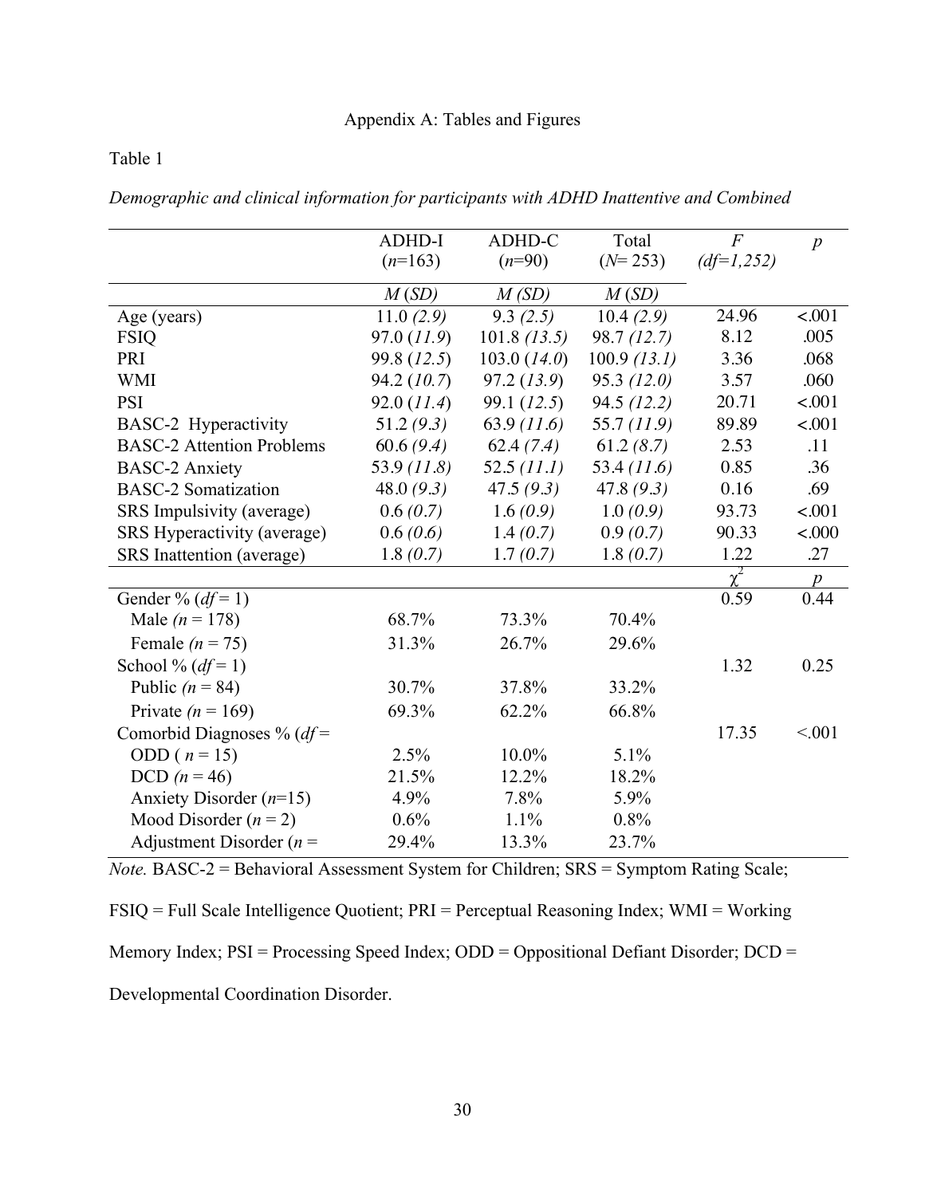Appendix A: Tables and Figures

Table 1

*Demographic and clinical information for participants with ADHD Inattentive and Combined*

| | ADHD-I ($n$=163) | ADHD-C ($n$=90) | Total ($N$= 253) | $F$ ($df$=1,252) | $p$ |
|---|---|---|---|---|---|
| | $M$ ($SD$) | $M$ ($SD$) | $M$ ($SD$) | | |
| Age (years) | 11.0 *(2.9)* | 9.3 *(2.5)* | 10.4 *(2.9)* | 24.96 | <.001 |
| FSIQ | 97.0 (*11.9*) | 101.8 *(13.5)* | 98.7 *(12.7)* | 8.12 | .005 |
| PRI | 99.8 (*12.5*) | 103.0 (*14.0*) | 100.9 *(13.1)* | 3.36 | .068 |
| WMI | 94.2 (*10.7*) | 97.2 (*13.9*) | 95.3 *(12.0)* | 3.57 | .060 |
| PSI | 92.0 (*11.4*) | 99.1 (*12.5*) | 94.5 *(12.2)* | 20.71 | <.001 |
| BASC-2 Hyperactivity | 51.2 *(9.3)* | 63.9 *(11.6)* | 55.7 *(11.9)* | 89.89 | <.001 |
| BASC-2 Attention Problems | 60.6 *(9.4)* | 62.4 *(7.4)* | 61.2 *(8.7)* | 2.53 | .11 |
| BASC-2 Anxiety | 53.9 *(11.8)* | 52.5 *(11.1)* | 53.4 *(11.6)* | 0.85 | .36 |
| BASC-2 Somatization | 48.0 *(9.3)* | 47.5 *(9.3)* | 47.8 *(9.3)* | 0.16 | .69 |
| SRS Impulsivity (average) | 0.6 *(0.7)* | 1.6 *(0.9)* | 1.0 *(0.9)* | 93.73 | <.001 |
| SRS Hyperactivity (average) | 0.6 *(0.6)* | 1.4 *(0.7)* | 0.9 *(0.7)* | 90.33 | <.000 |
| SRS Inattention (average) | 1.8 *(0.7)* | 1.7 *(0.7)* | 1.8 *(0.7)* | 1.22 | .27 |
| | | | | $\chi^2$ | $p$ |
| Gender % ($df$ = 1) | | | | 0.59 | 0.44 |
| Male *(n* = 178) | 68.7% | 73.3% | 70.4% | | |
| Female *(n* = 75) | 31.3% | 26.7% | 29.6% | | |
| School % ($df$ = 1) | | | | 1.32 | 0.25 |
| Public *(n* = 84) | 30.7% | 37.8% | 33.2% | | |
| Private *(n* = 169) | 69.3% | 62.2% | 66.8% | | |
| Comorbid Diagnoses % ($df$ = | | | | 17.35 | <.001 |
| ODD ( $n$ = 15) | 2.5% | 10.0% | 5.1% | | |
| DCD *(n* = 46) | 21.5% | 12.2% | 18.2% | | |
| Anxiety Disorder ($n$=15) | 4.9% | 7.8% | 5.9% | | |
| Mood Disorder ($n$ = 2) | 0.6% | 1.1% | 0.8% | | |
| Adjustment Disorder ($n$ = | 29.4% | 13.3% | 23.7% | | |

*Note.* BASC-2 = Behavioral Assessment System for Children; SRS = Symptom Rating Scale; FSIQ = Full Scale Intelligence Quotient; PRI = Perceptual Reasoning Index; WMI = Working Memory Index; PSI = Processing Speed Index; ODD = Oppositional Defiant Disorder; DCD = Developmental Coordination Disorder.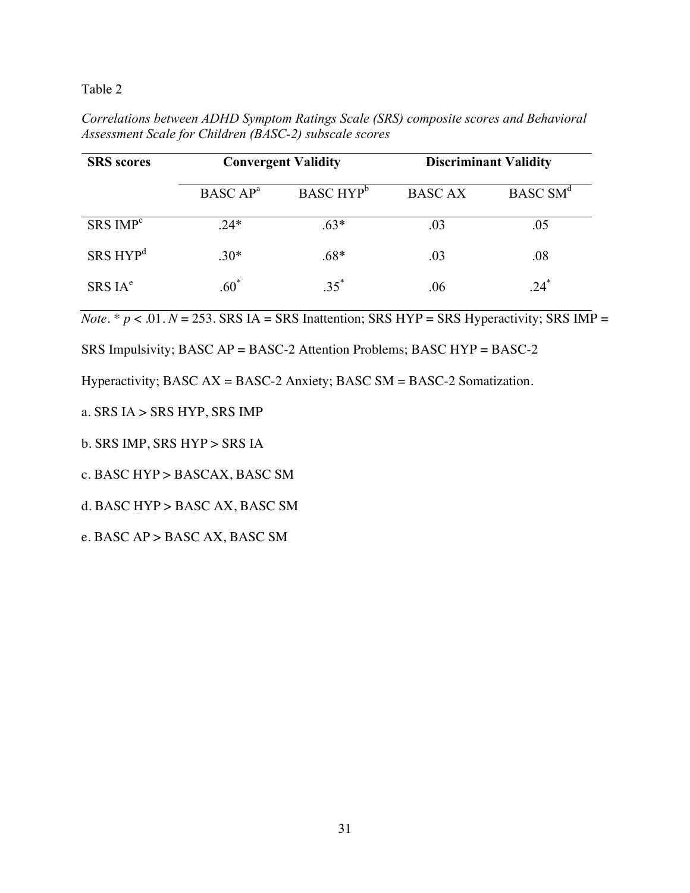Table 2

*Correlations between ADHD Symptom Ratings Scale (SRS) composite scores and Behavioral Assessment Scale for Children (BASC-2) subscale scores*

| **SRS scores** | **Convergent Validity** | | **Discriminant Validity** | |
|---|---|---|---|---|
| | BASC AP[a] | BASC HYP[b] | BASC AX | BASC SM[d] |
| SRS IMP[c] | .24* | .63* | .03 | .05 |
| SRS HYP[d] | .30* | .68* | .03 | .08 |
| SRS IA[e] | .60* | .35* | .06 | .24* |

*Note*. * $p < .01$. $N = 253$. SRS IA = SRS Inattention; SRS HYP = SRS Hyperactivity; SRS IMP = SRS Impulsivity; BASC AP = BASC-2 Attention Problems; BASC HYP = BASC-2 Hyperactivity; BASC AX = BASC-2 Anxiety; BASC SM = BASC-2 Somatization.

a. SRS IA > SRS HYP, SRS IMP

b. SRS IMP, SRS HYP > SRS IA

c. BASC HYP > BASCAX, BASC SM

d. BASC HYP > BASC AX, BASC SM

e. BASC AP > BASC AX, BASC SM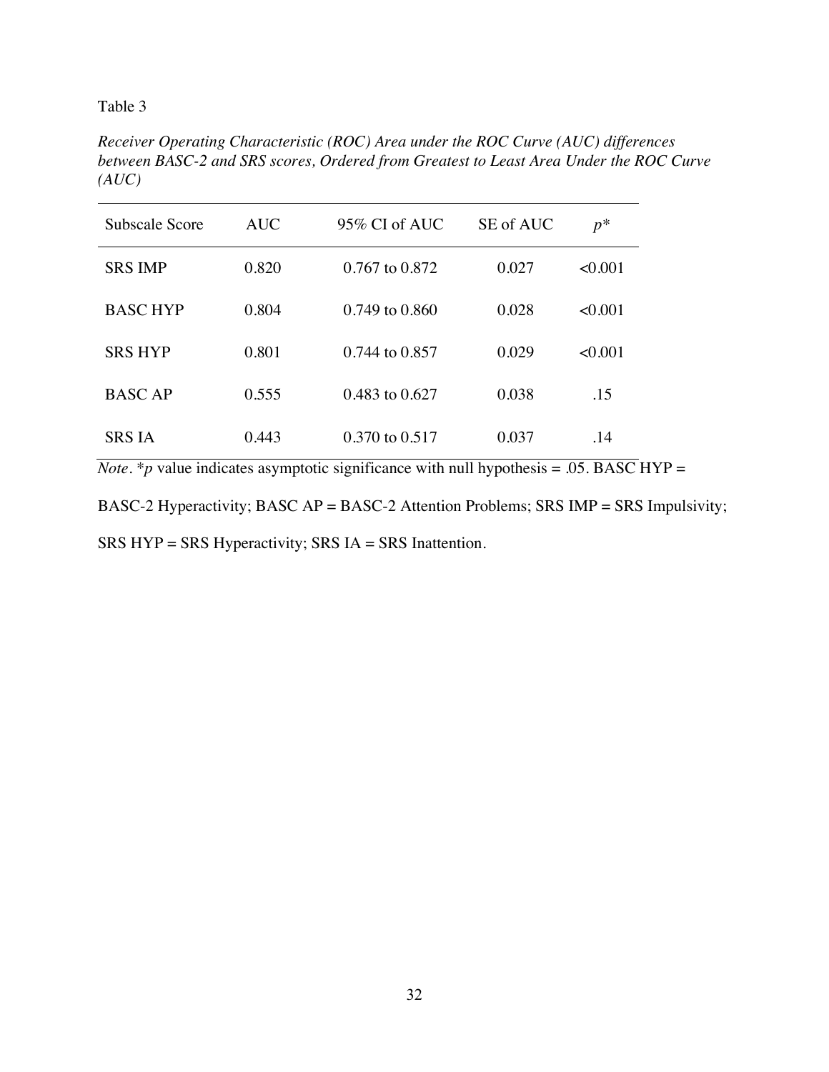Table 3

*Receiver Operating Characteristic (ROC) Area under the ROC Curve (AUC) differences between BASC-2 and SRS scores, Ordered from Greatest to Least Area Under the ROC Curve (AUC)*

| Subscale Score | AUC | 95% CI of AUC | SE of AUC | $p$* |
|---|---|---|---|---|
| SRS IMP | 0.820 | 0.767 to 0.872 | 0.027 | <0.001 |
| BASC HYP | 0.804 | 0.749 to 0.860 | 0.028 | <0.001 |
| SRS HYP | 0.801 | 0.744 to 0.857 | 0.029 | <0.001 |
| BASC AP | 0.555 | 0.483 to 0.627 | 0.038 | .15 |
| SRS IA | 0.443 | 0.370 to 0.517 | 0.037 | .14 |

*Note*. *$p$ value indicates asymptotic significance with null hypothesis = .05. BASC HYP = BASC-2 Hyperactivity; BASC AP = BASC-2 Attention Problems; SRS IMP = SRS Impulsivity; SRS HYP = SRS Hyperactivity; SRS IA = SRS Inattention.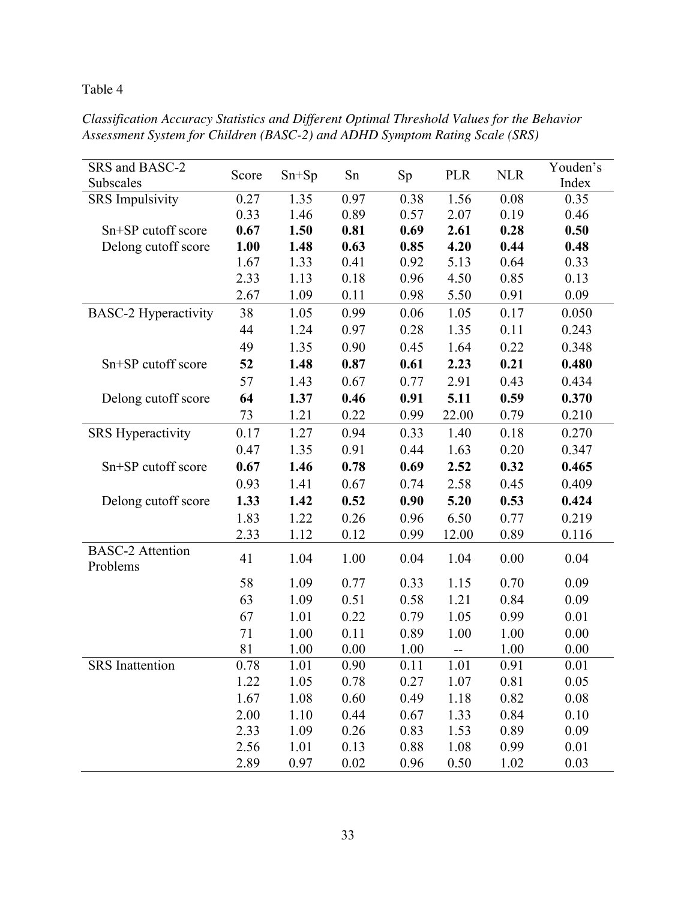Table 4

*Classification Accuracy Statistics and Different Optimal Threshold Values for the Behavior Assessment System for Children (BASC-2) and ADHD Symptom Rating Scale (SRS)*

| SRS and BASC-2 Subscales | Score | Sn+Sp | Sn | Sp | PLR | NLR | Youden's Index |
|---|---|---|---|---|---|---|---|
| SRS Impulsivity | 0.27 | 1.35 | 0.97 | 0.38 | 1.56 | 0.08 | 0.35 |
| | 0.33 | 1.46 | 0.89 | 0.57 | 2.07 | 0.19 | 0.46 |
| Sn+SP cutoff score | **0.67** | **1.50** | **0.81** | **0.69** | **2.61** | **0.28** | **0.50** |
| Delong cutoff score | **1.00** | **1.48** | **0.63** | **0.85** | **4.20** | **0.44** | **0.48** |
| | 1.67 | 1.33 | 0.41 | 0.92 | 5.13 | 0.64 | 0.33 |
| | 2.33 | 1.13 | 0.18 | 0.96 | 4.50 | 0.85 | 0.13 |
| | 2.67 | 1.09 | 0.11 | 0.98 | 5.50 | 0.91 | 0.09 |
| BASC-2 Hyperactivity | 38 | 1.05 | 0.99 | 0.06 | 1.05 | 0.17 | 0.050 |
| | 44 | 1.24 | 0.97 | 0.28 | 1.35 | 0.11 | 0.243 |
| | 49 | 1.35 | 0.90 | 0.45 | 1.64 | 0.22 | 0.348 |
| Sn+SP cutoff score | **52** | **1.48** | **0.87** | **0.61** | **2.23** | **0.21** | **0.480** |
| | 57 | 1.43 | 0.67 | 0.77 | 2.91 | 0.43 | 0.434 |
| Delong cutoff score | **64** | **1.37** | **0.46** | **0.91** | **5.11** | **0.59** | **0.370** |
| | 73 | 1.21 | 0.22 | 0.99 | 22.00 | 0.79 | 0.210 |
| SRS Hyperactivity | 0.17 | 1.27 | 0.94 | 0.33 | 1.40 | 0.18 | 0.270 |
| | 0.47 | 1.35 | 0.91 | 0.44 | 1.63 | 0.20 | 0.347 |
| Sn+SP cutoff score | **0.67** | **1.46** | **0.78** | **0.69** | **2.52** | **0.32** | **0.465** |
| | 0.93 | 1.41 | 0.67 | 0.74 | 2.58 | 0.45 | 0.409 |
| Delong cutoff score | **1.33** | **1.42** | **0.52** | **0.90** | **5.20** | **0.53** | **0.424** |
| | 1.83 | 1.22 | 0.26 | 0.96 | 6.50 | 0.77 | 0.219 |
| | 2.33 | 1.12 | 0.12 | 0.99 | 12.00 | 0.89 | 0.116 |
| BASC-2 Attention Problems | 41 | 1.04 | 1.00 | 0.04 | 1.04 | 0.00 | 0.04 |
| | 58 | 1.09 | 0.77 | 0.33 | 1.15 | 0.70 | 0.09 |
| | 63 | 1.09 | 0.51 | 0.58 | 1.21 | 0.84 | 0.09 |
| | 67 | 1.01 | 0.22 | 0.79 | 1.05 | 0.99 | 0.01 |
| | 71 | 1.00 | 0.11 | 0.89 | 1.00 | 1.00 | 0.00 |
| | 81 | 1.00 | 0.00 | 1.00 | -- | 1.00 | 0.00 |
| SRS Inattention | 0.78 | 1.01 | 0.90 | 0.11 | 1.01 | 0.91 | 0.01 |
| | 1.22 | 1.05 | 0.78 | 0.27 | 1.07 | 0.81 | 0.05 |
| | 1.67 | 1.08 | 0.60 | 0.49 | 1.18 | 0.82 | 0.08 |
| | 2.00 | 1.10 | 0.44 | 0.67 | 1.33 | 0.84 | 0.10 |
| | 2.33 | 1.09 | 0.26 | 0.83 | 1.53 | 0.89 | 0.09 |
| | 2.56 | 1.01 | 0.13 | 0.88 | 1.08 | 0.99 | 0.01 |
| | 2.89 | 0.97 | 0.02 | 0.96 | 0.50 | 1.02 | 0.03 |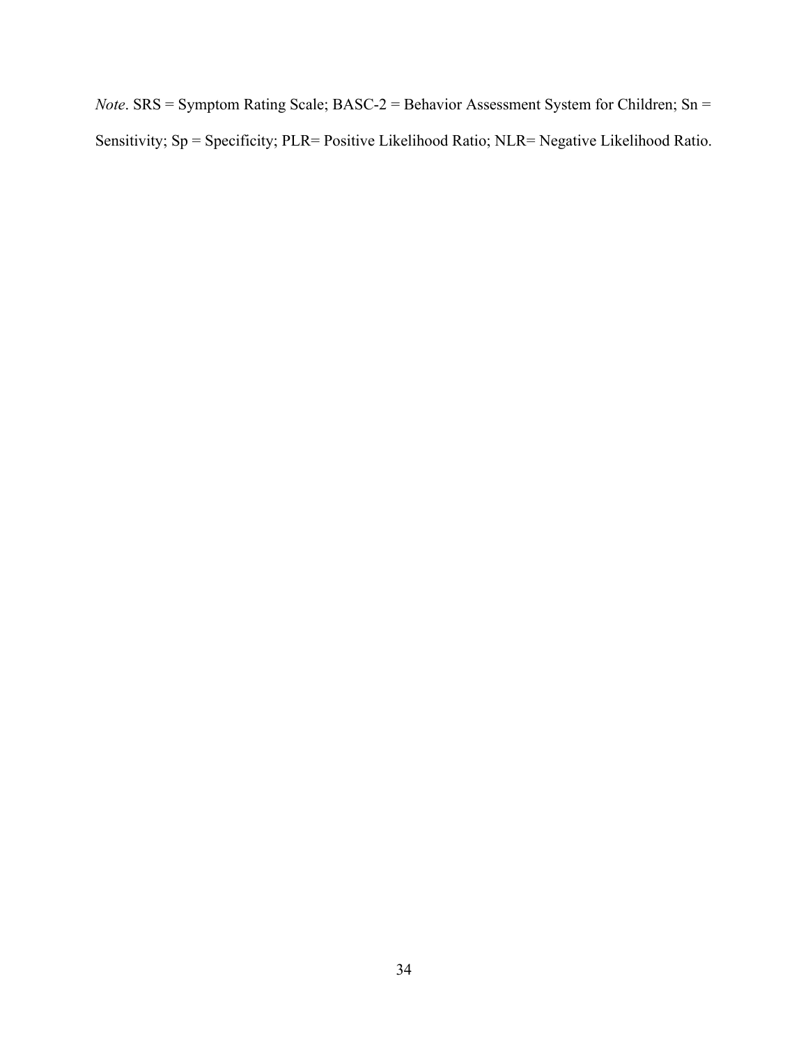*Note*. SRS = Symptom Rating Scale; BASC-2 = Behavior Assessment System for Children; Sn = Sensitivity; Sp = Specificity; PLR= Positive Likelihood Ratio; NLR= Negative Likelihood Ratio.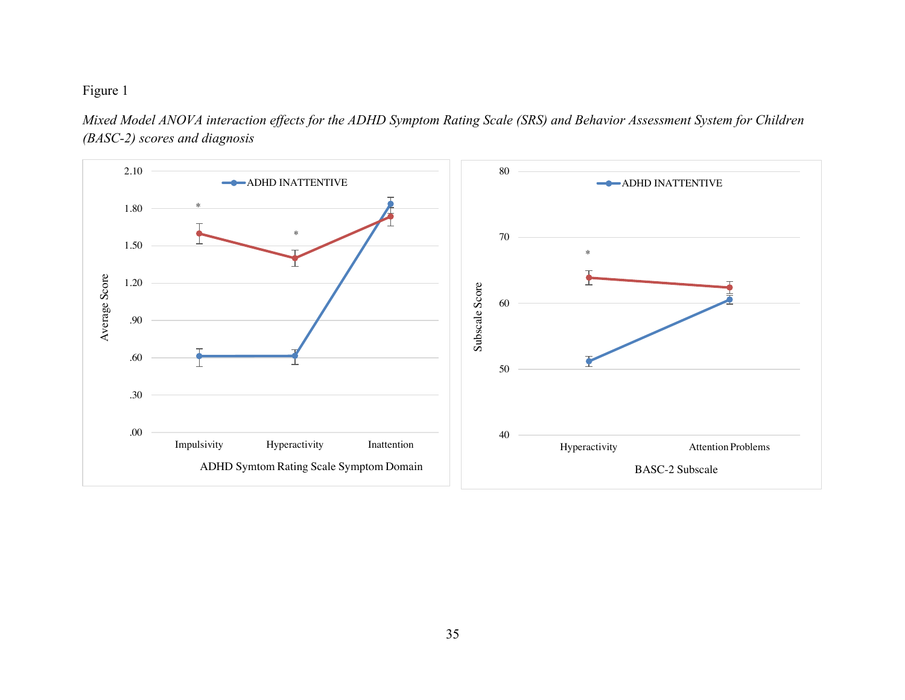Figure 1

*Mixed Model ANOVA interaction effects for the ADHD Symptom Rating Scale (SRS) and Behavior Assessment System for Children (BASC-2) scores and diagnosis*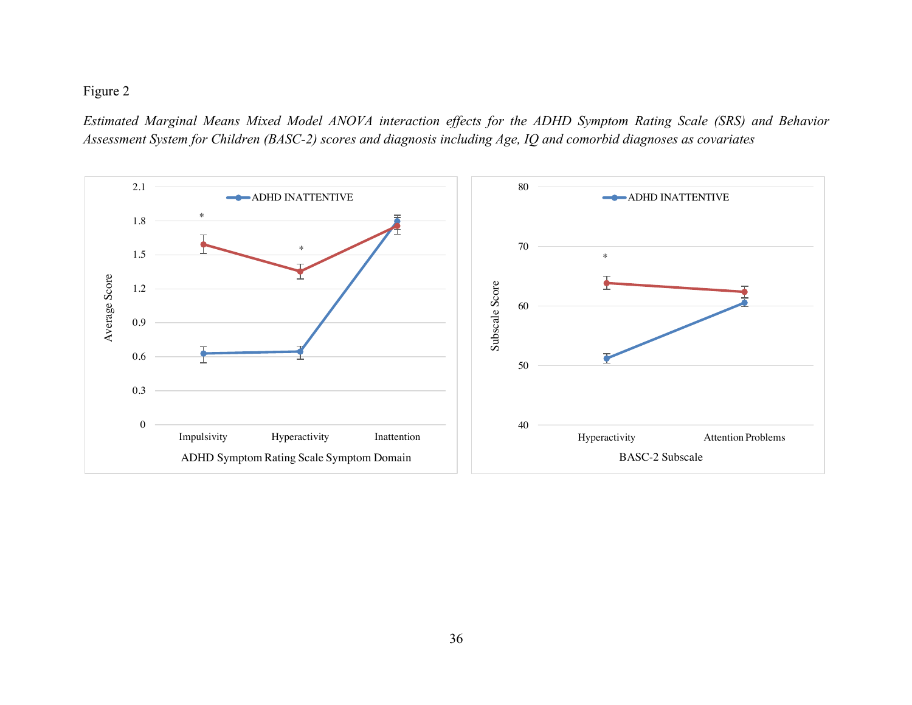Figure 2

*Estimated Marginal Means Mixed Model ANOVA interaction effects for the ADHD Symptom Rating Scale (SRS) and Behavior Assessment System for Children (BASC-2) scores and diagnosis including Age, IQ and comorbid diagnoses as covariates*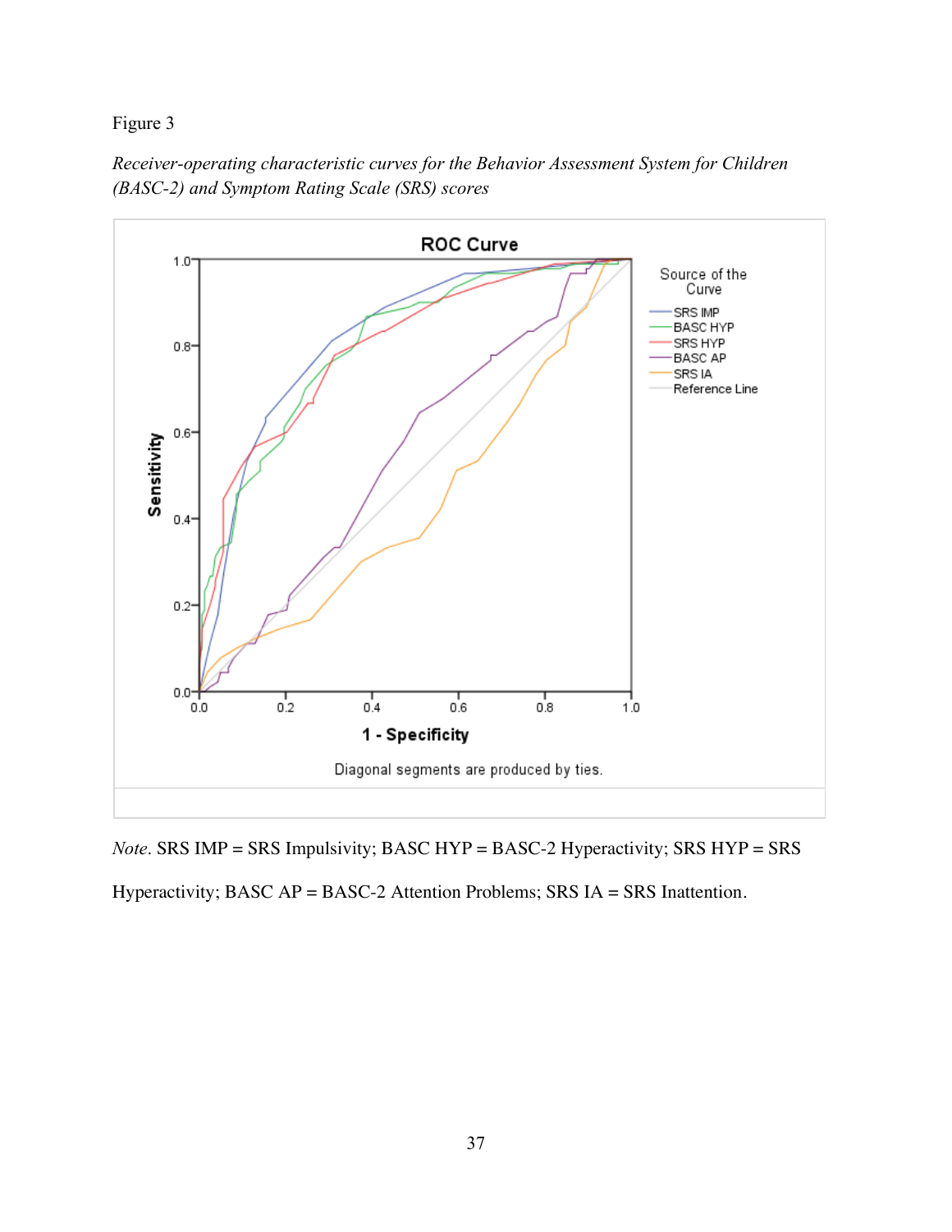Figure 3

*Receiver-operating characteristic curves for the Behavior Assessment System for Children (BASC-2) and Symptom Rating Scale (SRS) scores*

*Note*. SRS IMP = SRS Impulsivity; BASC HYP = BASC-2 Hyperactivity; SRS HYP = SRS Hyperactivity; BASC AP = BASC-2 Attention Problems; SRS IA = SRS Inattention.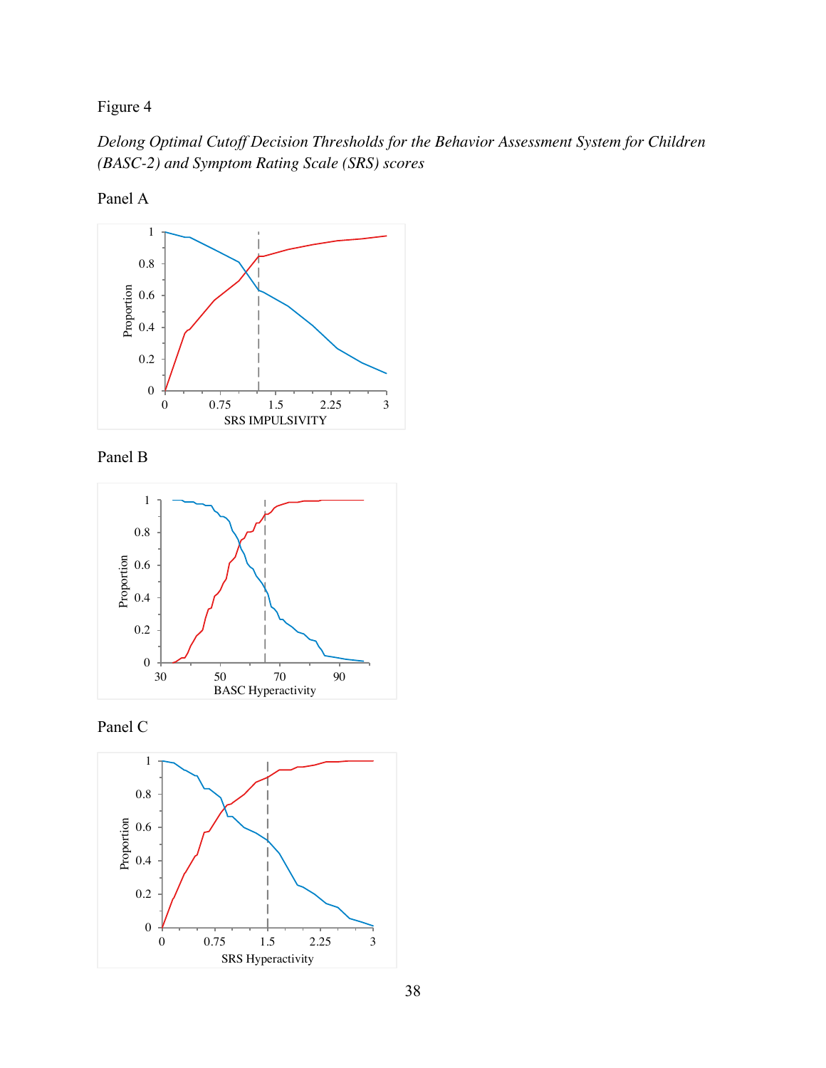Figure 4

*Delong Optimal Cutoff Decision Thresholds for the Behavior Assessment System for Children (BASC-2) and Symptom Rating Scale (SRS) scores*

Panel A

Panel B

Panel C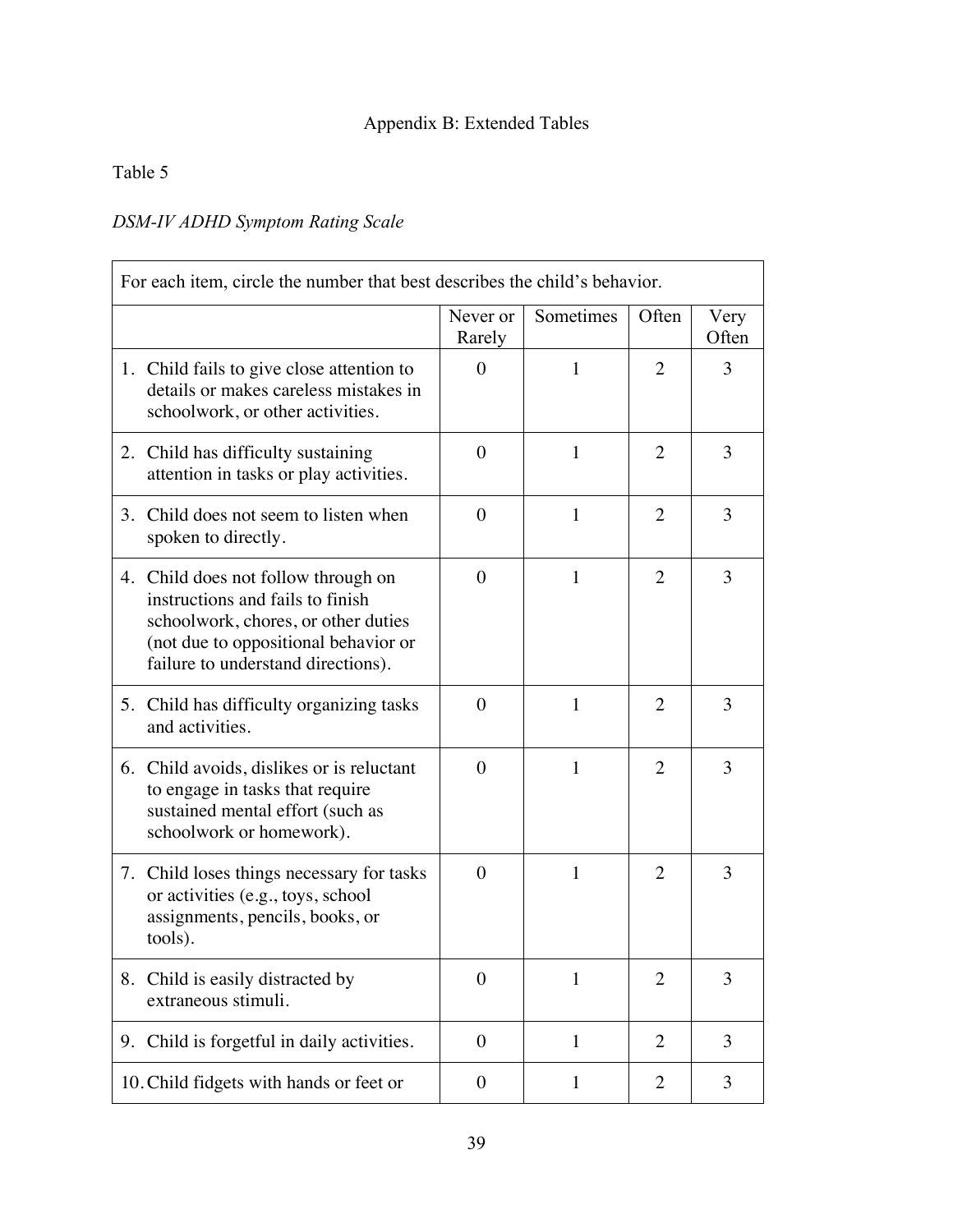Appendix B: Extended Tables

Table 5

*DSM-IV ADHD Symptom Rating Scale*

| For each item, circle the number that best describes the child's behavior. | | | | |
|---|---|---|---|---|
| | Never or Rarely | Sometimes | Often | Very Often |
| 1. Child fails to give close attention to details or makes careless mistakes in schoolwork, or other activities. | 0 | 1 | 2 | 3 |
| 2. Child has difficulty sustaining attention in tasks or play activities. | 0 | 1 | 2 | 3 |
| 3. Child does not seem to listen when spoken to directly. | 0 | 1 | 2 | 3 |
| 4. Child does not follow through on instructions and fails to finish schoolwork, chores, or other duties (not due to oppositional behavior or failure to understand directions). | 0 | 1 | 2 | 3 |
| 5. Child has difficulty organizing tasks and activities. | 0 | 1 | 2 | 3 |
| 6. Child avoids, dislikes or is reluctant to engage in tasks that require sustained mental effort (such as schoolwork or homework). | 0 | 1 | 2 | 3 |
| 7. Child loses things necessary for tasks or activities (e.g., toys, school assignments, pencils, books, or tools). | 0 | 1 | 2 | 3 |
| 8. Child is easily distracted by extraneous stimuli. | 0 | 1 | 2 | 3 |
| 9. Child is forgetful in daily activities. | 0 | 1 | 2 | 3 |
| 10. Child fidgets with hands or feet or | 0 | 1 | 2 | 3 |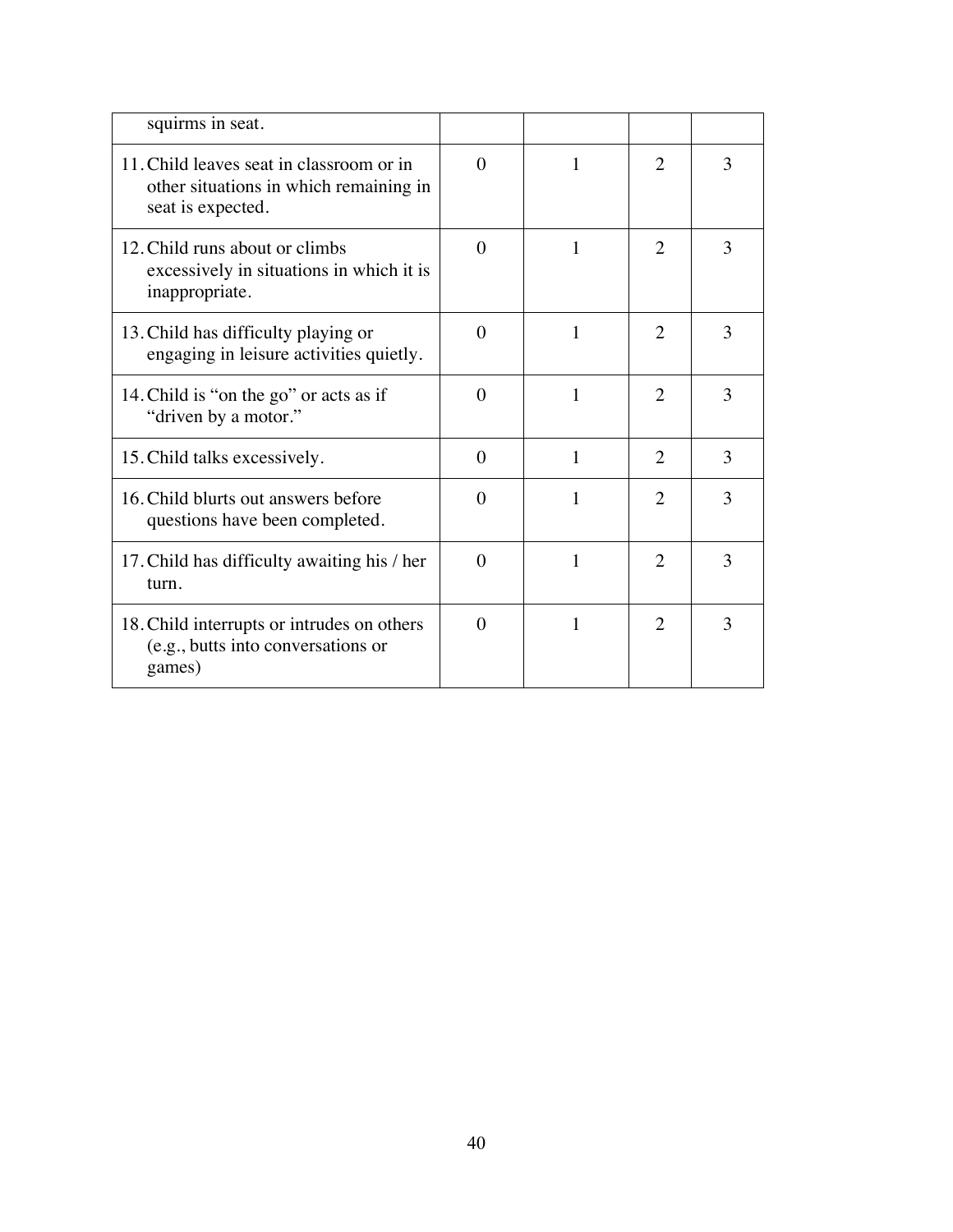| | | | | |
|---|---|---|---|---|
| squirms in seat. | | | | |
| 11. Child leaves seat in classroom or in other situations in which remaining in seat is expected. | 0 | 1 | 2 | 3 |
| 12. Child runs about or climbs excessively in situations in which it is inappropriate. | 0 | 1 | 2 | 3 |
| 13. Child has difficulty playing or engaging in leisure activities quietly. | 0 | 1 | 2 | 3 |
| 14. Child is "on the go" or acts as if "driven by a motor." | 0 | 1 | 2 | 3 |
| 15. Child talks excessively. | 0 | 1 | 2 | 3 |
| 16. Child blurts out answers before questions have been completed. | 0 | 1 | 2 | 3 |
| 17. Child has difficulty awaiting his / her turn. | 0 | 1 | 2 | 3 |
| 18. Child interrupts or intrudes on others (e.g., butts into conversations or games) | 0 | 1 | 2 | 3 |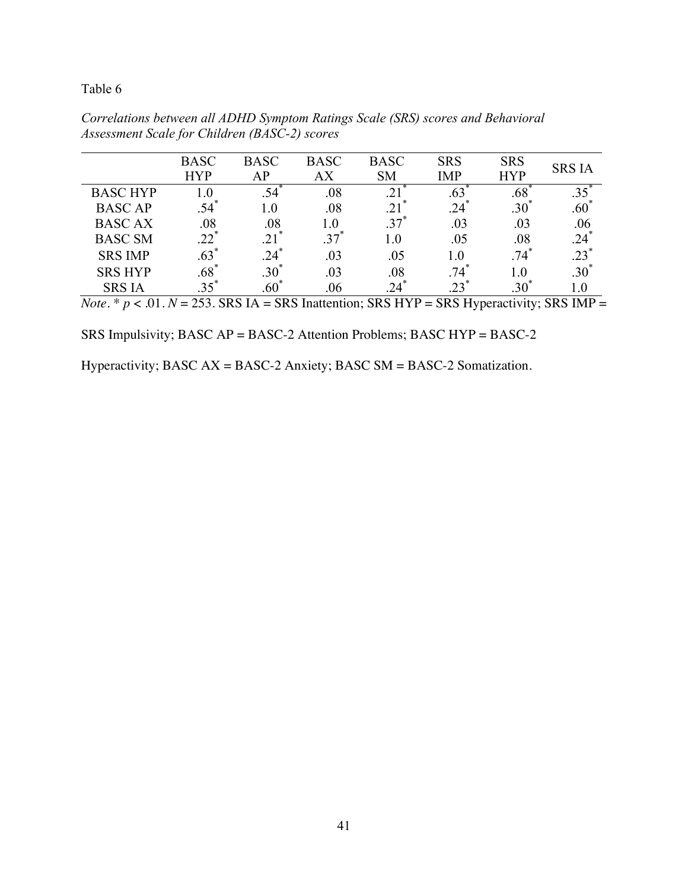Table 6

*Correlations between all ADHD Symptom Ratings Scale (SRS) scores and Behavioral Assessment Scale for Children (BASC-2) scores*

| | BASC HYP | BASC AP | BASC AX | BASC SM | SRS IMP | SRS HYP | SRS IA |
|---|---|---|---|---|---|---|---|
| BASC HYP | 1.0 | .54* | .08 | .21* | .63* | .68* | .35* |
| BASC AP | .54* | 1.0 | .08 | .21* | .24* | .30* | .60* |
| BASC AX | .08 | .08 | 1.0 | .37* | .03 | .03 | .06 |
| BASC SM | .22* | .21* | .37* | 1.0 | .05 | .08 | .24* |
| SRS IMP | .63* | .24* | .03 | .05 | 1.0 | .74* | .23* |
| SRS HYP | .68* | .30* | .03 | .08 | .74* | 1.0 | .30* |
| SRS IA | .35* | .60* | .06 | .24* | .23* | .30* | 1.0 |

*Note*. * $p < .01$. $N = 253$. SRS IA = SRS Inattention; SRS HYP = SRS Hyperactivity; SRS IMP = SRS Impulsivity; BASC AP = BASC-2 Attention Problems; BASC HYP = BASC-2 Hyperactivity; BASC AX = BASC-2 Anxiety; BASC SM = BASC-2 Somatization.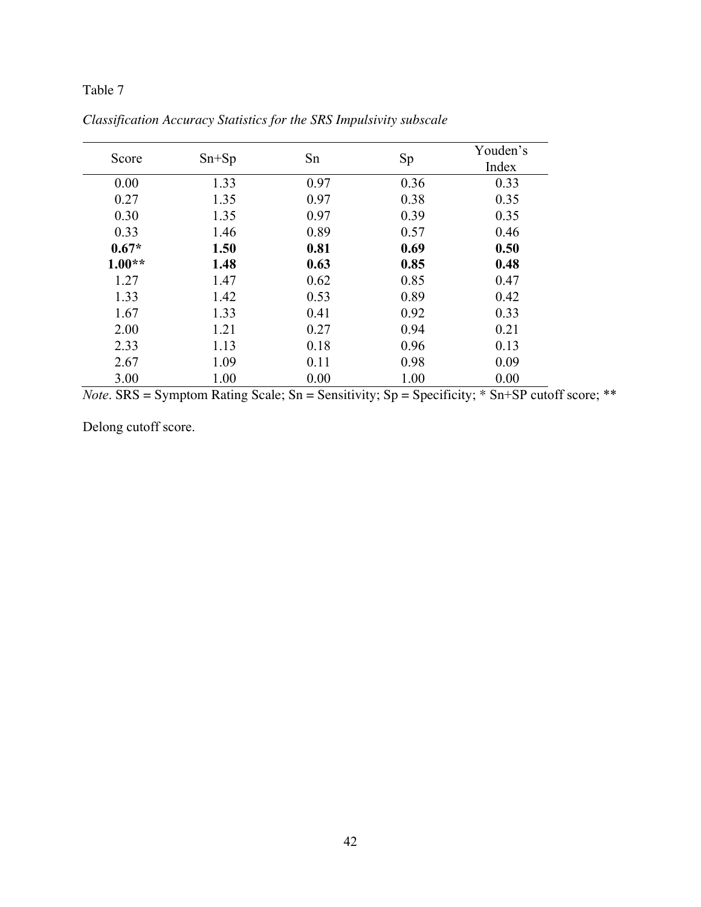Table 7

*Classification Accuracy Statistics for the SRS Impulsivity subscale*

| Score | Sn+Sp | Sn | Sp | Youden's Index |
|---|---|---|---|---|
| 0.00 | 1.33 | 0.97 | 0.36 | 0.33 |
| 0.27 | 1.35 | 0.97 | 0.38 | 0.35 |
| 0.30 | 1.35 | 0.97 | 0.39 | 0.35 |
| 0.33 | 1.46 | 0.89 | 0.57 | 0.46 |
| **0.67*** | **1.50** | **0.81** | **0.69** | **0.50** |
| **1.00**** | **1.48** | **0.63** | **0.85** | **0.48** |
| 1.27 | 1.47 | 0.62 | 0.85 | 0.47 |
| 1.33 | 1.42 | 0.53 | 0.89 | 0.42 |
| 1.67 | 1.33 | 0.41 | 0.92 | 0.33 |
| 2.00 | 1.21 | 0.27 | 0.94 | 0.21 |
| 2.33 | 1.13 | 0.18 | 0.96 | 0.13 |
| 2.67 | 1.09 | 0.11 | 0.98 | 0.09 |
| 3.00 | 1.00 | 0.00 | 1.00 | 0.00 |

*Note*. SRS = Symptom Rating Scale; Sn = Sensitivity; Sp = Specificity; * Sn+SP cutoff score; ** Delong cutoff score.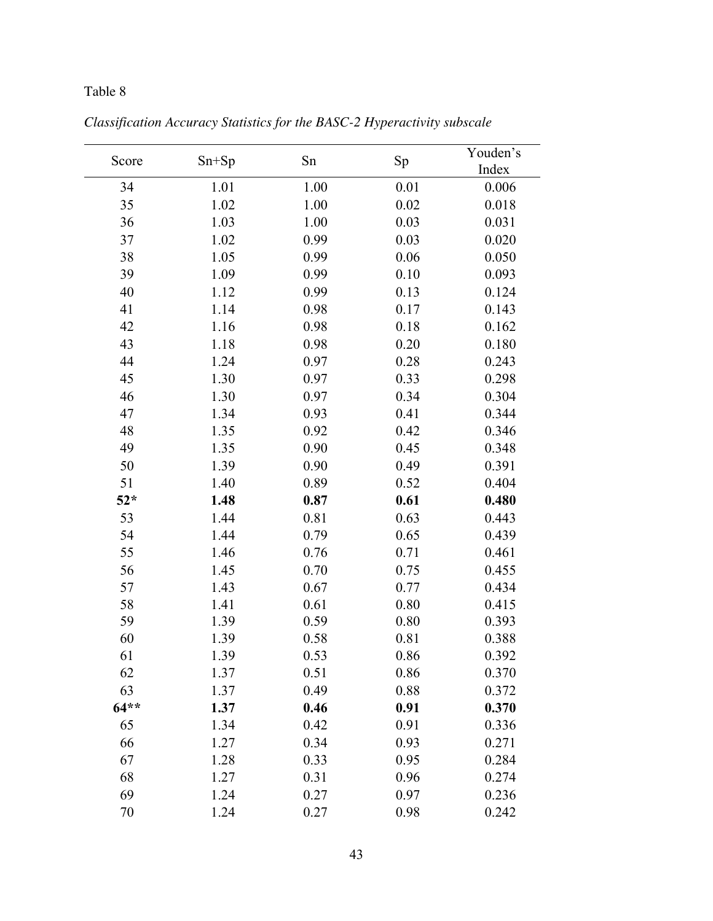Table 8

*Classification Accuracy Statistics for the BASC-2 Hyperactivity subscale*

| Score | Sn+Sp | Sn | Sp | Youden's Index |
|---|---|---|---|---|
| 34 | 1.01 | 1.00 | 0.01 | 0.006 |
| 35 | 1.02 | 1.00 | 0.02 | 0.018 |
| 36 | 1.03 | 1.00 | 0.03 | 0.031 |
| 37 | 1.02 | 0.99 | 0.03 | 0.020 |
| 38 | 1.05 | 0.99 | 0.06 | 0.050 |
| 39 | 1.09 | 0.99 | 0.10 | 0.093 |
| 40 | 1.12 | 0.99 | 0.13 | 0.124 |
| 41 | 1.14 | 0.98 | 0.17 | 0.143 |
| 42 | 1.16 | 0.98 | 0.18 | 0.162 |
| 43 | 1.18 | 0.98 | 0.20 | 0.180 |
| 44 | 1.24 | 0.97 | 0.28 | 0.243 |
| 45 | 1.30 | 0.97 | 0.33 | 0.298 |
| 46 | 1.30 | 0.97 | 0.34 | 0.304 |
| 47 | 1.34 | 0.93 | 0.41 | 0.344 |
| 48 | 1.35 | 0.92 | 0.42 | 0.346 |
| 49 | 1.35 | 0.90 | 0.45 | 0.348 |
| 50 | 1.39 | 0.90 | 0.49 | 0.391 |
| 51 | 1.40 | 0.89 | 0.52 | 0.404 |
| **52*** | **1.48** | **0.87** | **0.61** | **0.480** |
| 53 | 1.44 | 0.81 | 0.63 | 0.443 |
| 54 | 1.44 | 0.79 | 0.65 | 0.439 |
| 55 | 1.46 | 0.76 | 0.71 | 0.461 |
| 56 | 1.45 | 0.70 | 0.75 | 0.455 |
| 57 | 1.43 | 0.67 | 0.77 | 0.434 |
| 58 | 1.41 | 0.61 | 0.80 | 0.415 |
| 59 | 1.39 | 0.59 | 0.80 | 0.393 |
| 60 | 1.39 | 0.58 | 0.81 | 0.388 |
| 61 | 1.39 | 0.53 | 0.86 | 0.392 |
| 62 | 1.37 | 0.51 | 0.86 | 0.370 |
| 63 | 1.37 | 0.49 | 0.88 | 0.372 |
| **64**** | **1.37** | **0.46** | **0.91** | **0.370** |
| 65 | 1.34 | 0.42 | 0.91 | 0.336 |
| 66 | 1.27 | 0.34 | 0.93 | 0.271 |
| 67 | 1.28 | 0.33 | 0.95 | 0.284 |
| 68 | 1.27 | 0.31 | 0.96 | 0.274 |
| 69 | 1.24 | 0.27 | 0.97 | 0.236 |
| 70 | 1.24 | 0.27 | 0.98 | 0.242 |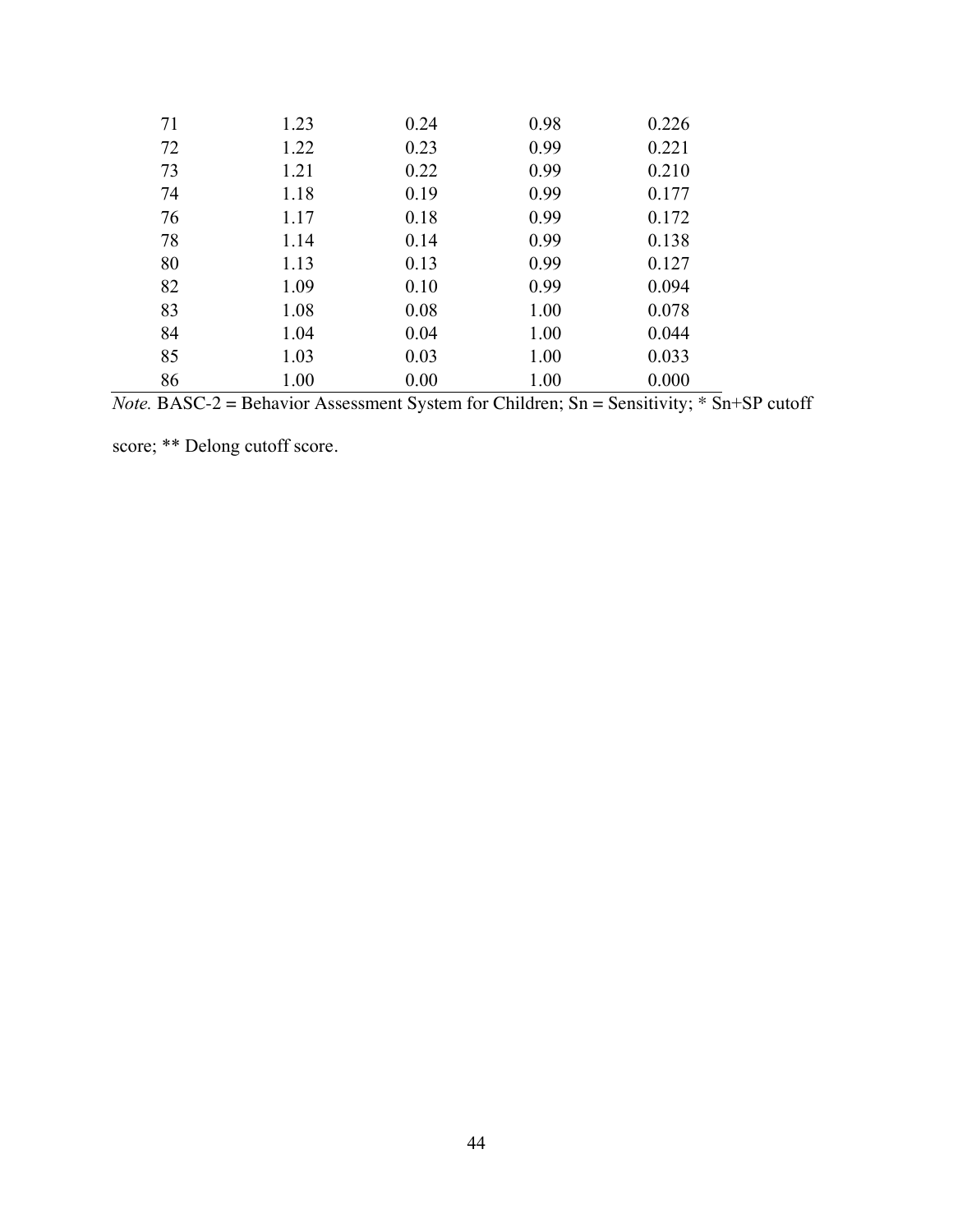| | | | | |
|---|---|---|---|---|
| 71 | 1.23 | 0.24 | 0.98 | 0.226 |
| 72 | 1.22 | 0.23 | 0.99 | 0.221 |
| 73 | 1.21 | 0.22 | 0.99 | 0.210 |
| 74 | 1.18 | 0.19 | 0.99 | 0.177 |
| 76 | 1.17 | 0.18 | 0.99 | 0.172 |
| 78 | 1.14 | 0.14 | 0.99 | 0.138 |
| 80 | 1.13 | 0.13 | 0.99 | 0.127 |
| 82 | 1.09 | 0.10 | 0.99 | 0.094 |
| 83 | 1.08 | 0.08 | 1.00 | 0.078 |
| 84 | 1.04 | 0.04 | 1.00 | 0.044 |
| 85 | 1.03 | 0.03 | 1.00 | 0.033 |
| 86 | 1.00 | 0.00 | 1.00 | 0.000 |

*Note.* BASC-2 = Behavior Assessment System for Children; Sn = Sensitivity; * Sn+SP cutoff score; ** Delong cutoff score.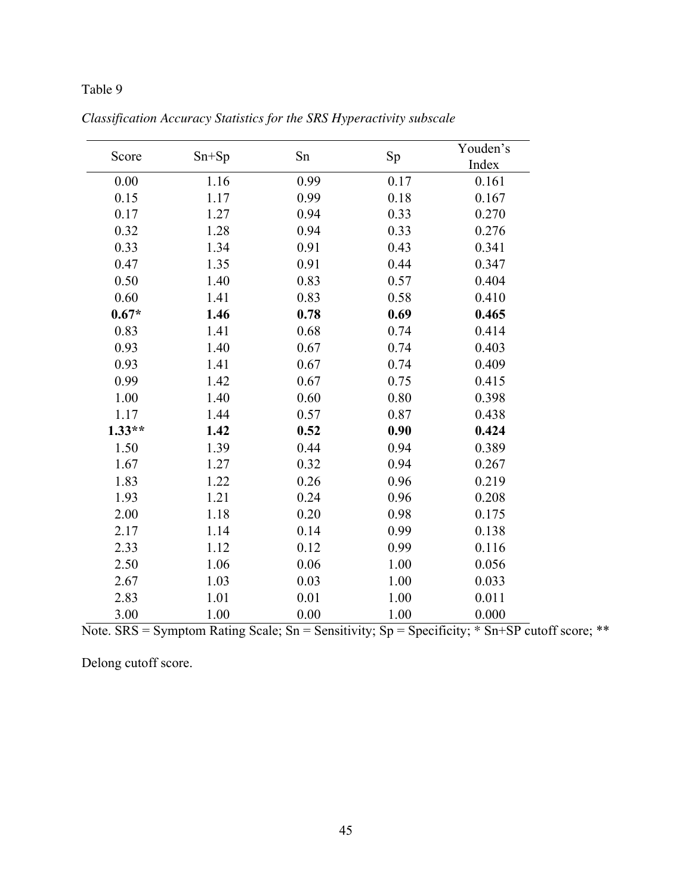Table 9

*Classification Accuracy Statistics for the SRS Hyperactivity subscale*

| Score | Sn+Sp | Sn | Sp | Youden's Index |
|---|---|---|---|---|
| 0.00 | 1.16 | 0.99 | 0.17 | 0.161 |
| 0.15 | 1.17 | 0.99 | 0.18 | 0.167 |
| 0.17 | 1.27 | 0.94 | 0.33 | 0.270 |
| 0.32 | 1.28 | 0.94 | 0.33 | 0.276 |
| 0.33 | 1.34 | 0.91 | 0.43 | 0.341 |
| 0.47 | 1.35 | 0.91 | 0.44 | 0.347 |
| 0.50 | 1.40 | 0.83 | 0.57 | 0.404 |
| 0.60 | 1.41 | 0.83 | 0.58 | 0.410 |
| **0.67*** | **1.46** | **0.78** | **0.69** | **0.465** |
| 0.83 | 1.41 | 0.68 | 0.74 | 0.414 |
| 0.93 | 1.40 | 0.67 | 0.74 | 0.403 |
| 0.93 | 1.41 | 0.67 | 0.74 | 0.409 |
| 0.99 | 1.42 | 0.67 | 0.75 | 0.415 |
| 1.00 | 1.40 | 0.60 | 0.80 | 0.398 |
| 1.17 | 1.44 | 0.57 | 0.87 | 0.438 |
| **1.33**** | **1.42** | **0.52** | **0.90** | **0.424** |
| 1.50 | 1.39 | 0.44 | 0.94 | 0.389 |
| 1.67 | 1.27 | 0.32 | 0.94 | 0.267 |
| 1.83 | 1.22 | 0.26 | 0.96 | 0.219 |
| 1.93 | 1.21 | 0.24 | 0.96 | 0.208 |
| 2.00 | 1.18 | 0.20 | 0.98 | 0.175 |
| 2.17 | 1.14 | 0.14 | 0.99 | 0.138 |
| 2.33 | 1.12 | 0.12 | 0.99 | 0.116 |
| 2.50 | 1.06 | 0.06 | 1.00 | 0.056 |
| 2.67 | 1.03 | 0.03 | 1.00 | 0.033 |
| 2.83 | 1.01 | 0.01 | 1.00 | 0.011 |
| 3.00 | 1.00 | 0.00 | 1.00 | 0.000 |

Note. SRS = Symptom Rating Scale; Sn = Sensitivity; Sp = Specificity; * Sn+SP cutoff score; ** Delong cutoff score.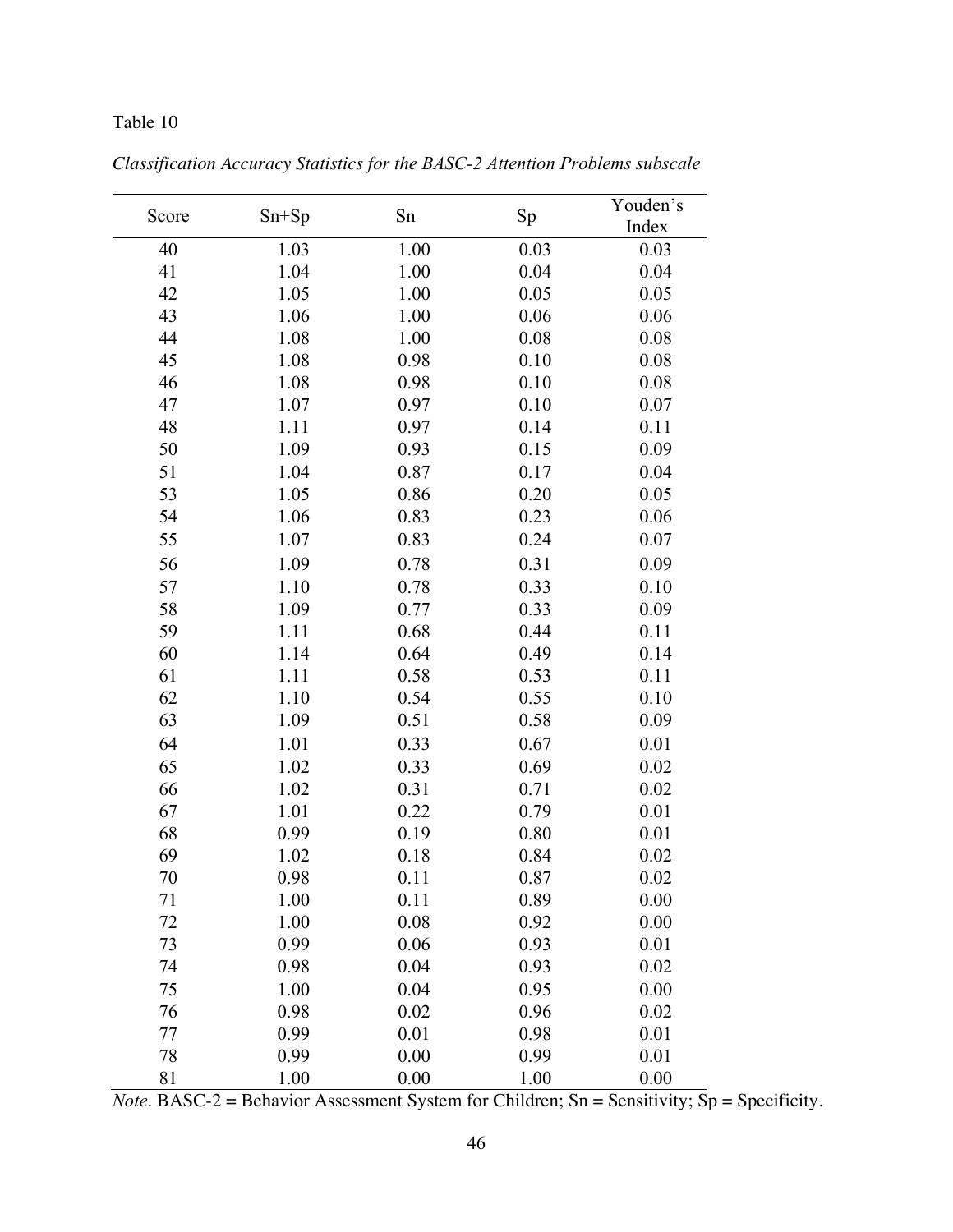Table 10

*Classification Accuracy Statistics for the BASC-2 Attention Problems subscale*

| Score | Sn+Sp | Sn | Sp | Youden's Index |
|---|---|---|---|---|
| 40 | 1.03 | 1.00 | 0.03 | 0.03 |
| 41 | 1.04 | 1.00 | 0.04 | 0.04 |
| 42 | 1.05 | 1.00 | 0.05 | 0.05 |
| 43 | 1.06 | 1.00 | 0.06 | 0.06 |
| 44 | 1.08 | 1.00 | 0.08 | 0.08 |
| 45 | 1.08 | 0.98 | 0.10 | 0.08 |
| 46 | 1.08 | 0.98 | 0.10 | 0.08 |
| 47 | 1.07 | 0.97 | 0.10 | 0.07 |
| 48 | 1.11 | 0.97 | 0.14 | 0.11 |
| 50 | 1.09 | 0.93 | 0.15 | 0.09 |
| 51 | 1.04 | 0.87 | 0.17 | 0.04 |
| 53 | 1.05 | 0.86 | 0.20 | 0.05 |
| 54 | 1.06 | 0.83 | 0.23 | 0.06 |
| 55 | 1.07 | 0.83 | 0.24 | 0.07 |
| 56 | 1.09 | 0.78 | 0.31 | 0.09 |
| 57 | 1.10 | 0.78 | 0.33 | 0.10 |
| 58 | 1.09 | 0.77 | 0.33 | 0.09 |
| 59 | 1.11 | 0.68 | 0.44 | 0.11 |
| 60 | 1.14 | 0.64 | 0.49 | 0.14 |
| 61 | 1.11 | 0.58 | 0.53 | 0.11 |
| 62 | 1.10 | 0.54 | 0.55 | 0.10 |
| 63 | 1.09 | 0.51 | 0.58 | 0.09 |
| 64 | 1.01 | 0.33 | 0.67 | 0.01 |
| 65 | 1.02 | 0.33 | 0.69 | 0.02 |
| 66 | 1.02 | 0.31 | 0.71 | 0.02 |
| 67 | 1.01 | 0.22 | 0.79 | 0.01 |
| 68 | 0.99 | 0.19 | 0.80 | 0.01 |
| 69 | 1.02 | 0.18 | 0.84 | 0.02 |
| 70 | 0.98 | 0.11 | 0.87 | 0.02 |
| 71 | 1.00 | 0.11 | 0.89 | 0.00 |
| 72 | 1.00 | 0.08 | 0.92 | 0.00 |
| 73 | 0.99 | 0.06 | 0.93 | 0.01 |
| 74 | 0.98 | 0.04 | 0.93 | 0.02 |
| 75 | 1.00 | 0.04 | 0.95 | 0.00 |
| 76 | 0.98 | 0.02 | 0.96 | 0.02 |
| 77 | 0.99 | 0.01 | 0.98 | 0.01 |
| 78 | 0.99 | 0.00 | 0.99 | 0.01 |
| 81 | 1.00 | 0.00 | 1.00 | 0.00 |

*Note*. BASC-2 = Behavior Assessment System for Children; Sn = Sensitivity; Sp = Specificity.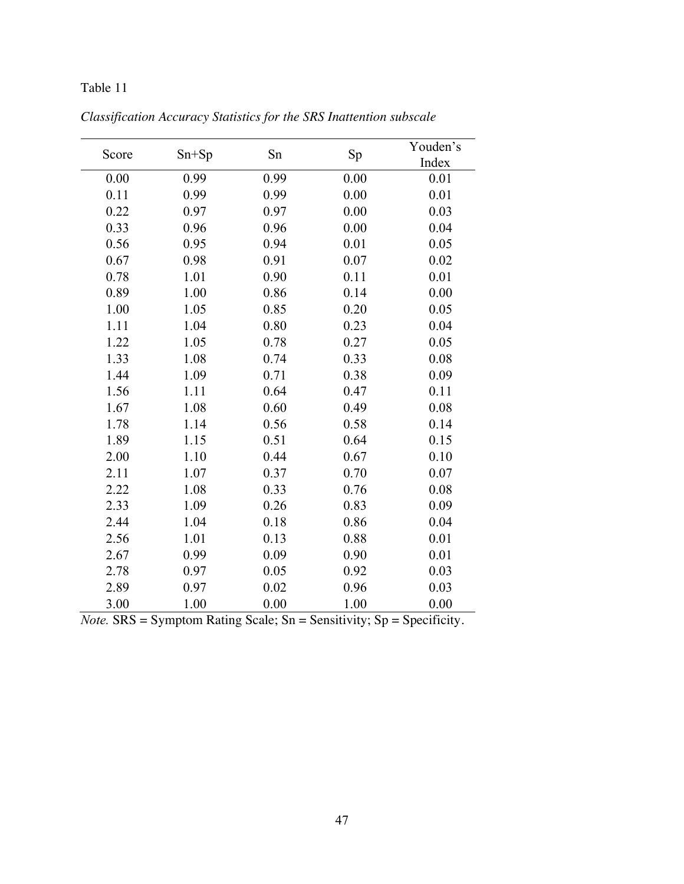Table 11

*Classification Accuracy Statistics for the SRS Inattention subscale*

| Score | Sn+Sp | Sn | Sp | Youden's Index |
|---|---|---|---|---|
| 0.00 | 0.99 | 0.99 | 0.00 | 0.01 |
| 0.11 | 0.99 | 0.99 | 0.00 | 0.01 |
| 0.22 | 0.97 | 0.97 | 0.00 | 0.03 |
| 0.33 | 0.96 | 0.96 | 0.00 | 0.04 |
| 0.56 | 0.95 | 0.94 | 0.01 | 0.05 |
| 0.67 | 0.98 | 0.91 | 0.07 | 0.02 |
| 0.78 | 1.01 | 0.90 | 0.11 | 0.01 |
| 0.89 | 1.00 | 0.86 | 0.14 | 0.00 |
| 1.00 | 1.05 | 0.85 | 0.20 | 0.05 |
| 1.11 | 1.04 | 0.80 | 0.23 | 0.04 |
| 1.22 | 1.05 | 0.78 | 0.27 | 0.05 |
| 1.33 | 1.08 | 0.74 | 0.33 | 0.08 |
| 1.44 | 1.09 | 0.71 | 0.38 | 0.09 |
| 1.56 | 1.11 | 0.64 | 0.47 | 0.11 |
| 1.67 | 1.08 | 0.60 | 0.49 | 0.08 |
| 1.78 | 1.14 | 0.56 | 0.58 | 0.14 |
| 1.89 | 1.15 | 0.51 | 0.64 | 0.15 |
| 2.00 | 1.10 | 0.44 | 0.67 | 0.10 |
| 2.11 | 1.07 | 0.37 | 0.70 | 0.07 |
| 2.22 | 1.08 | 0.33 | 0.76 | 0.08 |
| 2.33 | 1.09 | 0.26 | 0.83 | 0.09 |
| 2.44 | 1.04 | 0.18 | 0.86 | 0.04 |
| 2.56 | 1.01 | 0.13 | 0.88 | 0.01 |
| 2.67 | 0.99 | 0.09 | 0.90 | 0.01 |
| 2.78 | 0.97 | 0.05 | 0.92 | 0.03 |
| 2.89 | 0.97 | 0.02 | 0.96 | 0.03 |
| 3.00 | 1.00 | 0.00 | 1.00 | 0.00 |

*Note.* SRS = Symptom Rating Scale; Sn = Sensitivity; Sp = Specificity.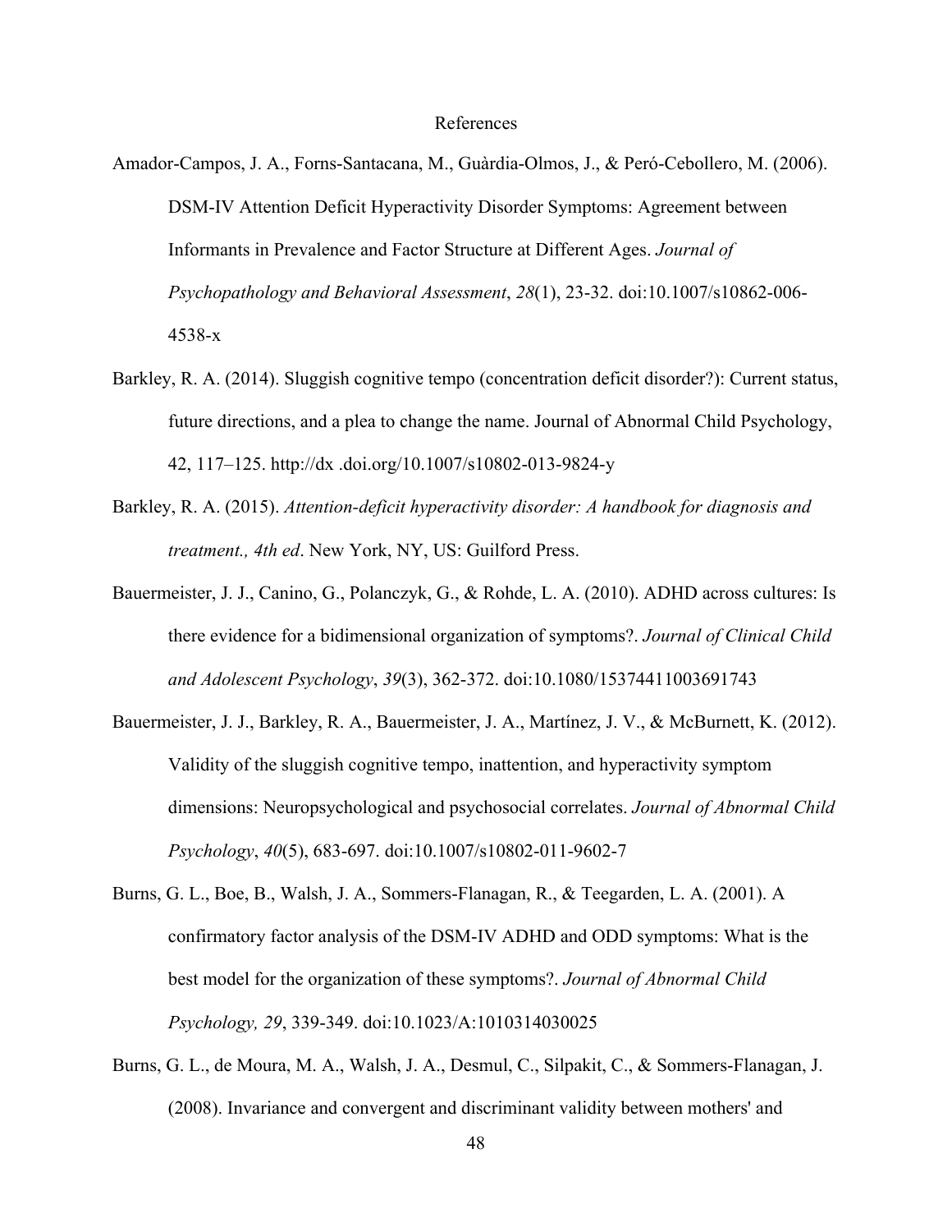# References

Amador-Campos, J. A., Forns-Santacana, M., Guàrdia-Olmos, J., & Peró-Cebollero, M. (2006). DSM-IV Attention Deficit Hyperactivity Disorder Symptoms: Agreement between Informants in Prevalence and Factor Structure at Different Ages. *Journal of Psychopathology and Behavioral Assessment*, *28*(1), 23-32. doi:10.1007/s10862-006-4538-x

Barkley, R. A. (2014). Sluggish cognitive tempo (concentration deficit disorder?): Current status, future directions, and a plea to change the name. Journal of Abnormal Child Psychology, 42, 117–125. http://dx .doi.org/10.1007/s10802-013-9824-y

Barkley, R. A. (2015). *Attention-deficit hyperactivity disorder: A handbook for diagnosis and treatment., 4th ed*. New York, NY, US: Guilford Press.

Bauermeister, J. J., Canino, G., Polanczyk, G., & Rohde, L. A. (2010). ADHD across cultures: Is there evidence for a bidimensional organization of symptoms?. *Journal of Clinical Child and Adolescent Psychology*, *39*(3), 362-372. doi:10.1080/15374411003691743

Bauermeister, J. J., Barkley, R. A., Bauermeister, J. A., Martínez, J. V., & McBurnett, K. (2012). Validity of the sluggish cognitive tempo, inattention, and hyperactivity symptom dimensions: Neuropsychological and psychosocial correlates. *Journal of Abnormal Child Psychology*, *40*(5), 683-697. doi:10.1007/s10802-011-9602-7

Burns, G. L., Boe, B., Walsh, J. A., Sommers-Flanagan, R., & Teegarden, L. A. (2001). A confirmatory factor analysis of the DSM-IV ADHD and ODD symptoms: What is the best model for the organization of these symptoms?. *Journal of Abnormal Child Psychology, 29*, 339-349. doi:10.1023/A:1010314030025

Burns, G. L., de Moura, M. A., Walsh, J. A., Desmul, C., Silpakit, C., & Sommers-Flanagan, J. (2008). Invariance and convergent and discriminant validity between mothers' and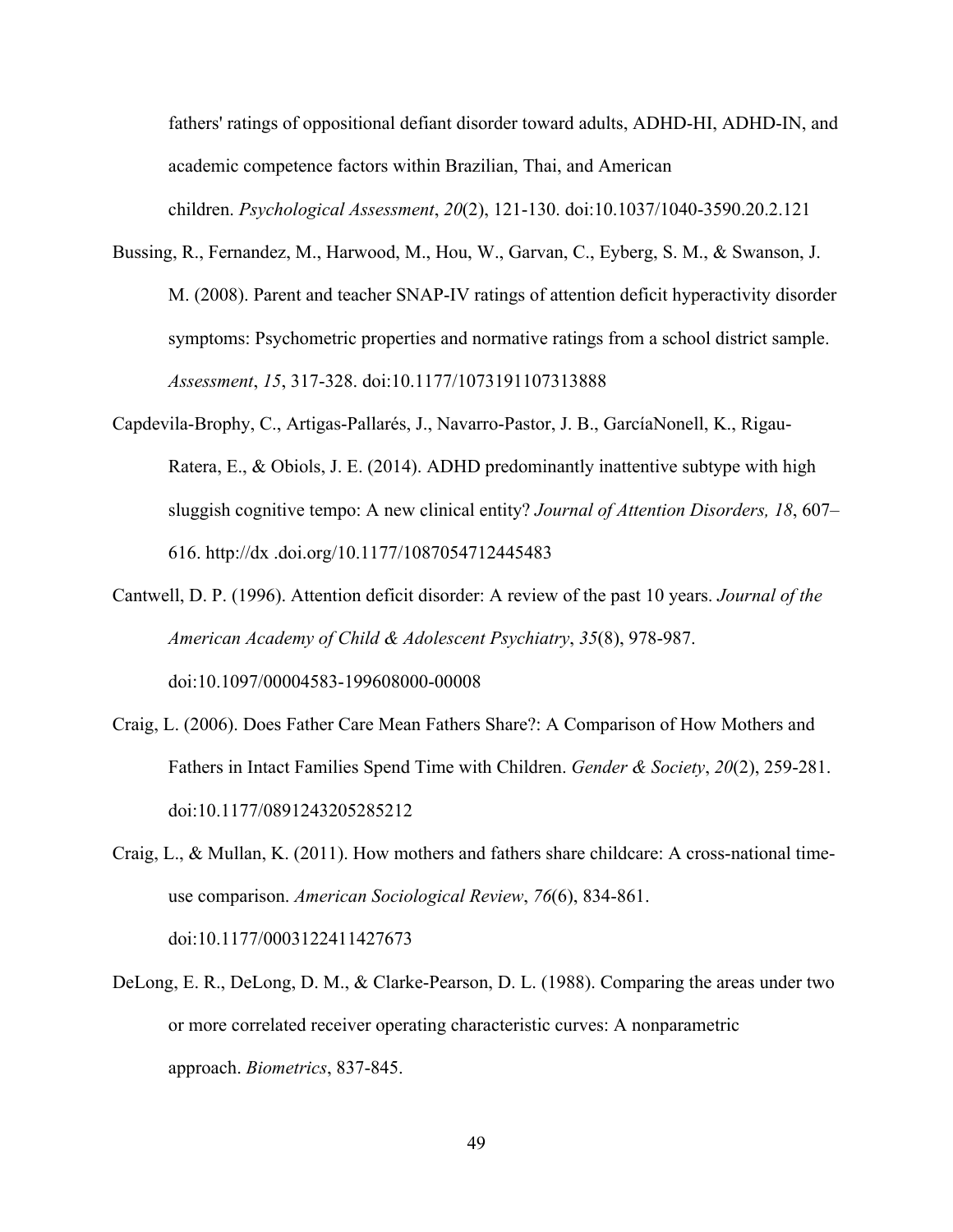fathers' ratings of oppositional defiant disorder toward adults, ADHD-HI, ADHD-IN, and academic competence factors within Brazilian, Thai, and American children. *Psychological Assessment*, *20*(2), 121-130. doi:10.1037/1040-3590.20.2.121

Bussing, R., Fernandez, M., Harwood, M., Hou, W., Garvan, C., Eyberg, S. M., & Swanson, J. M. (2008). Parent and teacher SNAP-IV ratings of attention deficit hyperactivity disorder symptoms: Psychometric properties and normative ratings from a school district sample. *Assessment*, *15*, 317-328. doi:10.1177/1073191107313888

Capdevila-Brophy, C., Artigas-Pallarés, J., Navarro-Pastor, J. B., GarcíaNonell, K., Rigau-Ratera, E., & Obiols, J. E. (2014). ADHD predominantly inattentive subtype with high sluggish cognitive tempo: A new clinical entity? *Journal of Attention Disorders, 18*, 607–616. http://dx .doi.org/10.1177/1087054712445483

Cantwell, D. P. (1996). Attention deficit disorder: A review of the past 10 years. *Journal of the American Academy of Child & Adolescent Psychiatry*, *35*(8), 978-987. doi:10.1097/00004583-199608000-00008

Craig, L. (2006). Does Father Care Mean Fathers Share?: A Comparison of How Mothers and Fathers in Intact Families Spend Time with Children. *Gender & Society*, *20*(2), 259-281. doi:10.1177/0891243205285212

Craig, L., & Mullan, K. (2011). How mothers and fathers share childcare: A cross-national time-use comparison. *American Sociological Review*, *76*(6), 834-861. doi:10.1177/0003122411427673

DeLong, E. R., DeLong, D. M., & Clarke-Pearson, D. L. (1988). Comparing the areas under two or more correlated receiver operating characteristic curves: A nonparametric approach. *Biometrics*, 837-845.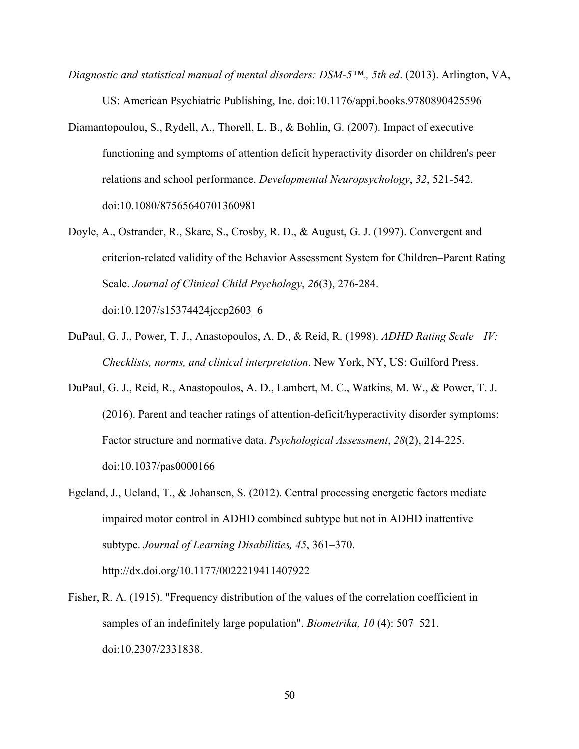*Diagnostic and statistical manual of mental disorders: DSM-5™., 5th ed*. (2013). Arlington, VA, US: American Psychiatric Publishing, Inc. doi:10.1176/appi.books.9780890425596

Diamantopoulou, S., Rydell, A., Thorell, L. B., & Bohlin, G. (2007). Impact of executive functioning and symptoms of attention deficit hyperactivity disorder on children's peer relations and school performance. *Developmental Neuropsychology*, *32*, 521-542. doi:10.1080/87565640701360981

Doyle, A., Ostrander, R., Skare, S., Crosby, R. D., & August, G. J. (1997). Convergent and criterion-related validity of the Behavior Assessment System for Children–Parent Rating Scale. *Journal of Clinical Child Psychology*, *26*(3), 276-284. doi:10.1207/s15374424jccp2603_6

DuPaul, G. J., Power, T. J., Anastopoulos, A. D., & Reid, R. (1998). *ADHD Rating Scale—IV: Checklists, norms, and clinical interpretation*. New York, NY, US: Guilford Press.

DuPaul, G. J., Reid, R., Anastopoulos, A. D., Lambert, M. C., Watkins, M. W., & Power, T. J. (2016). Parent and teacher ratings of attention-deficit/hyperactivity disorder symptoms: Factor structure and normative data. *Psychological Assessment*, *28*(2), 214-225. doi:10.1037/pas0000166

Egeland, J., Ueland, T., & Johansen, S. (2012). Central processing energetic factors mediate impaired motor control in ADHD combined subtype but not in ADHD inattentive subtype. *Journal of Learning Disabilities, 45*, 361–370. http://dx.doi.org/10.1177/0022219411407922

Fisher, R. A. (1915). "Frequency distribution of the values of the correlation coefficient in samples of an indefinitely large population". *Biometrika, 10* (4): 507–521. doi:10.2307/2331838.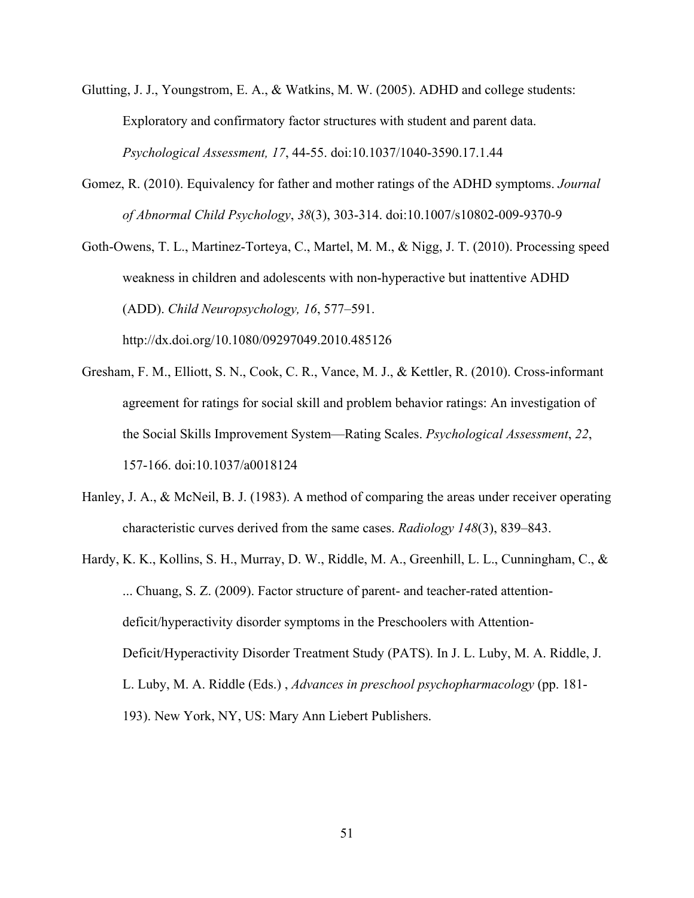Glutting, J. J., Youngstrom, E. A., & Watkins, M. W. (2005). ADHD and college students: Exploratory and confirmatory factor structures with student and parent data. *Psychological Assessment, 17*, 44-55. doi:10.1037/1040-3590.17.1.44

Gomez, R. (2010). Equivalency for father and mother ratings of the ADHD symptoms. *Journal of Abnormal Child Psychology*, *38*(3), 303-314. doi:10.1007/s10802-009-9370-9

Goth-Owens, T. L., Martinez-Torteya, C., Martel, M. M., & Nigg, J. T. (2010). Processing speed weakness in children and adolescents with non-hyperactive but inattentive ADHD (ADD). *Child Neuropsychology, 16*, 577–591. http://dx.doi.org/10.1080/09297049.2010.485126

Gresham, F. M., Elliott, S. N., Cook, C. R., Vance, M. J., & Kettler, R. (2010). Cross-informant agreement for ratings for social skill and problem behavior ratings: An investigation of the Social Skills Improvement System—Rating Scales. *Psychological Assessment*, *22*, 157-166. doi:10.1037/a0018124

Hanley, J. A., & McNeil, B. J. (1983). A method of comparing the areas under receiver operating characteristic curves derived from the same cases. *Radiology 148*(3), 839–843.

Hardy, K. K., Kollins, S. H., Murray, D. W., Riddle, M. A., Greenhill, L. L., Cunningham, C., & ... Chuang, S. Z. (2009). Factor structure of parent- and teacher-rated attention-deficit/hyperactivity disorder symptoms in the Preschoolers with Attention-Deficit/Hyperactivity Disorder Treatment Study (PATS). In J. L. Luby, M. A. Riddle, J. L. Luby, M. A. Riddle (Eds.) , *Advances in preschool psychopharmacology* (pp. 181-193). New York, NY, US: Mary Ann Liebert Publishers.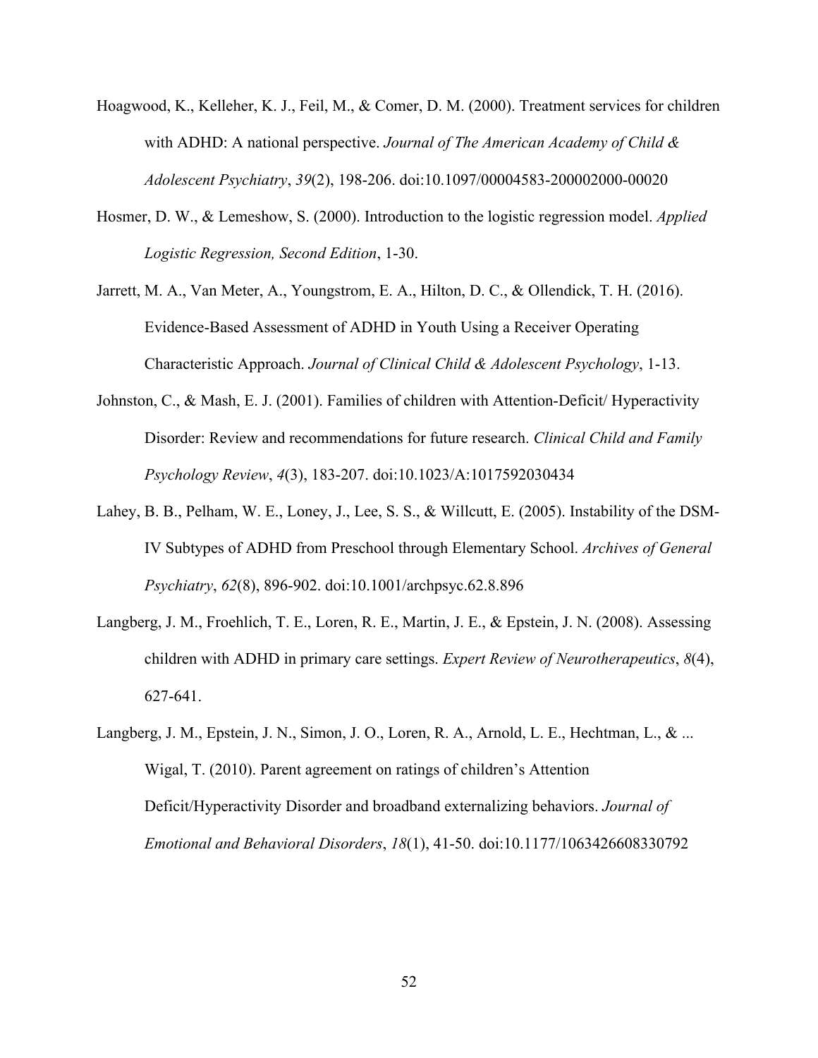Hoagwood, K., Kelleher, K. J., Feil, M., & Comer, D. M. (2000). Treatment services for children with ADHD: A national perspective. *Journal of The American Academy of Child & Adolescent Psychiatry*, *39*(2), 198-206. doi:10.1097/00004583-200002000-00020

Hosmer, D. W., & Lemeshow, S. (2000). Introduction to the logistic regression model. *Applied Logistic Regression, Second Edition*, 1-30.

Jarrett, M. A., Van Meter, A., Youngstrom, E. A., Hilton, D. C., & Ollendick, T. H. (2016). Evidence-Based Assessment of ADHD in Youth Using a Receiver Operating Characteristic Approach. *Journal of Clinical Child & Adolescent Psychology*, 1-13.

Johnston, C., & Mash, E. J. (2001). Families of children with Attention-Deficit/ Hyperactivity Disorder: Review and recommendations for future research. *Clinical Child and Family Psychology Review*, *4*(3), 183-207. doi:10.1023/A:1017592030434

Lahey, B. B., Pelham, W. E., Loney, J., Lee, S. S., & Willcutt, E. (2005). Instability of the DSM-IV Subtypes of ADHD from Preschool through Elementary School. *Archives of General Psychiatry*, *62*(8), 896-902. doi:10.1001/archpsyc.62.8.896

Langberg, J. M., Froehlich, T. E., Loren, R. E., Martin, J. E., & Epstein, J. N. (2008). Assessing children with ADHD in primary care settings. *Expert Review of Neurotherapeutics*, *8*(4), 627-641.

Langberg, J. M., Epstein, J. N., Simon, J. O., Loren, R. A., Arnold, L. E., Hechtman, L., & ... Wigal, T. (2010). Parent agreement on ratings of children's Attention Deficit/Hyperactivity Disorder and broadband externalizing behaviors. *Journal of Emotional and Behavioral Disorders*, *18*(1), 41-50. doi:10.1177/1063426608330792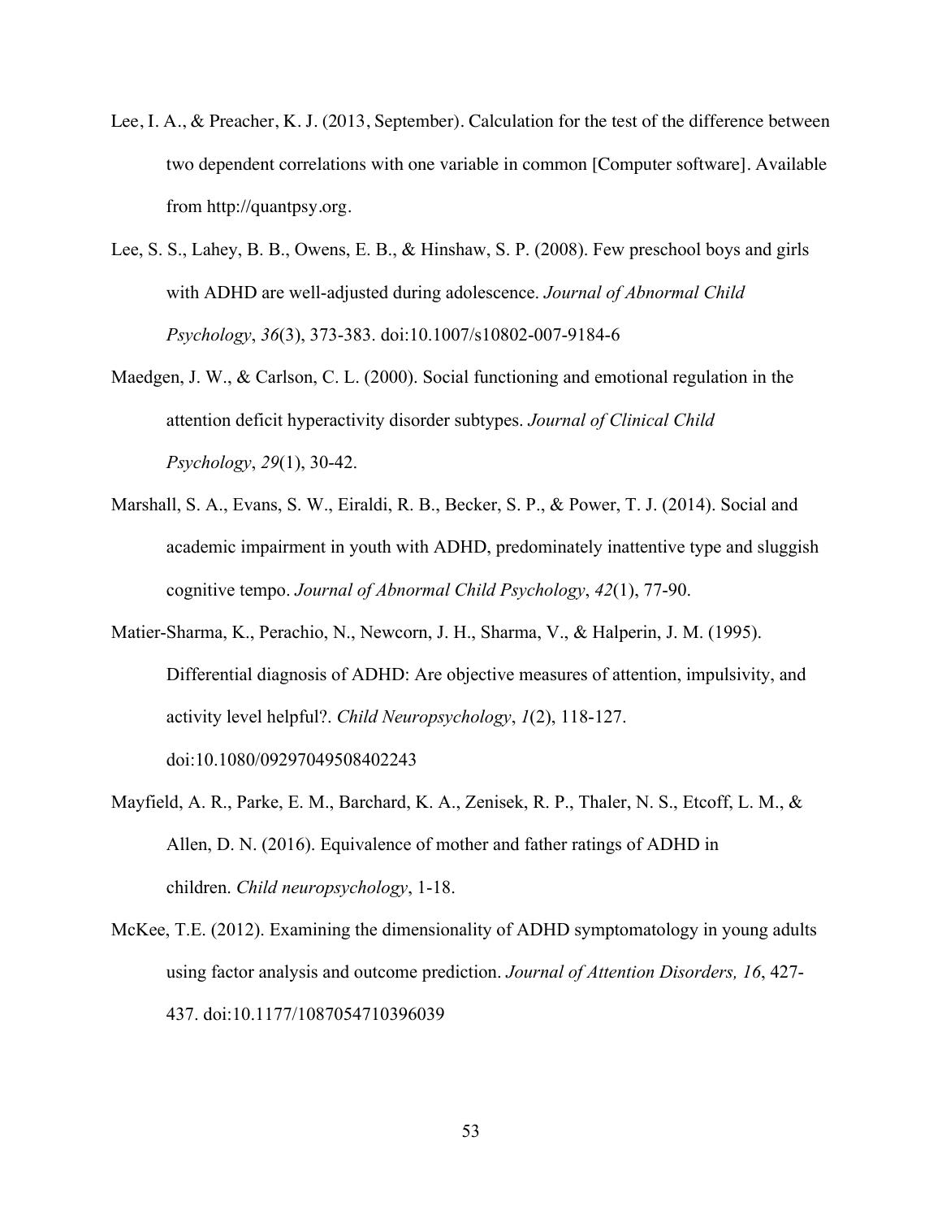Lee, I. A., & Preacher, K. J. (2013, September). Calculation for the test of the difference between two dependent correlations with one variable in common [Computer software]. Available from http://quantpsy.org.

Lee, S. S., Lahey, B. B., Owens, E. B., & Hinshaw, S. P. (2008). Few preschool boys and girls with ADHD are well-adjusted during adolescence. *Journal of Abnormal Child Psychology*, *36*(3), 373-383. doi:10.1007/s10802-007-9184-6

Maedgen, J. W., & Carlson, C. L. (2000). Social functioning and emotional regulation in the attention deficit hyperactivity disorder subtypes. *Journal of Clinical Child Psychology*, *29*(1), 30-42.

Marshall, S. A., Evans, S. W., Eiraldi, R. B., Becker, S. P., & Power, T. J. (2014). Social and academic impairment in youth with ADHD, predominately inattentive type and sluggish cognitive tempo. *Journal of Abnormal Child Psychology*, *42*(1), 77-90.

Matier-Sharma, K., Perachio, N., Newcorn, J. H., Sharma, V., & Halperin, J. M. (1995). Differential diagnosis of ADHD: Are objective measures of attention, impulsivity, and activity level helpful?. *Child Neuropsychology*, *1*(2), 118-127. doi:10.1080/09297049508402243

Mayfield, A. R., Parke, E. M., Barchard, K. A., Zenisek, R. P., Thaler, N. S., Etcoff, L. M., & Allen, D. N. (2016). Equivalence of mother and father ratings of ADHD in children. *Child neuropsychology*, 1-18.

McKee, T.E. (2012). Examining the dimensionality of ADHD symptomatology in young adults using factor analysis and outcome prediction. *Journal of Attention Disorders, 16*, 427-437. doi:10.1177/1087054710396039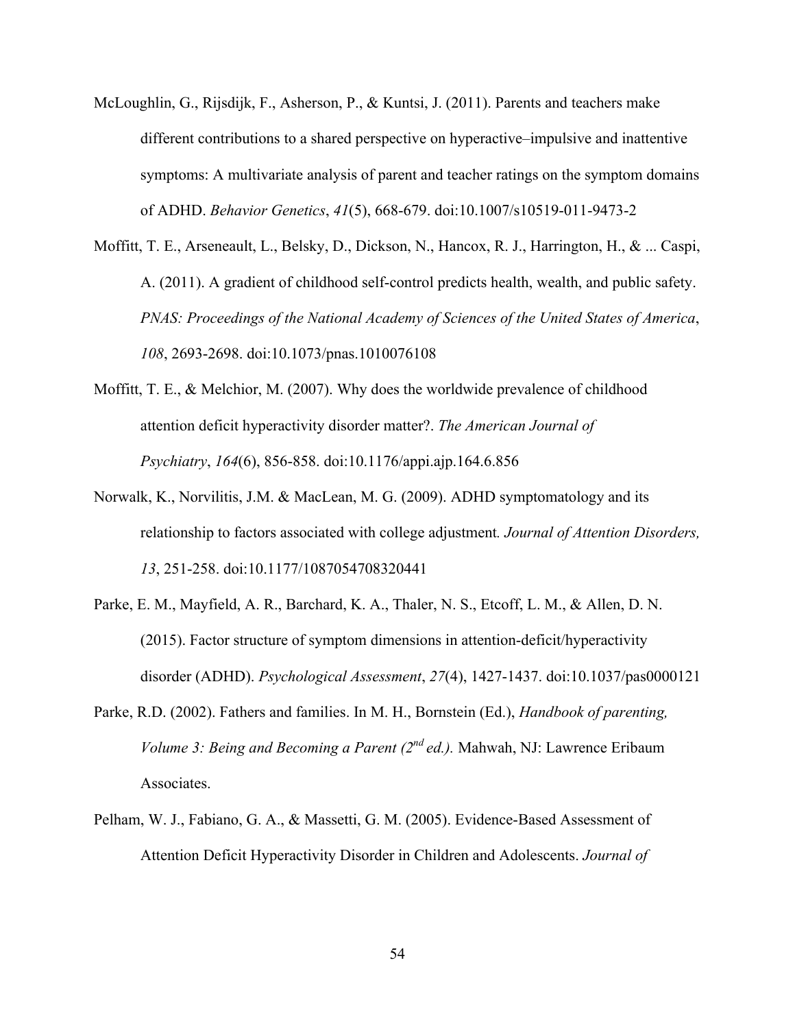McLoughlin, G., Rijsdijk, F., Asherson, P., & Kuntsi, J. (2011). Parents and teachers make different contributions to a shared perspective on hyperactive–impulsive and inattentive symptoms: A multivariate analysis of parent and teacher ratings on the symptom domains of ADHD. *Behavior Genetics*, *41*(5), 668-679. doi:10.1007/s10519-011-9473-2

Moffitt, T. E., Arseneault, L., Belsky, D., Dickson, N., Hancox, R. J., Harrington, H., & ... Caspi, A. (2011). A gradient of childhood self-control predicts health, wealth, and public safety. *PNAS: Proceedings of the National Academy of Sciences of the United States of America*, *108*, 2693-2698. doi:10.1073/pnas.1010076108

Moffitt, T. E., & Melchior, M. (2007). Why does the worldwide prevalence of childhood attention deficit hyperactivity disorder matter?. *The American Journal of Psychiatry*, *164*(6), 856-858. doi:10.1176/appi.ajp.164.6.856

Norwalk, K., Norvilitis, J.M. & MacLean, M. G. (2009). ADHD symptomatology and its relationship to factors associated with college adjustment. *Journal of Attention Disorders, 13*, 251-258. doi:10.1177/1087054708320441

Parke, E. M., Mayfield, A. R., Barchard, K. A., Thaler, N. S., Etcoff, L. M., & Allen, D. N. (2015). Factor structure of symptom dimensions in attention-deficit/hyperactivity disorder (ADHD). *Psychological Assessment*, *27*(4), 1427-1437. doi:10.1037/pas0000121

Parke, R.D. (2002). Fathers and families. In M. H., Bornstein (Ed.), *Handbook of parenting, Volume 3: Being and Becoming a Parent (2nd ed.).* Mahwah, NJ: Lawrence Eribaum Associates.

Pelham, W. J., Fabiano, G. A., & Massetti, G. M. (2005). Evidence-Based Assessment of Attention Deficit Hyperactivity Disorder in Children and Adolescents. *Journal of*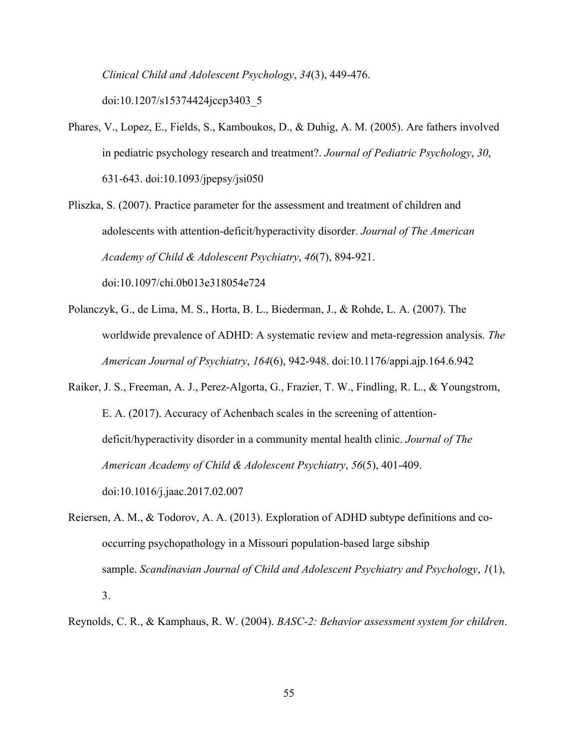*Clinical Child and Adolescent Psychology*, *34*(3), 449-476. doi:10.1207/s15374424jccp3403_5

Phares, V., Lopez, E., Fields, S., Kamboukos, D., & Duhig, A. M. (2005). Are fathers involved in pediatric psychology research and treatment?. *Journal of Pediatric Psychology*, *30*, 631-643. doi:10.1093/jpepsy/jsi050

Pliszka, S. (2007). Practice parameter for the assessment and treatment of children and adolescents with attention-deficit/hyperactivity disorder. *Journal of The American Academy of Child & Adolescent Psychiatry*, *46*(7), 894-921. doi:10.1097/chi.0b013e318054e724

Polanczyk, G., de Lima, M. S., Horta, B. L., Biederman, J., & Rohde, L. A. (2007). The worldwide prevalence of ADHD: A systematic review and meta-regression analysis. *The American Journal of Psychiatry*, *164*(6), 942-948. doi:10.1176/appi.ajp.164.6.942

Raiker, J. S., Freeman, A. J., Perez-Algorta, G., Frazier, T. W., Findling, R. L., & Youngstrom, E. A. (2017). Accuracy of Achenbach scales in the screening of attention-deficit/hyperactivity disorder in a community mental health clinic. *Journal of The American Academy of Child & Adolescent Psychiatry*, *56*(5), 401-409. doi:10.1016/j.jaac.2017.02.007

Reiersen, A. M., & Todorov, A. A. (2013). Exploration of ADHD subtype definitions and co-occurring psychopathology in a Missouri population-based large sibship sample. *Scandinavian Journal of Child and Adolescent Psychiatry and Psychology*, *1*(1), 3.

Reynolds, C. R., & Kamphaus, R. W. (2004). *BASC-2: Behavior assessment system for children*.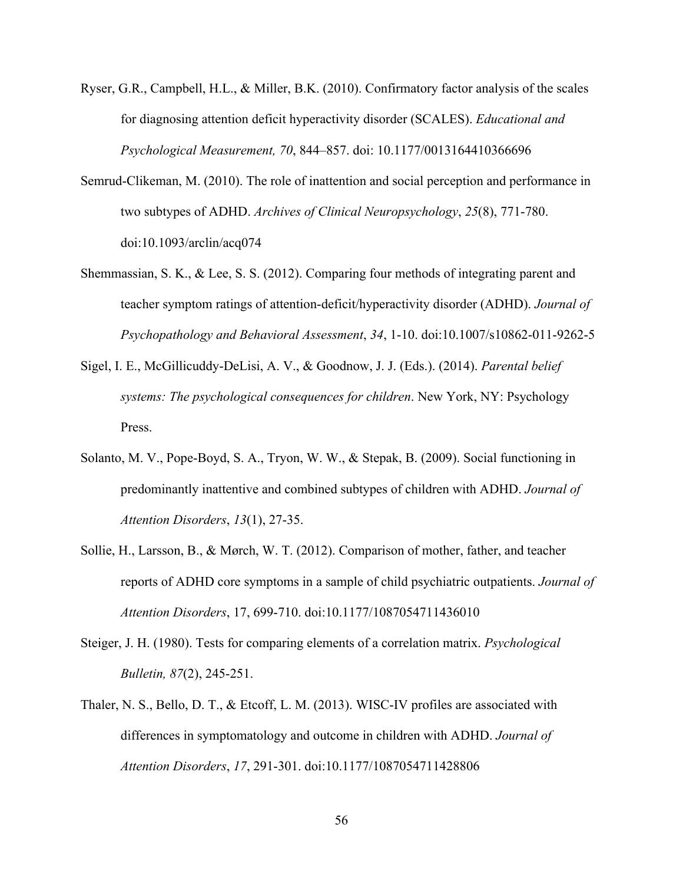Ryser, G.R., Campbell, H.L., & Miller, B.K. (2010). Confirmatory factor analysis of the scales for diagnosing attention deficit hyperactivity disorder (SCALES). *Educational and Psychological Measurement, 70*, 844–857. doi: 10.1177/0013164410366696

Semrud-Clikeman, M. (2010). The role of inattention and social perception and performance in two subtypes of ADHD. *Archives of Clinical Neuropsychology*, *25*(8), 771-780. doi:10.1093/arclin/acq074

Shemmassian, S. K., & Lee, S. S. (2012). Comparing four methods of integrating parent and teacher symptom ratings of attention-deficit/hyperactivity disorder (ADHD). *Journal of Psychopathology and Behavioral Assessment*, *34*, 1-10. doi:10.1007/s10862-011-9262-5

Sigel, I. E., McGillicuddy-DeLisi, A. V., & Goodnow, J. J. (Eds.). (2014). *Parental belief systems: The psychological consequences for children*. New York, NY: Psychology Press.

Solanto, M. V., Pope-Boyd, S. A., Tryon, W. W., & Stepak, B. (2009). Social functioning in predominantly inattentive and combined subtypes of children with ADHD. *Journal of Attention Disorders*, *13*(1), 27-35.

Sollie, H., Larsson, B., & Mørch, W. T. (2012). Comparison of mother, father, and teacher reports of ADHD core symptoms in a sample of child psychiatric outpatients. *Journal of Attention Disorders*, 17, 699-710. doi:10.1177/1087054711436010

Steiger, J. H. (1980). Tests for comparing elements of a correlation matrix. *Psychological Bulletin, 87*(2), 245-251.

Thaler, N. S., Bello, D. T., & Etcoff, L. M. (2013). WISC-IV profiles are associated with differences in symptomatology and outcome in children with ADHD. *Journal of Attention Disorders*, *17*, 291-301. doi:10.1177/1087054711428806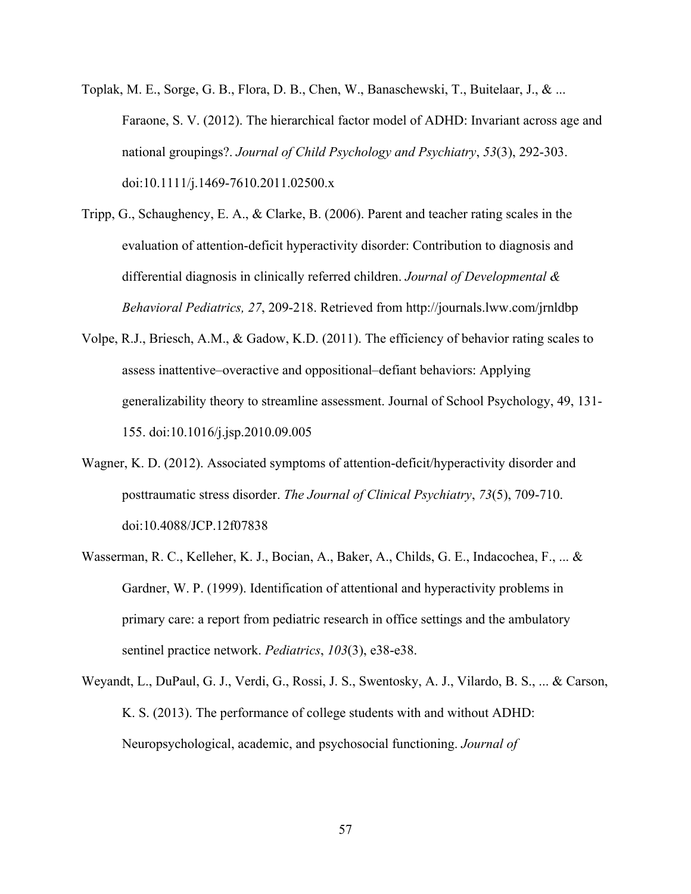Toplak, M. E., Sorge, G. B., Flora, D. B., Chen, W., Banaschewski, T., Buitelaar, J., & ... Faraone, S. V. (2012). The hierarchical factor model of ADHD: Invariant across age and national groupings?. *Journal of Child Psychology and Psychiatry*, *53*(3), 292-303. doi:10.1111/j.1469-7610.2011.02500.x

Tripp, G., Schaughency, E. A., & Clarke, B. (2006). Parent and teacher rating scales in the evaluation of attention-deficit hyperactivity disorder: Contribution to diagnosis and differential diagnosis in clinically referred children. *Journal of Developmental & Behavioral Pediatrics, 27*, 209-218. Retrieved from http://journals.lww.com/jrnldbp

Volpe, R.J., Briesch, A.M., & Gadow, K.D. (2011). The efficiency of behavior rating scales to assess inattentive–overactive and oppositional–defiant behaviors: Applying generalizability theory to streamline assessment. Journal of School Psychology, 49, 131-155. doi:10.1016/j.jsp.2010.09.005

Wagner, K. D. (2012). Associated symptoms of attention-deficit/hyperactivity disorder and posttraumatic stress disorder. *The Journal of Clinical Psychiatry*, *73*(5), 709-710. doi:10.4088/JCP.12f07838

Wasserman, R. C., Kelleher, K. J., Bocian, A., Baker, A., Childs, G. E., Indacochea, F., ... & Gardner, W. P. (1999). Identification of attentional and hyperactivity problems in primary care: a report from pediatric research in office settings and the ambulatory sentinel practice network. *Pediatrics*, *103*(3), e38-e38.

Weyandt, L., DuPaul, G. J., Verdi, G., Rossi, J. S., Swentosky, A. J., Vilardo, B. S., ... & Carson, K. S. (2013). The performance of college students with and without ADHD: Neuropsychological, academic, and psychosocial functioning. *Journal of*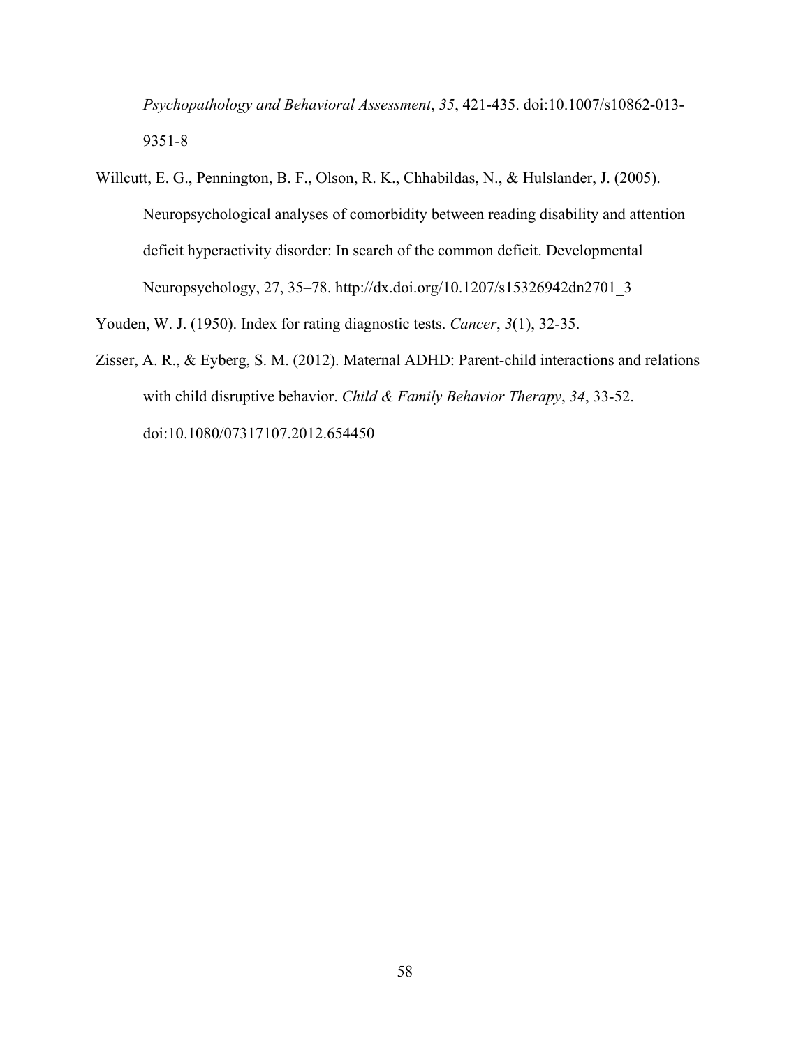*Psychopathology and Behavioral Assessment*, *35*, 421-435. doi:10.1007/s10862-013-9351-8

Willcutt, E. G., Pennington, B. F., Olson, R. K., Chhabildas, N., & Hulslander, J. (2005). Neuropsychological analyses of comorbidity between reading disability and attention deficit hyperactivity disorder: In search of the common deficit. Developmental Neuropsychology, 27, 35–78. http://dx.doi.org/10.1207/s15326942dn2701_3

Youden, W. J. (1950). Index for rating diagnostic tests. *Cancer*, *3*(1), 32-35.

Zisser, A. R., & Eyberg, S. M. (2012). Maternal ADHD: Parent-child interactions and relations with child disruptive behavior. *Child & Family Behavior Therapy*, *34*, 33-52. doi:10.1080/07317107.2012.654450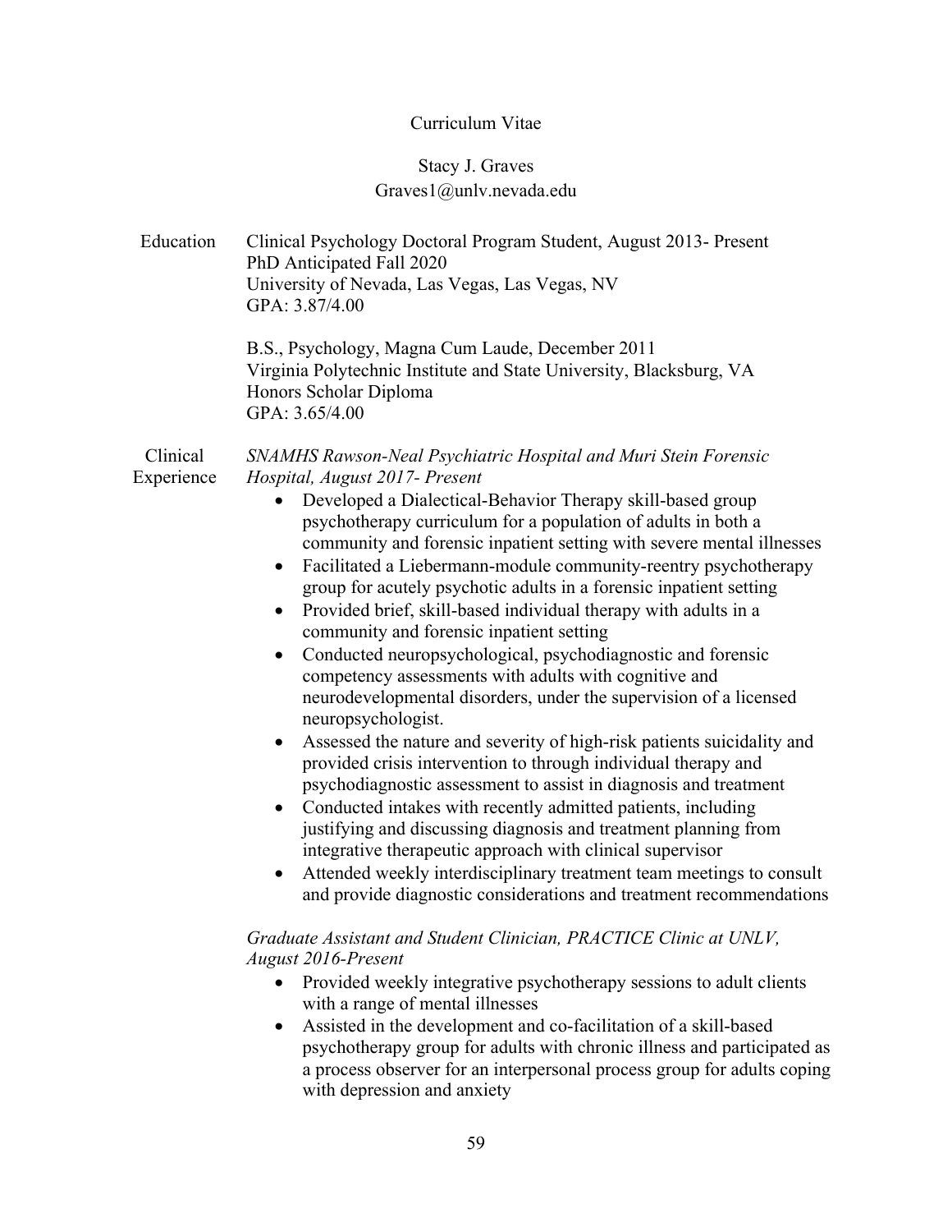# Curriculum Vitae

## Stacy J. Graves

Graves1@unlv.nevada.edu

### Education

Clinical Psychology Doctoral Program Student, August 2013- Present
PhD Anticipated Fall 2020
University of Nevada, Las Vegas, Las Vegas, NV
GPA: 3.87/4.00

B.S., Psychology, Magna Cum Laude, December 2011
Virginia Polytechnic Institute and State University, Blacksburg, VA
Honors Scholar Diploma
GPA: 3.65/4.00

### Clinical Experience

*SNAMHS Rawson-Neal Psychiatric Hospital and Muri Stein Forensic Hospital, August 2017- Present*

- Developed a Dialectical-Behavior Therapy skill-based group psychotherapy curriculum for a population of adults in both a community and forensic inpatient setting with severe mental illnesses
- Facilitated a Liebermann-module community-reentry psychotherapy group for acutely psychotic adults in a forensic inpatient setting
- Provided brief, skill-based individual therapy with adults in a community and forensic inpatient setting
- Conducted neuropsychological, psychodiagnostic and forensic competency assessments with adults with cognitive and neurodevelopmental disorders, under the supervision of a licensed neuropsychologist.
- Assessed the nature and severity of high-risk patients suicidality and provided crisis intervention to through individual therapy and psychodiagnostic assessment to assist in diagnosis and treatment
- Conducted intakes with recently admitted patients, including justifying and discussing diagnosis and treatment planning from integrative therapeutic approach with clinical supervisor
- Attended weekly interdisciplinary treatment team meetings to consult and provide diagnostic considerations and treatment recommendations

*Graduate Assistant and Student Clinician, PRACTICE Clinic at UNLV, August 2016-Present*

- Provided weekly integrative psychotherapy sessions to adult clients with a range of mental illnesses
- Assisted in the development and co-facilitation of a skill-based psychotherapy group for adults with chronic illness and participated as a process observer for an interpersonal process group for adults coping with depression and anxiety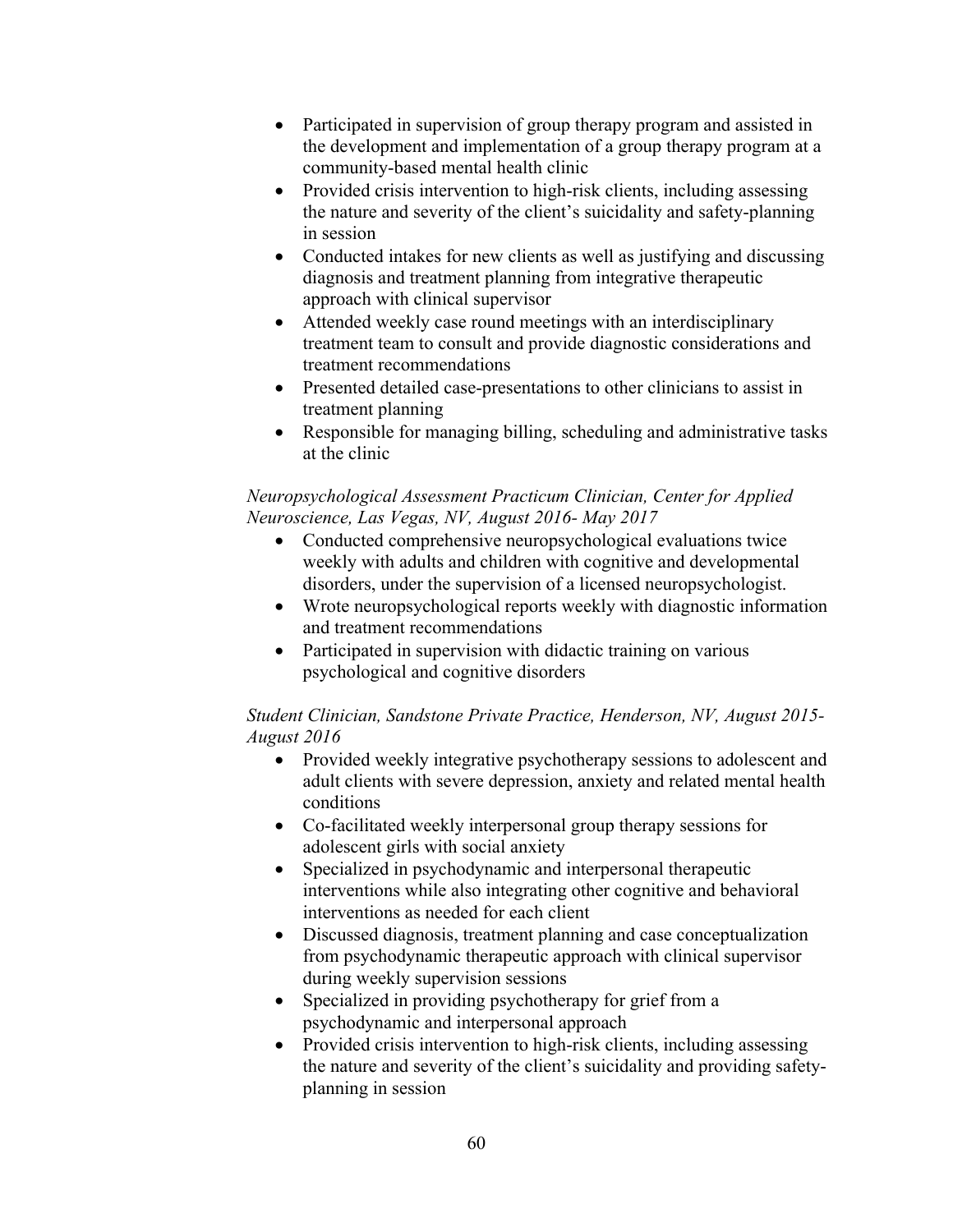- Participated in supervision of group therapy program and assisted in the development and implementation of a group therapy program at a community-based mental health clinic
- Provided crisis intervention to high-risk clients, including assessing the nature and severity of the client's suicidality and safety-planning in session
- Conducted intakes for new clients as well as justifying and discussing diagnosis and treatment planning from integrative therapeutic approach with clinical supervisor
- Attended weekly case round meetings with an interdisciplinary treatment team to consult and provide diagnostic considerations and treatment recommendations
- Presented detailed case-presentations to other clinicians to assist in treatment planning
- Responsible for managing billing, scheduling and administrative tasks at the clinic

*Neuropsychological Assessment Practicum Clinician, Center for Applied Neuroscience, Las Vegas, NV, August 2016- May 2017*

- Conducted comprehensive neuropsychological evaluations twice weekly with adults and children with cognitive and developmental disorders, under the supervision of a licensed neuropsychologist.
- Wrote neuropsychological reports weekly with diagnostic information and treatment recommendations
- Participated in supervision with didactic training on various psychological and cognitive disorders

*Student Clinician, Sandstone Private Practice, Henderson, NV, August 2015- August 2016*

- Provided weekly integrative psychotherapy sessions to adolescent and adult clients with severe depression, anxiety and related mental health conditions
- Co-facilitated weekly interpersonal group therapy sessions for adolescent girls with social anxiety
- Specialized in psychodynamic and interpersonal therapeutic interventions while also integrating other cognitive and behavioral interventions as needed for each client
- Discussed diagnosis, treatment planning and case conceptualization from psychodynamic therapeutic approach with clinical supervisor during weekly supervision sessions
- Specialized in providing psychotherapy for grief from a psychodynamic and interpersonal approach
- Provided crisis intervention to high-risk clients, including assessing the nature and severity of the client's suicidality and providing safety-planning in session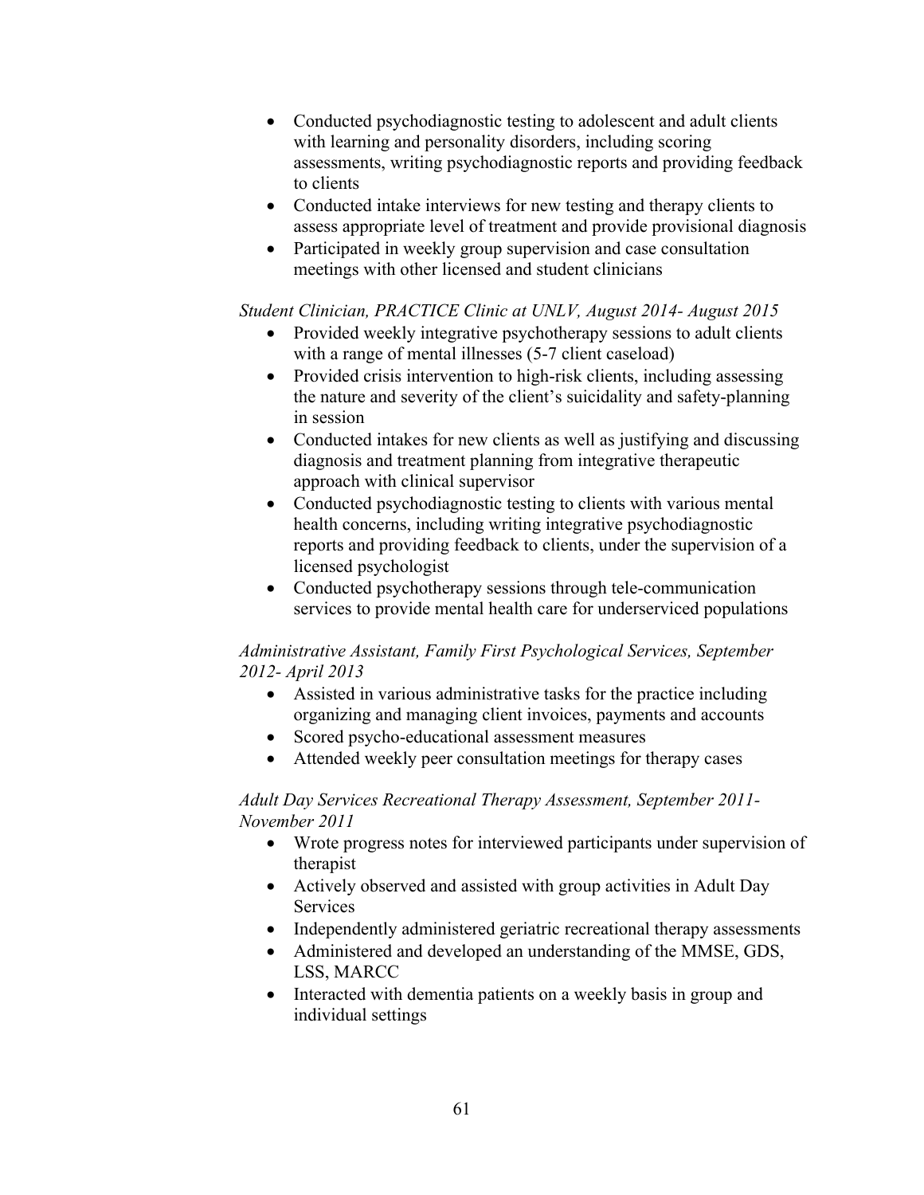- Conducted psychodiagnostic testing to adolescent and adult clients with learning and personality disorders, including scoring assessments, writing psychodiagnostic reports and providing feedback to clients
- Conducted intake interviews for new testing and therapy clients to assess appropriate level of treatment and provide provisional diagnosis
- Participated in weekly group supervision and case consultation meetings with other licensed and student clinicians

*Student Clinician, PRACTICE Clinic at UNLV, August 2014- August 2015*

- Provided weekly integrative psychotherapy sessions to adult clients with a range of mental illnesses (5-7 client caseload)
- Provided crisis intervention to high-risk clients, including assessing the nature and severity of the client's suicidality and safety-planning in session
- Conducted intakes for new clients as well as justifying and discussing diagnosis and treatment planning from integrative therapeutic approach with clinical supervisor
- Conducted psychodiagnostic testing to clients with various mental health concerns, including writing integrative psychodiagnostic reports and providing feedback to clients, under the supervision of a licensed psychologist
- Conducted psychotherapy sessions through tele-communication services to provide mental health care for underserviced populations

*Administrative Assistant, Family First Psychological Services, September 2012- April 2013*

- Assisted in various administrative tasks for the practice including organizing and managing client invoices, payments and accounts
- Scored psycho-educational assessment measures
- Attended weekly peer consultation meetings for therapy cases

*Adult Day Services Recreational Therapy Assessment, September 2011- November 2011*

- Wrote progress notes for interviewed participants under supervision of therapist
- Actively observed and assisted with group activities in Adult Day Services
- Independently administered geriatric recreational therapy assessments
- Administered and developed an understanding of the MMSE, GDS, LSS, MARCC
- Interacted with dementia patients on a weekly basis in group and individual settings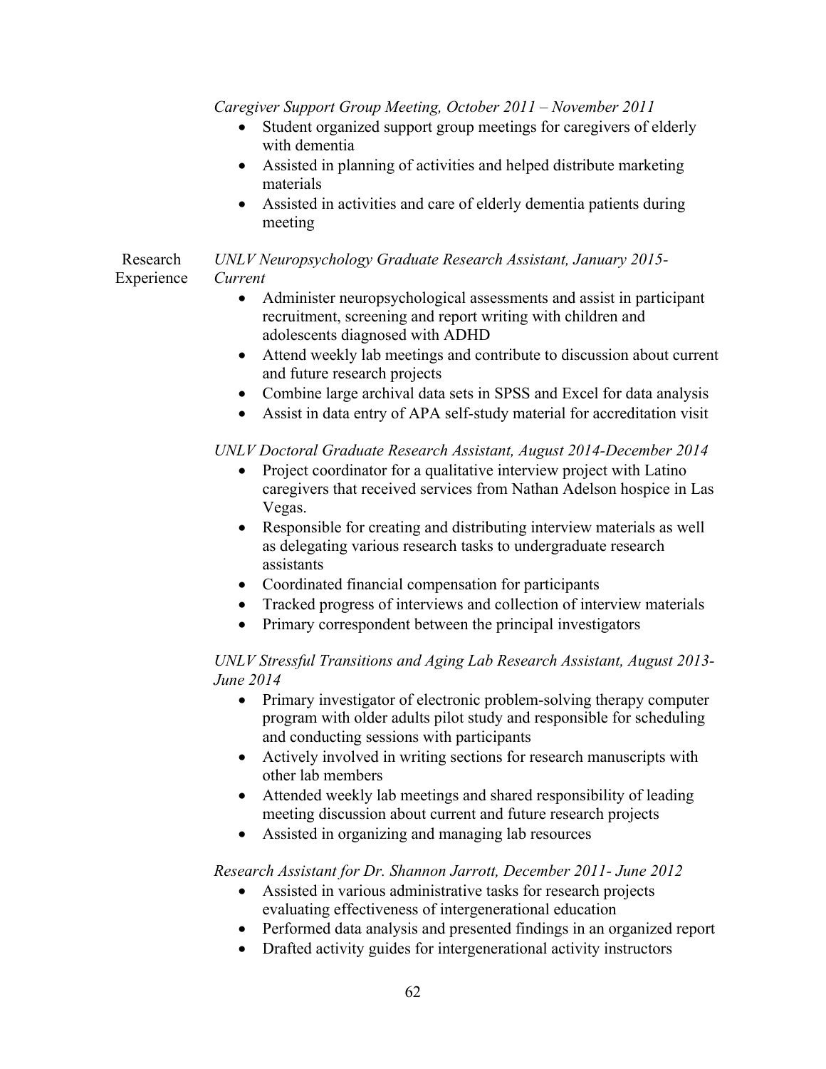*Caregiver Support Group Meeting, October 2011 – November 2011*

- Student organized support group meetings for caregivers of elderly with dementia
- Assisted in planning of activities and helped distribute marketing materials
- Assisted in activities and care of elderly dementia patients during meeting

Research Experience

*UNLV Neuropsychology Graduate Research Assistant, January 2015-Current*

- Administer neuropsychological assessments and assist in participant recruitment, screening and report writing with children and adolescents diagnosed with ADHD
- Attend weekly lab meetings and contribute to discussion about current and future research projects
- Combine large archival data sets in SPSS and Excel for data analysis
- Assist in data entry of APA self-study material for accreditation visit

*UNLV Doctoral Graduate Research Assistant, August 2014-December 2014*

- Project coordinator for a qualitative interview project with Latino caregivers that received services from Nathan Adelson hospice in Las Vegas.
- Responsible for creating and distributing interview materials as well as delegating various research tasks to undergraduate research assistants
- Coordinated financial compensation for participants
- Tracked progress of interviews and collection of interview materials
- Primary correspondent between the principal investigators

*UNLV Stressful Transitions and Aging Lab Research Assistant, August 2013-June 2014*

- Primary investigator of electronic problem-solving therapy computer program with older adults pilot study and responsible for scheduling and conducting sessions with participants
- Actively involved in writing sections for research manuscripts with other lab members
- Attended weekly lab meetings and shared responsibility of leading meeting discussion about current and future research projects
- Assisted in organizing and managing lab resources

*Research Assistant for Dr. Shannon Jarrott, December 2011- June 2012*

- Assisted in various administrative tasks for research projects evaluating effectiveness of intergenerational education
- Performed data analysis and presented findings in an organized report
- Drafted activity guides for intergenerational activity instructors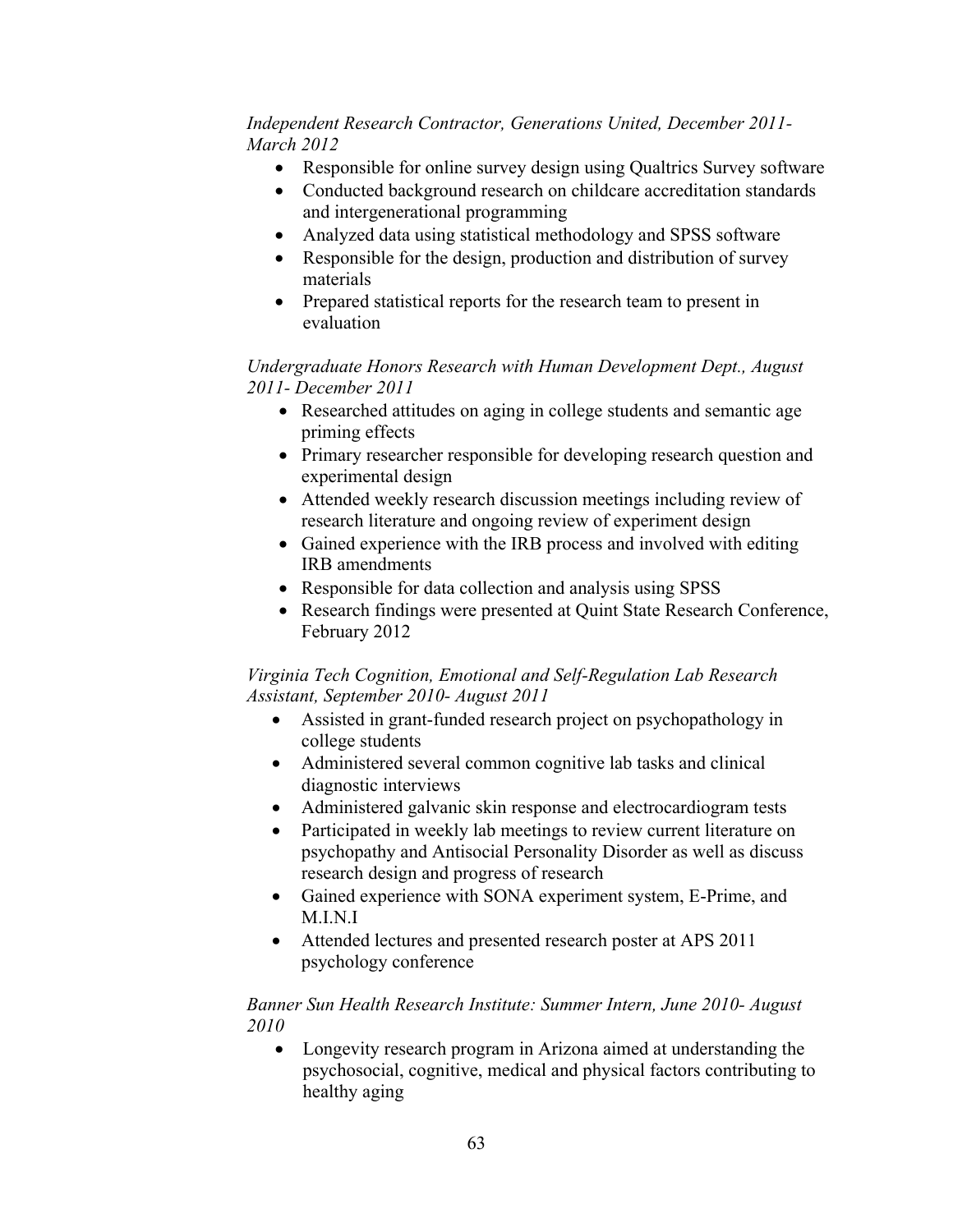*Independent Research Contractor, Generations United, December 2011- March 2012*

- Responsible for online survey design using Qualtrics Survey software
- Conducted background research on childcare accreditation standards and intergenerational programming
- Analyzed data using statistical methodology and SPSS software
- Responsible for the design, production and distribution of survey materials
- Prepared statistical reports for the research team to present in evaluation

*Undergraduate Honors Research with Human Development Dept., August 2011- December 2011*

- Researched attitudes on aging in college students and semantic age priming effects
- Primary researcher responsible for developing research question and experimental design
- Attended weekly research discussion meetings including review of research literature and ongoing review of experiment design
- Gained experience with the IRB process and involved with editing IRB amendments
- Responsible for data collection and analysis using SPSS
- Research findings were presented at Quint State Research Conference, February 2012

*Virginia Tech Cognition, Emotional and Self-Regulation Lab Research Assistant, September 2010- August 2011*

- Assisted in grant-funded research project on psychopathology in college students
- Administered several common cognitive lab tasks and clinical diagnostic interviews
- Administered galvanic skin response and electrocardiogram tests
- Participated in weekly lab meetings to review current literature on psychopathy and Antisocial Personality Disorder as well as discuss research design and progress of research
- Gained experience with SONA experiment system, E-Prime, and M.I.N.I
- Attended lectures and presented research poster at APS 2011 psychology conference

*Banner Sun Health Research Institute: Summer Intern, June 2010- August 2010*

- Longevity research program in Arizona aimed at understanding the psychosocial, cognitive, medical and physical factors contributing to healthy aging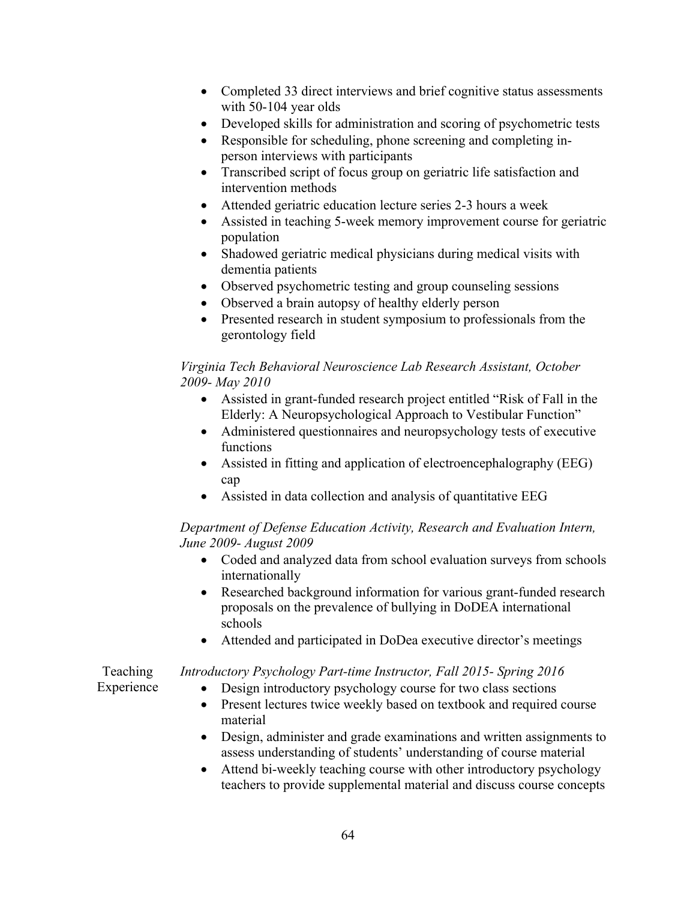- Completed 33 direct interviews and brief cognitive status assessments with 50-104 year olds
- Developed skills for administration and scoring of psychometric tests
- Responsible for scheduling, phone screening and completing in-person interviews with participants
- Transcribed script of focus group on geriatric life satisfaction and intervention methods
- Attended geriatric education lecture series 2-3 hours a week
- Assisted in teaching 5-week memory improvement course for geriatric population
- Shadowed geriatric medical physicians during medical visits with dementia patients
- Observed psychometric testing and group counseling sessions
- Observed a brain autopsy of healthy elderly person
- Presented research in student symposium to professionals from the gerontology field

*Virginia Tech Behavioral Neuroscience Lab Research Assistant, October 2009- May 2010*

- Assisted in grant-funded research project entitled "Risk of Fall in the Elderly: A Neuropsychological Approach to Vestibular Function"
- Administered questionnaires and neuropsychology tests of executive functions
- Assisted in fitting and application of electroencephalography (EEG) cap
- Assisted in data collection and analysis of quantitative EEG

*Department of Defense Education Activity, Research and Evaluation Intern, June 2009- August 2009*

- Coded and analyzed data from school evaluation surveys from schools internationally
- Researched background information for various grant-funded research proposals on the prevalence of bullying in DoDEA international schools
- Attended and participated in DoDea executive director's meetings

Teaching Experience

*Introductory Psychology Part-time Instructor, Fall 2015- Spring 2016*

- Design introductory psychology course for two class sections
- Present lectures twice weekly based on textbook and required course material
- Design, administer and grade examinations and written assignments to assess understanding of students' understanding of course material
- Attend bi-weekly teaching course with other introductory psychology teachers to provide supplemental material and discuss course concepts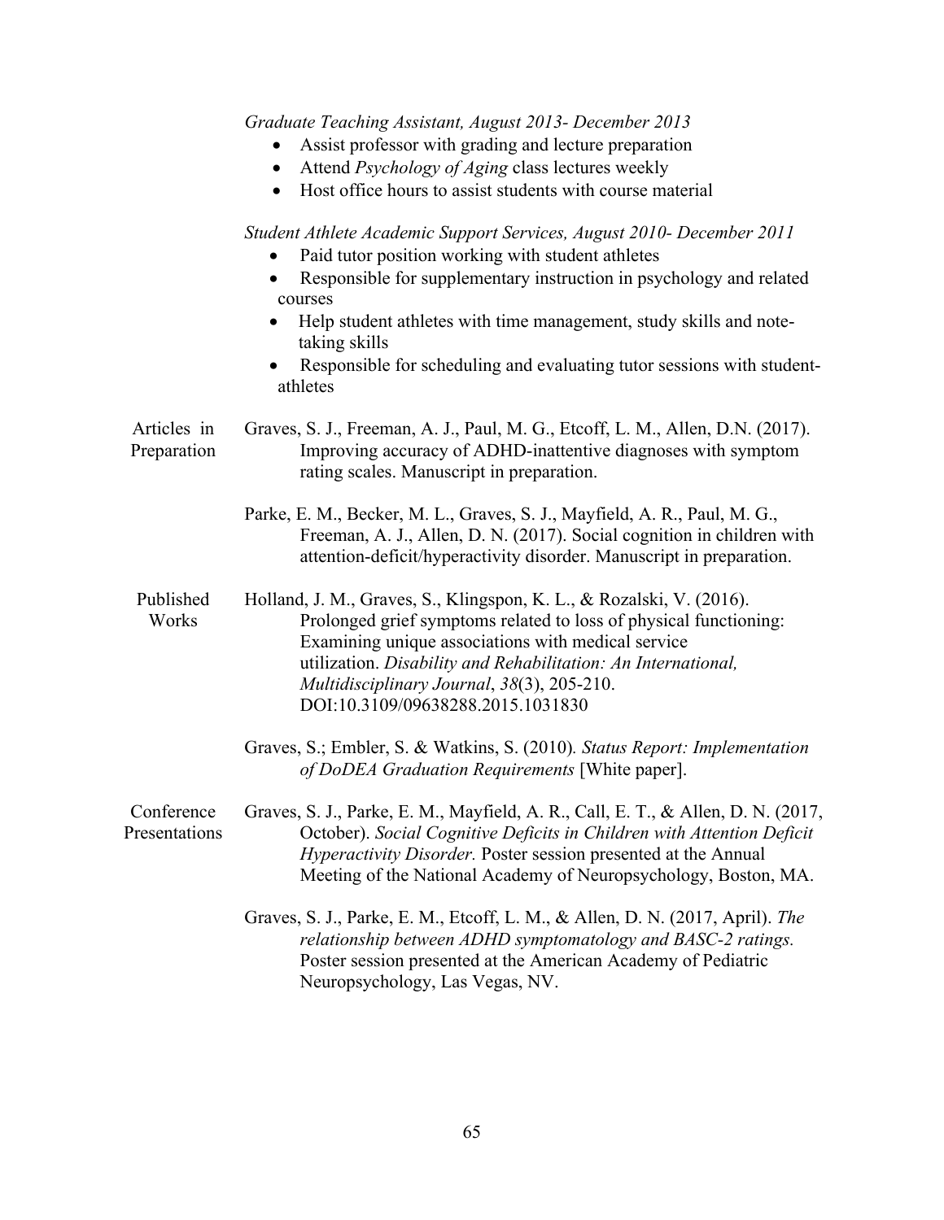*Graduate Teaching Assistant, August 2013- December 2013*

- Assist professor with grading and lecture preparation
- Attend *Psychology of Aging* class lectures weekly
- Host office hours to assist students with course material

*Student Athlete Academic Support Services, August 2010- December 2011*

- Paid tutor position working with student athletes
- Responsible for supplementary instruction in psychology and related courses
- Help student athletes with time management, study skills and note-taking skills
- Responsible for scheduling and evaluating tutor sessions with student-athletes

**Articles in Preparation**

Graves, S. J., Freeman, A. J., Paul, M. G., Etcoff, L. M., Allen, D.N. (2017). Improving accuracy of ADHD-inattentive diagnoses with symptom rating scales. Manuscript in preparation.

Parke, E. M., Becker, M. L., Graves, S. J., Mayfield, A. R., Paul, M. G., Freeman, A. J., Allen, D. N. (2017). Social cognition in children with attention-deficit/hyperactivity disorder. Manuscript in preparation.

**Published Works**

Holland, J. M., Graves, S., Klingspon, K. L., & Rozalski, V. (2016). Prolonged grief symptoms related to loss of physical functioning: Examining unique associations with medical service utilization. *Disability and Rehabilitation: An International, Multidisciplinary Journal*, *38*(3), 205-210. DOI:10.3109/09638288.2015.1031830

Graves, S.; Embler, S. & Watkins, S. (2010). *Status Report: Implementation of DoDEA Graduation Requirements* [White paper].

**Conference Presentations**

Graves, S. J., Parke, E. M., Mayfield, A. R., Call, E. T., & Allen, D. N. (2017, October). *Social Cognitive Deficits in Children with Attention Deficit Hyperactivity Disorder.* Poster session presented at the Annual Meeting of the National Academy of Neuropsychology, Boston, MA.

Graves, S. J., Parke, E. M., Etcoff, L. M., & Allen, D. N. (2017, April). *The relationship between ADHD symptomatology and BASC-2 ratings.* Poster session presented at the American Academy of Pediatric Neuropsychology, Las Vegas, NV.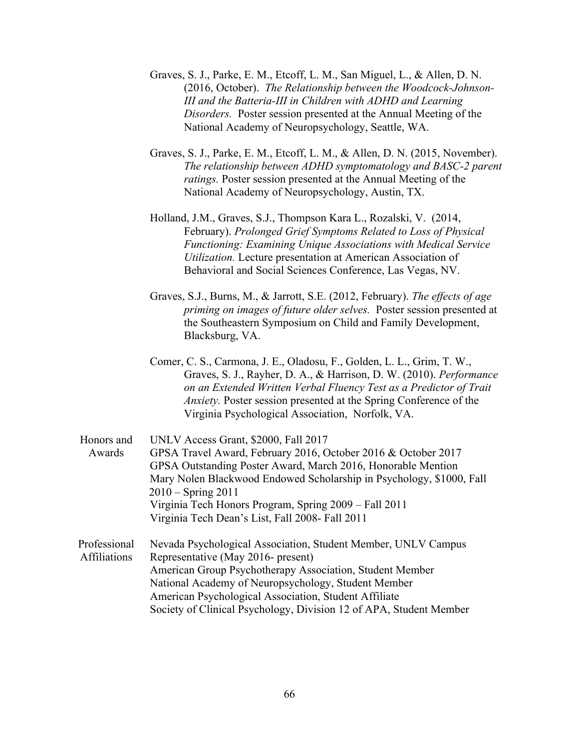Graves, S. J., Parke, E. M., Etcoff, L. M., San Miguel, L., & Allen, D. N. (2016, October). *The Relationship between the Woodcock-Johnson-III and the Batteria-III in Children with ADHD and Learning Disorders.* Poster session presented at the Annual Meeting of the National Academy of Neuropsychology, Seattle, WA.

Graves, S. J., Parke, E. M., Etcoff, L. M., & Allen, D. N. (2015, November). *The relationship between ADHD symptomatology and BASC-2 parent ratings.* Poster session presented at the Annual Meeting of the National Academy of Neuropsychology, Austin, TX.

Holland, J.M., Graves, S.J., Thompson Kara L., Rozalski, V. (2014, February). *Prolonged Grief Symptoms Related to Loss of Physical Functioning: Examining Unique Associations with Medical Service Utilization.* Lecture presentation at American Association of Behavioral and Social Sciences Conference, Las Vegas, NV.

Graves, S.J., Burns, M., & Jarrott, S.E. (2012, February). *The effects of age priming on images of future older selves.* Poster session presented at the Southeastern Symposium on Child and Family Development, Blacksburg, VA.

Comer, C. S., Carmona, J. E., Oladosu, F., Golden, L. L., Grim, T. W., Graves, S. J., Rayher, D. A., & Harrison, D. W. (2010). *Performance on an Extended Written Verbal Fluency Test as a Predictor of Trait Anxiety.* Poster session presented at the Spring Conference of the Virginia Psychological Association, Norfolk, VA.

**Honors and Awards**

UNLV Access Grant, $2000, Fall 2017
GPSA Travel Award, February 2016, October 2016 & October 2017
GPSA Outstanding Poster Award, March 2016, Honorable Mention
Mary Nolen Blackwood Endowed Scholarship in Psychology, $1000, Fall 2010 – Spring 2011
Virginia Tech Honors Program, Spring 2009 – Fall 2011
Virginia Tech Dean's List, Fall 2008- Fall 2011

**Professional Affiliations**

Nevada Psychological Association, Student Member, UNLV Campus Representative (May 2016- present)
American Group Psychotherapy Association, Student Member
National Academy of Neuropsychology, Student Member
American Psychological Association, Student Affiliate
Society of Clinical Psychology, Division 12 of APA, Student Member